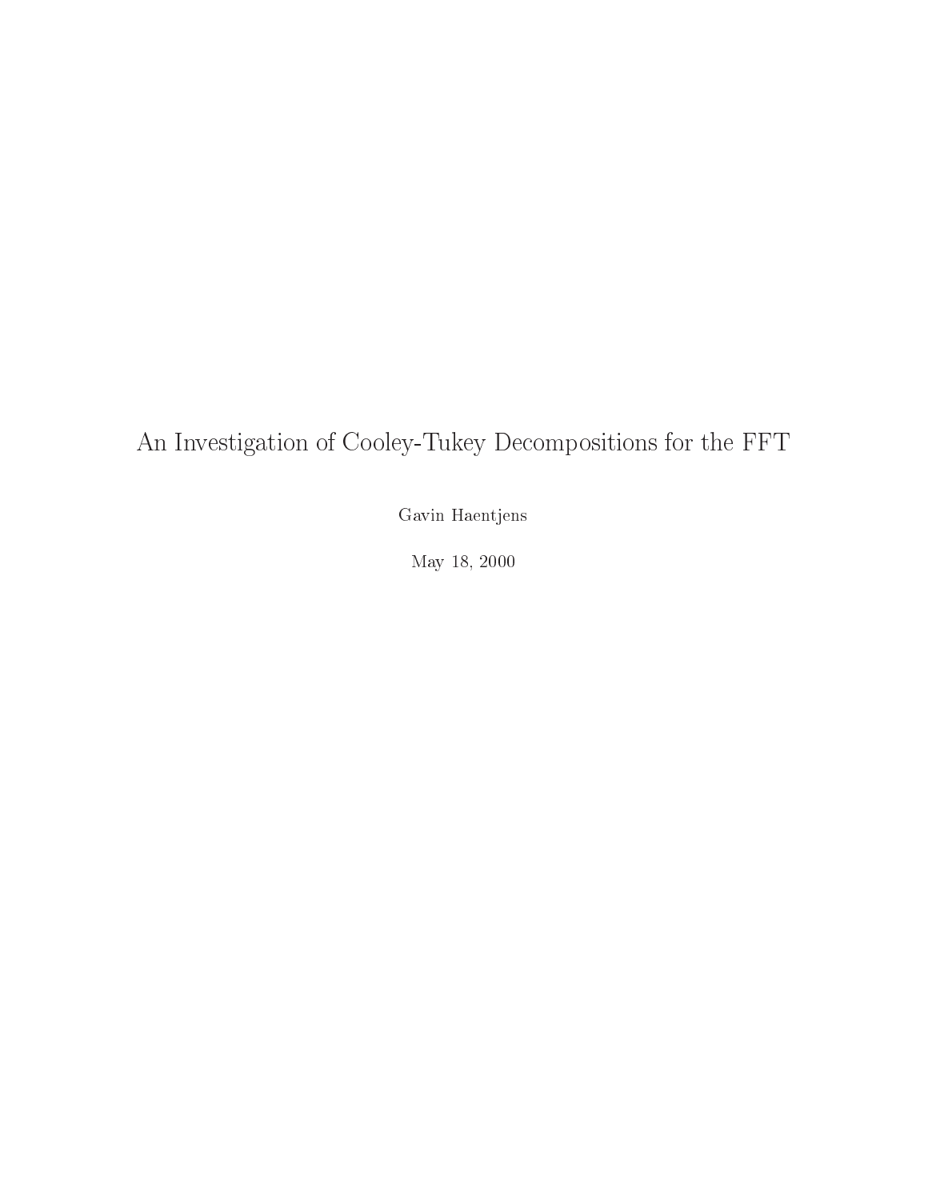# An Investigation of Cooley-Tukey Decompositions for the FFT

Gavin Haentjens

May 18, 2000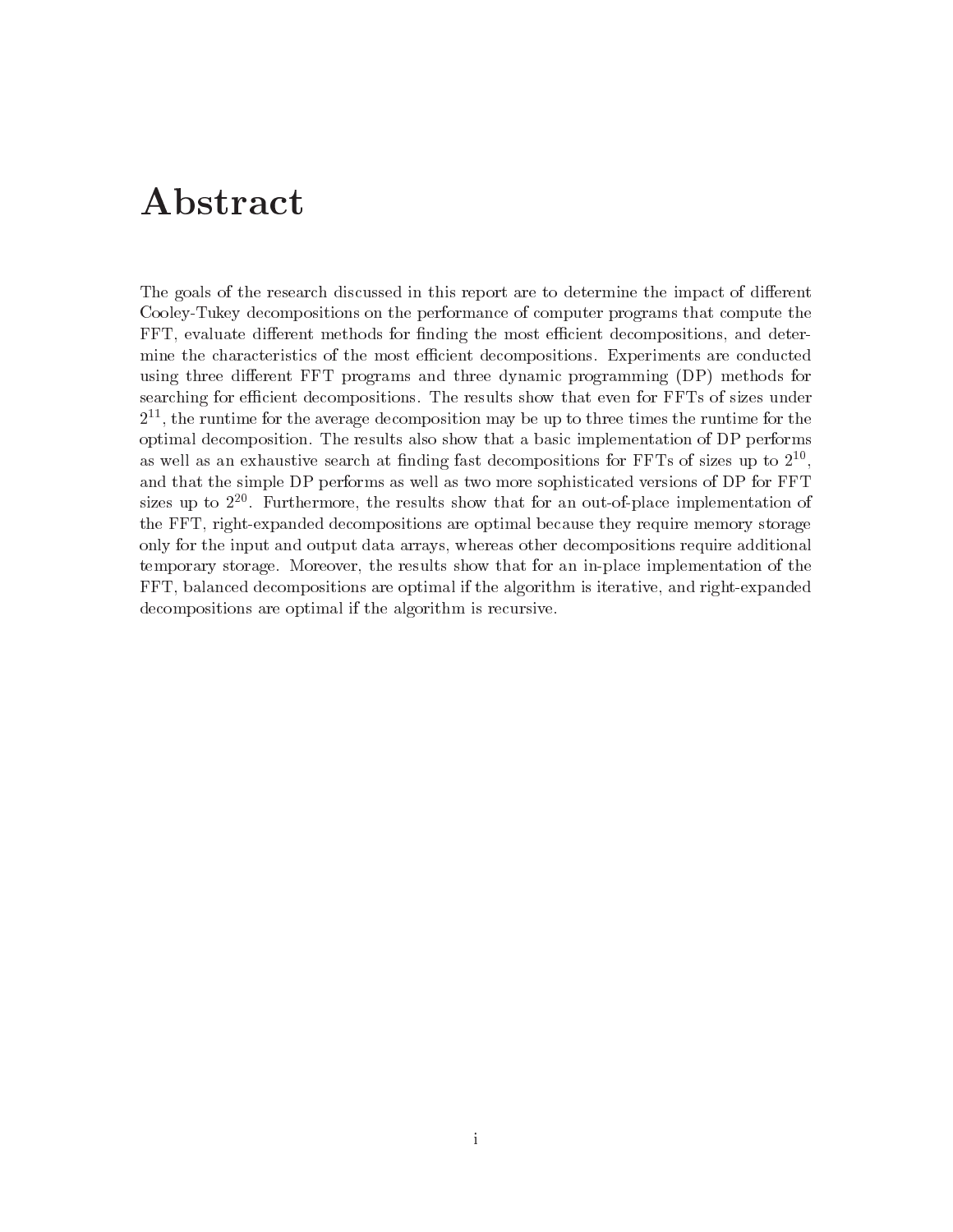# Abstract

The goals of the research discussed in this report are to determine the impact of different Cooley-Tukey decompositions on the performance of computer programs that compute the FFT, evaluate different methods for finding the most efficient decompositions, and determine the characteristics of the most efficient decompositions. Experiments are conducted using three different FFT programs and three dynamic programming (DP) methods for searching for efficient decompositions. The results show that even for FFTs of sizes under $2^{11}$, the runtime for the average decomposition may be up to three times the runtime for the optimal decomposition. The results also show that a basic implementation of DP performs as well as an exhaustive search at finding fast decompositions for FFTs of sizes up to $2^{10}$, and that the simple DP performs as well as two more sophisticated versions of DP for FFT sizes up to $2^{20}$. Furthermore, the results show that for an out-of-place implementation of the FFT, right-expanded decompositions are optimal because they require memory storage only for the input and output data arrays, whereas other decompositions require additional temporary storage. Moreover, the results show that for an in-place implementation of the FFT, balanced decompositions are optimal if the algorithm is iterative, and right-expanded decompositions are optimal if the algorithm is recursive.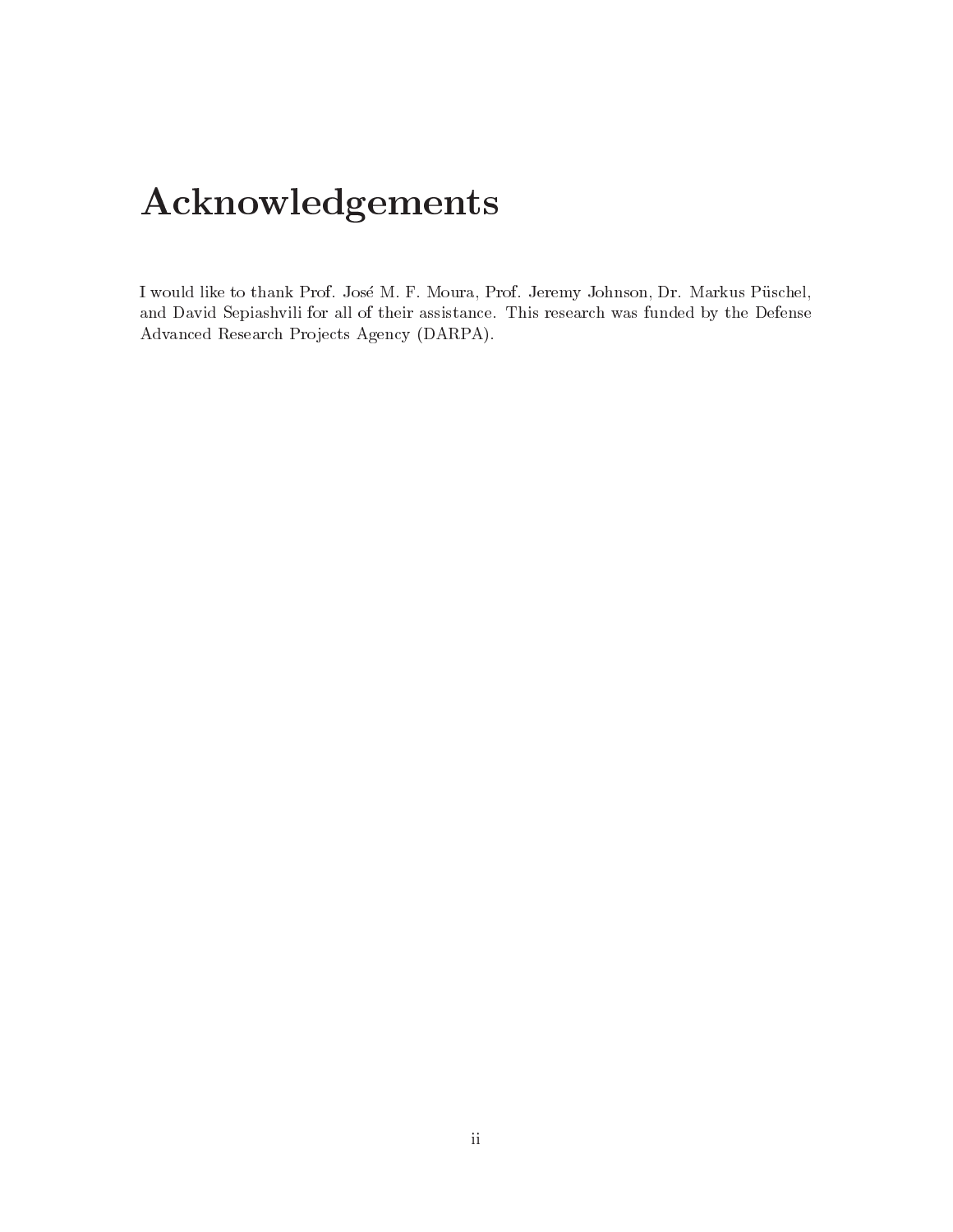# Acknowledgements

I would like to thank Prof. José M. F. Moura, Prof. Jeremy Johnson, Dr. Markus Püschel, and David Sepiashvili for all of their assistance. This research was funded by the Defense Advanced Research Projects Agency (DARPA).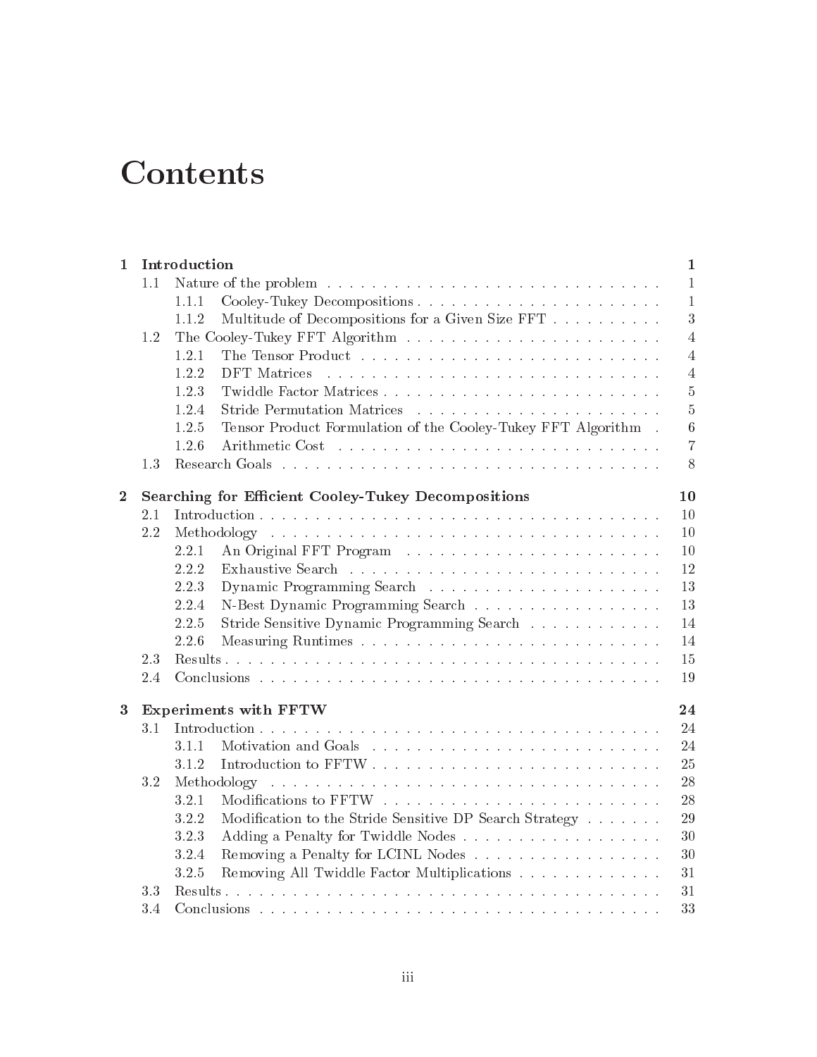# Contents

| | | | |
|---|---|---|---|
| **1** | **Introduction** | | **1** |
| | 1.1 | Nature of the problem | 1 |
| | | 1.1.1 Cooley-Tukey Decompositions | 1 |
| | | 1.1.2 Multitude of Decompositions for a Given Size FFT | 3 |
| | 1.2 | The Cooley-Tukey FFT Algorithm | 4 |
| | | 1.2.1 The Tensor Product | 4 |
| | | 1.2.2 DFT Matrices | 4 |
| | | 1.2.3 Twiddle Factor Matrices | 5 |
| | | 1.2.4 Stride Permutation Matrices | 5 |
| | | 1.2.5 Tensor Product Formulation of the Cooley-Tukey FFT Algorithm | 6 |
| | | 1.2.6 Arithmetic Cost | 7 |
| | 1.3 | Research Goals | 8 |
| **2** | **Searching for Efficient Cooley-Tukey Decompositions** | | **10** |
| | 2.1 | Introduction | 10 |
| | 2.2 | Methodology | 10 |
| | | 2.2.1 An Original FFT Program | 10 |
| | | 2.2.2 Exhaustive Search | 12 |
| | | 2.2.3 Dynamic Programming Search | 13 |
| | | 2.2.4 N-Best Dynamic Programming Search | 13 |
| | | 2.2.5 Stride Sensitive Dynamic Programming Search | 14 |
| | | 2.2.6 Measuring Runtimes | 14 |
| | 2.3 | Results | 15 |
| | 2.4 | Conclusions | 19 |
| **3** | **Experiments with FFTW** | | **24** |
| | 3.1 | Introduction | 24 |
| | | 3.1.1 Motivation and Goals | 24 |
| | | 3.1.2 Introduction to FFTW | 25 |
| | 3.2 | Methodology | 28 |
| | | 3.2.1 Modifications to FFTW | 28 |
| | | 3.2.2 Modification to the Stride Sensitive DP Search Strategy | 29 |
| | | 3.2.3 Adding a Penalty for Twiddle Nodes | 30 |
| | | 3.2.4 Removing a Penalty for LCINL Nodes | 30 |
| | | 3.2.5 Removing All Twiddle Factor Multiplications | 31 |
| | 3.3 | Results | 31 |
| | 3.4 | Conclusions | 33 |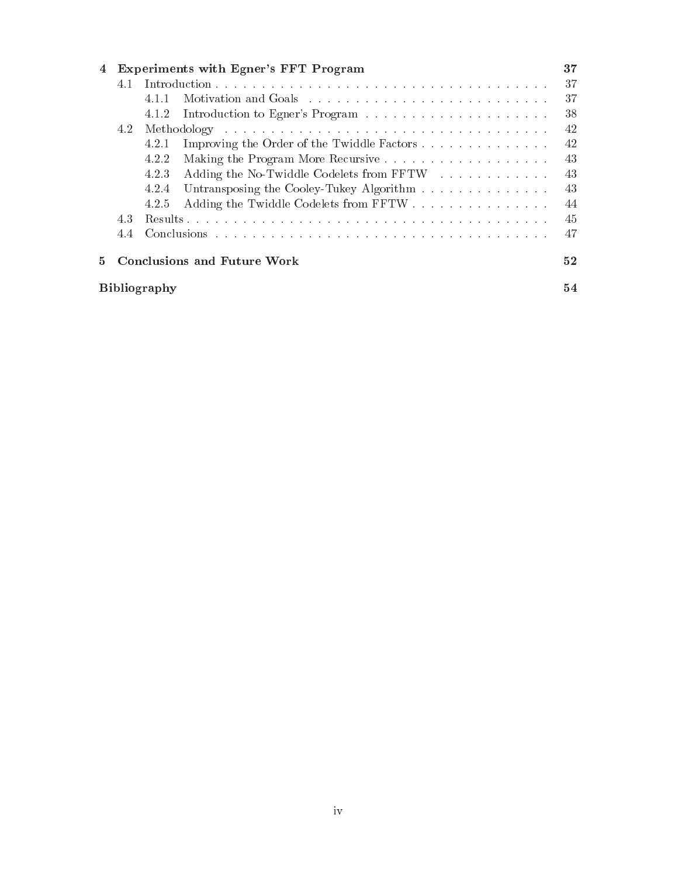**4 Experiments with Egner's FFT Program** 37

- 4.1 Introduction . . . . . . . . . . . . . . . . . . . . . . . . . . . . . . . . . . . . . . 37
  - 4.1.1 Motivation and Goals . . . . . . . . . . . . . . . . . . . . . . . . . . 37
  - 4.1.2 Introduction to Egner's Program . . . . . . . . . . . . . . . . . . . . 38
- 4.2 Methodology . . . . . . . . . . . . . . . . . . . . . . . . . . . . . . . . . . . . . 42
  - 4.2.1 Improving the Order of the Twiddle Factors . . . . . . . . . . . . . . . 42
  - 4.2.2 Making the Program More Recursive . . . . . . . . . . . . . . . . . . 43
  - 4.2.3 Adding the No-Twiddle Codelets from FFTW . . . . . . . . . . . . . 43
  - 4.2.4 Untransposing the Cooley-Tukey Algorithm . . . . . . . . . . . . . . . 43
  - 4.2.5 Adding the Twiddle Codelets from FFTW . . . . . . . . . . . . . . . . 44
- 4.3 Results . . . . . . . . . . . . . . . . . . . . . . . . . . . . . . . . . . . . . . . 45
- 4.4 Conclusions . . . . . . . . . . . . . . . . . . . . . . . . . . . . . . . . . . . . . 47

**5 Conclusions and Future Work** 52

**Bibliography** 54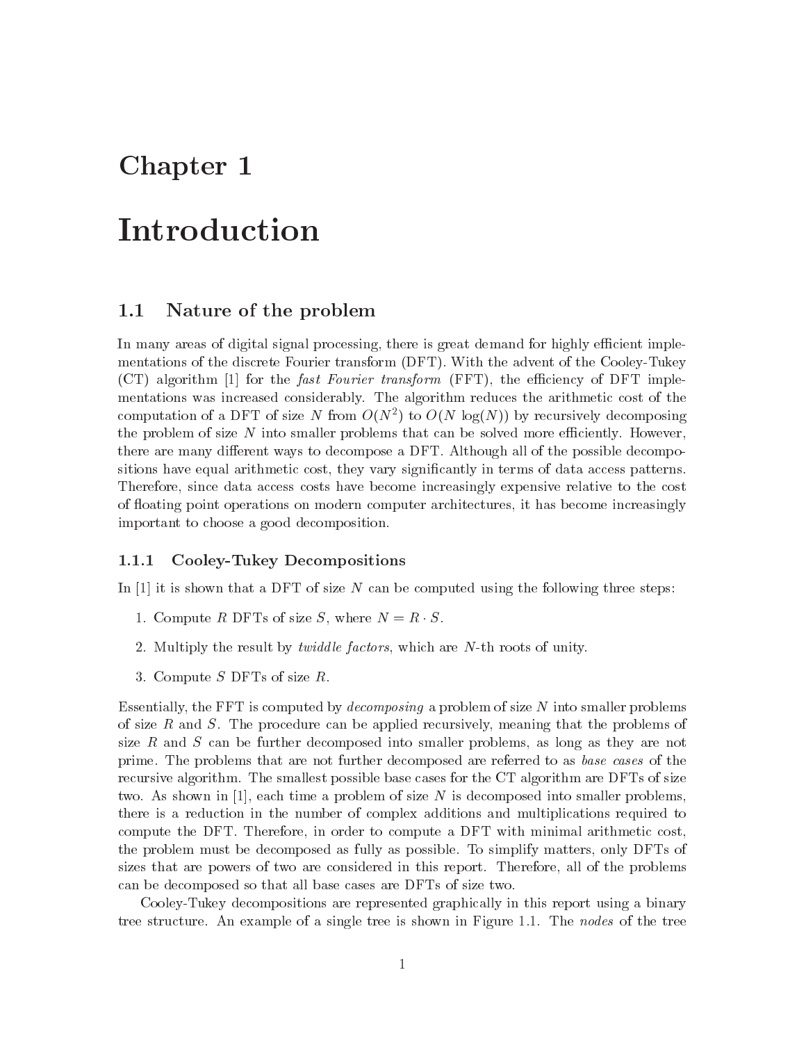# Chapter 1

# Introduction

## 1.1 Nature of the problem

In many areas of digital signal processing, there is great demand for highly efficient implementations of the discrete Fourier transform (DFT). With the advent of the Cooley-Tukey (CT) algorithm [1] for the *fast Fourier transform* (FFT), the efficiency of DFT implementations was increased considerably. The algorithm reduces the arithmetic cost of the computation of a DFT of size $N$ from $O(N^2)$ to $O(N \log(N))$ by recursively decomposing the problem of size $N$ into smaller problems that can be solved more efficiently. However, there are many different ways to decompose a DFT. Although all of the possible decompositions have equal arithmetic cost, they vary significantly in terms of data access patterns. Therefore, since data access costs have become increasingly expensive relative to the cost of floating point operations on modern computer architectures, it has become increasingly important to choose a good decomposition.

### 1.1.1 Cooley-Tukey Decompositions

In [1] it is shown that a DFT of size $N$ can be computed using the following three steps:

1. Compute $R$ DFTs of size $S$, where $N = R \cdot S$.
2. Multiply the result by *twiddle factors*, which are $N$-th roots of unity.
3. Compute $S$ DFTs of size $R$.

Essentially, the FFT is computed by *decomposing* a problem of size $N$ into smaller problems of size $R$ and $S$. The procedure can be applied recursively, meaning that the problems of size $R$ and $S$ can be further decomposed into smaller problems, as long as they are not prime. The problems that are not further decomposed are referred to as *base cases* of the recursive algorithm. The smallest possible base cases for the CT algorithm are DFTs of size two. As shown in [1], each time a problem of size $N$ is decomposed into smaller problems, there is a reduction in the number of complex additions and multiplications required to compute the DFT. Therefore, in order to compute a DFT with minimal arithmetic cost, the problem must be decomposed as fully as possible. To simplify matters, only DFTs of sizes that are powers of two are considered in this report. Therefore, all of the problems can be decomposed so that all base cases are DFTs of size two.

Cooley-Tukey decompositions are represented graphically in this report using a binary tree structure. An example of a single tree is shown in Figure 1.1. The *nodes* of the tree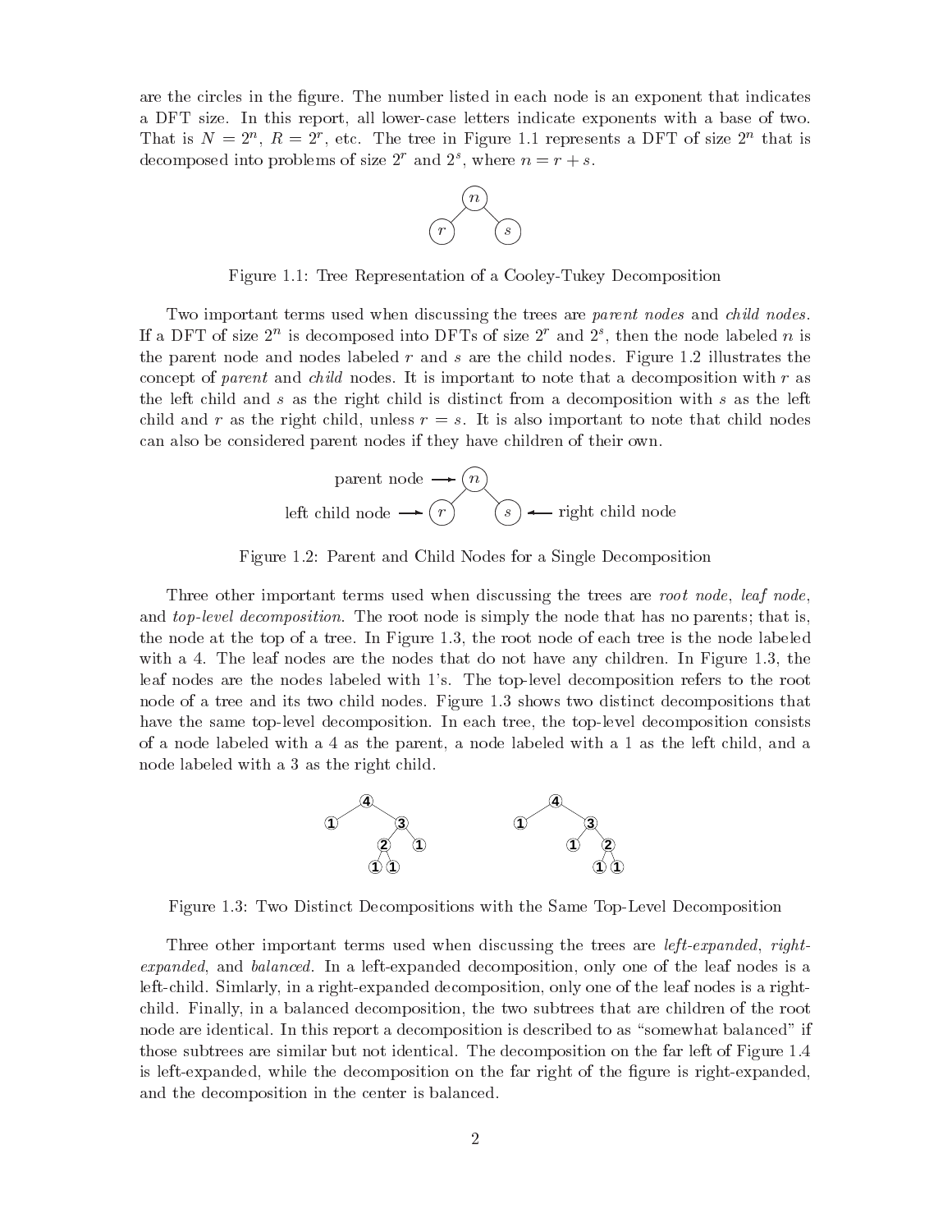are the circles in the figure. The number listed in each node is an exponent that indicates a DFT size. In this report, all lower-case letters indicate exponents with a base of two. That is $N = 2^n$, $R = 2^r$, etc. The tree in Figure 1.1 represents a DFT of size $2^n$ that is decomposed into problems of size $2^r$ and $2^s$, where $n = r + s$.

Figure 1.1: Tree Representation of a Cooley-Tukey Decomposition

Two important terms used when discussing the trees are *parent nodes* and *child nodes*. If a DFT of size $2^n$ is decomposed into DFTs of size $2^r$ and $2^s$, then the node labeled $n$ is the parent node and nodes labeled $r$ and $s$ are the child nodes. Figure 1.2 illustrates the concept of *parent* and *child* nodes. It is important to note that a decomposition with $r$ as the left child and $s$ as the right child is distinct from a decomposition with $s$ as the left child and $r$ as the right child, unless $r = s$. It is also important to note that child nodes can also be considered parent nodes if they have children of their own.

Figure 1.2: Parent and Child Nodes for a Single Decomposition

Three other important terms used when discussing the trees are *root node*, *leaf node*, and *top-level decomposition*. The root node is simply the node that has no parents; that is, the node at the top of a tree. In Figure 1.3, the root node of each tree is the node labeled with a 4. The leaf nodes are the nodes that do not have any children. In Figure 1.3, the leaf nodes are the nodes labeled with 1's. The top-level decomposition refers to the root node of a tree and its two child nodes. Figure 1.3 shows two distinct decompositions that have the same top-level decomposition. In each tree, the top-level decomposition consists of a node labeled with a 4 as the parent, a node labeled with a 1 as the left child, and a node labeled with a 3 as the right child.

Figure 1.3: Two Distinct Decompositions with the Same Top-Level Decomposition

Three other important terms used when discussing the trees are *left-expanded*, *right-expanded*, and *balanced*. In a left-expanded decomposition, only one of the leaf nodes is a left-child. Simlarly, in a right-expanded decomposition, only one of the leaf nodes is a right-child. Finally, in a balanced decomposition, the two subtrees that are children of the root node are identical. In this report a decomposition is described to as "somewhat balanced" if those subtrees are similar but not identical. The decomposition on the far left of Figure 1.4 is left-expanded, while the decomposition on the far right of the figure is right-expanded, and the decomposition in the center is balanced.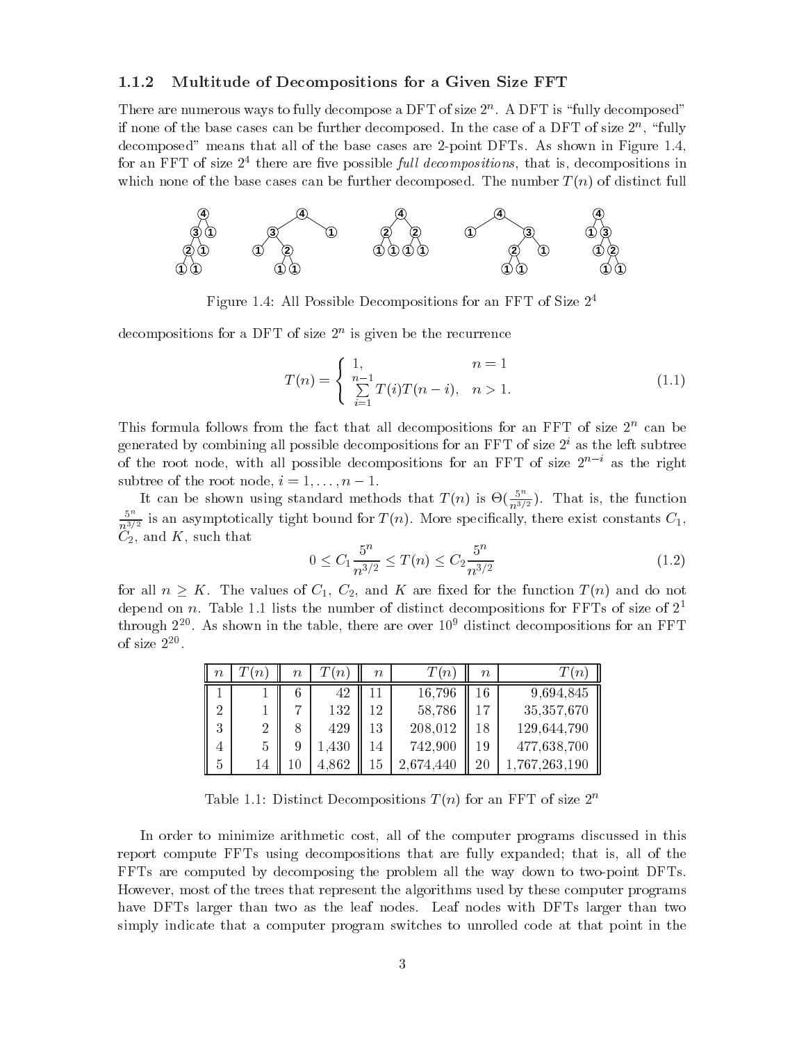### 1.1.2 Multitude of Decompositions for a Given Size FFT

There are numerous ways to fully decompose a DFT of size $2^n$. A DFT is "fully decomposed" if none of the base cases can be further decomposed. In the case of a DFT of size $2^n$, "fully decomposed" means that all of the base cases are 2-point DFTs. As shown in Figure 1.4, for an FFT of size $2^4$ there are five possible *full decompositions*, that is, decompositions in which none of the base cases can be further decomposed. The number $T(n)$ of distinct full

Figure 1.4: All Possible Decompositions for an FFT of Size $2^4$

decompositions for a DFT of size $2^n$ is given be the recurrence

$$T(n) = \begin{cases} 1, & n = 1 \\ \sum_{i=1}^{n-1} T(i)T(n-i), & n > 1. \end{cases} \tag{1.1}$$

This formula follows from the fact that all decompositions for an FFT of size $2^n$ can be generated by combining all possible decompositions for an FFT of size $2^i$ as the left subtree of the root node, with all possible decompositions for an FFT of size $2^{n-i}$ as the right subtree of the root node, $i = 1, \ldots, n-1$.

It can be shown using standard methods that $T(n)$ is $\Theta(\frac{5^n}{n^{3/2}})$. That is, the function $\frac{5^n}{n^{3/2}}$ is an asymptotically tight bound for $T(n)$. More specifically, there exist constants $C_1$, $C_2$, and $K$, such that

$$0 \leq C_1 \frac{5^n}{n^{3/2}} \leq T(n) \leq C_2 \frac{5^n}{n^{3/2}} \tag{1.2}$$

for all $n \geq K$. The values of $C_1$, $C_2$, and $K$ are fixed for the function $T(n)$ and do not depend on $n$. Table 1.1 lists the number of distinct decompositions for FFTs of size of $2^1$ through $2^{20}$. As shown in the table, there are over $10^9$ distinct decompositions for an FFT of size $2^{20}$.

| $n$ | $T(n)$ | $n$ | $T(n)$ | $n$ | $T(n)$ | $n$ | $T(n)$ |
|---|---|---|---|---|---|---|---|
| 1 | 1 | 6 | 42 | 11 | 16,796 | 16 | 9,694,845 |
| 2 | 1 | 7 | 132 | 12 | 58,786 | 17 | 35,357,670 |
| 3 | 2 | 8 | 429 | 13 | 208,012 | 18 | 129,644,790 |
| 4 | 5 | 9 | 1,430 | 14 | 742,900 | 19 | 477,638,700 |
| 5 | 14 | 10 | 4,862 | 15 | 2,674,440 | 20 | 1,767,263,190 |

Table 1.1: Distinct Decompositions $T(n)$ for an FFT of size $2^n$

In order to minimize arithmetic cost, all of the computer programs discussed in this report compute FFTs using decompositions that are fully expanded; that is, all of the FFTs are computed by decomposing the problem all the way down to two-point DFTs. However, most of the trees that represent the algorithms used by these computer programs have DFTs larger than two as the leaf nodes. Leaf nodes with DFTs larger than two simply indicate that a computer program switches to unrolled code at that point in the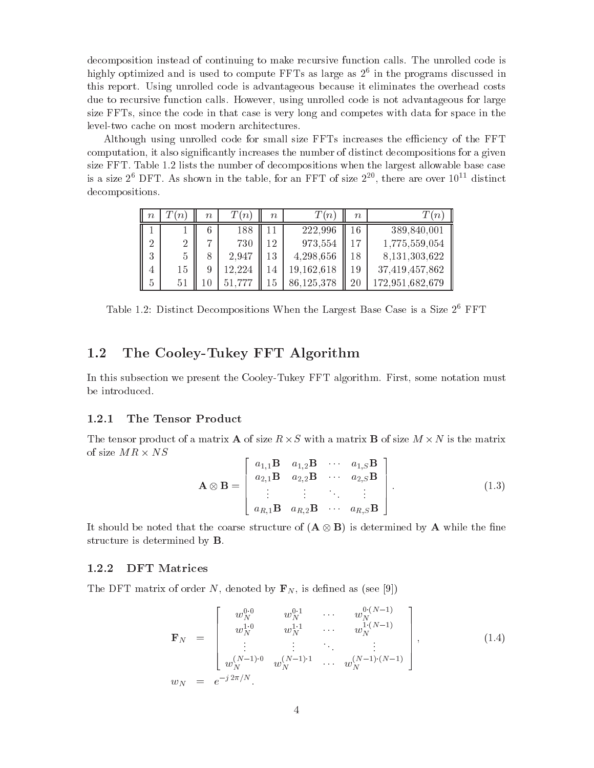decomposition instead of continuing to make recursive function calls. The unrolled code is highly optimized and is used to compute FFTs as large as $2^6$ in the programs discussed in this report. Using unrolled code is advantageous because it eliminates the overhead costs due to recursive function calls. However, using unrolled code is not advantageous for large size FFTs, since the code in that case is very long and competes with data for space in the level-two cache on most modern architectures.

Although using unrolled code for small size FFTs increases the efficiency of the FFT computation, it also significantly increases the number of distinct decompositions for a given size FFT. Table 1.2 lists the number of decompositions when the largest allowable base case is a size $2^6$ DFT. As shown in the table, for an FFT of size $2^{20}$, there are over $10^{11}$ distinct decompositions.

| $n$ | $T(n)$ | $n$ | $T(n)$ | $n$ | $T(n)$ | $n$ | $T(n)$ |
|---|---|---|---|---|---|---|---|
| 1 | 1 | 6 | 188 | 11 | 222,996 | 16 | 389,840,001 |
| 2 | 2 | 7 | 730 | 12 | 973,554 | 17 | 1,775,559,054 |
| 3 | 5 | 8 | 2,947 | 13 | 4,298,656 | 18 | 8,131,303,622 |
| 4 | 15 | 9 | 12,224 | 14 | 19,162,618 | 19 | 37,419,457,862 |
| 5 | 51 | 10 | 51,777 | 15 | 86,125,378 | 20 | 172,951,682,679 |

Table 1.2: Distinct Decompositions When the Largest Base Case is a Size $2^6$ FFT

## 1.2 The Cooley-Tukey FFT Algorithm

In this subsection we present the Cooley-Tukey FFT algorithm. First, some notation must be introduced.

### 1.2.1 The Tensor Product

The tensor product of a matrix $\mathbf{A}$ of size $R \times S$ with a matrix $\mathbf{B}$ of size $M \times N$ is the matrix of size $MR \times NS$

$$\mathbf{A} \otimes \mathbf{B} = \begin{bmatrix} a_{1,1}\mathbf{B} & a_{1,2}\mathbf{B} & \cdots & a_{1,S}\mathbf{B} \\ a_{2,1}\mathbf{B} & a_{2,2}\mathbf{B} & \cdots & a_{2,S}\mathbf{B} \\ \vdots & \vdots & \ddots & \vdots \\ a_{R,1}\mathbf{B} & a_{R,2}\mathbf{B} & \cdots & a_{R,S}\mathbf{B} \end{bmatrix}. \tag{1.3}$$

It should be noted that the coarse structure of $(\mathbf{A} \otimes \mathbf{B})$ is determined by $\mathbf{A}$ while the fine structure is determined by $\mathbf{B}$.

### 1.2.2 DFT Matrices

The DFT matrix of order $N$, denoted by $\mathbf{F}_N$, is defined as (see [9])

$$\begin{aligned} \mathbf{F}_N &= \begin{bmatrix} w_N^{0\cdot 0} & w_N^{0\cdot 1} & \cdots & w_N^{0\cdot(N-1)} \\ w_N^{1\cdot 0} & w_N^{1\cdot 1} & \cdots & w_N^{1\cdot(N-1)} \\ \vdots & \vdots & \ddots & \vdots \\ w_N^{(N-1)\cdot 0} & w_N^{(N-1)\cdot 1} & \cdots & w_N^{(N-1)\cdot(N-1)} \end{bmatrix}, \\ w_N &= e^{-j\,2\pi/N}. \end{aligned} \tag{1.4}$$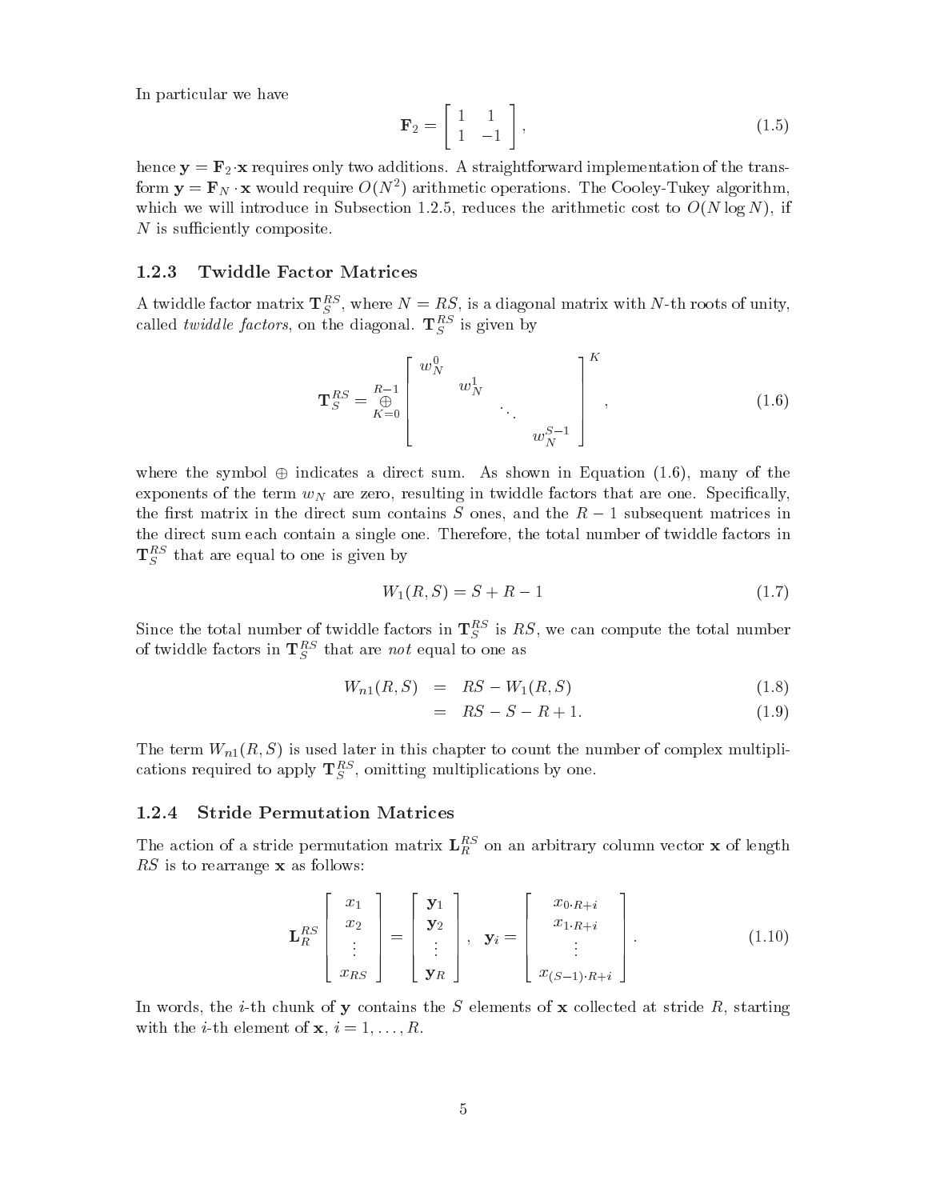In particular we have

$$\mathbf{F}_2 = \begin{bmatrix} 1 & 1 \\ 1 & -1 \end{bmatrix}, \tag{1.5}$$

hence $\mathbf{y} = \mathbf{F}_2 \cdot \mathbf{x}$ requires only two additions. A straightforward implementation of the transform $\mathbf{y} = \mathbf{F}_N \cdot \mathbf{x}$ would require $O(N^2)$ arithmetic operations. The Cooley-Tukey algorithm, which we will introduce in Subsection 1.2.5, reduces the arithmetic cost to $O(N \log N)$, if $N$ is sufficiently composite.

### 1.2.3 Twiddle Factor Matrices

A twiddle factor matrix $\mathbf{T}_S^{RS}$, where $N = RS$, is a diagonal matrix with $N$-th roots of unity, called *twiddle factors*, on the diagonal. $\mathbf{T}_S^{RS}$ is given by

$$\mathbf{T}_S^{RS} = \bigoplus_{K=0}^{R-1} \begin{bmatrix} w_N^0 & & & \\ & w_N^1 & & \\ & & \ddots & \\ & & & w_N^{S-1} \end{bmatrix}^K, \tag{1.6}$$

where the symbol $\oplus$ indicates a direct sum. As shown in Equation (1.6), many of the exponents of the term $w_N$ are zero, resulting in twiddle factors that are one. Specifically, the first matrix in the direct sum contains $S$ ones, and the $R-1$ subsequent matrices in the direct sum each contain a single one. Therefore, the total number of twiddle factors in $\mathbf{T}_S^{RS}$ that are equal to one is given by

$$W_1(R, S) = S + R - 1 \tag{1.7}$$

Since the total number of twiddle factors in $\mathbf{T}_S^{RS}$ is $RS$, we can compute the total number of twiddle factors in $\mathbf{T}_S^{RS}$ that are *not* equal to one as

$$\begin{aligned} W_{n1}(R, S) &= RS - W_1(R, S) & (1.8) \\ &= RS - S - R + 1. & (1.9) \end{aligned}$$

The term $W_{n1}(R, S)$ is used later in this chapter to count the number of complex multiplications required to apply $\mathbf{T}_S^{RS}$, omitting multiplications by one.

### 1.2.4 Stride Permutation Matrices

The action of a stride permutation matrix $\mathbf{L}_R^{RS}$ on an arbitrary column vector $\mathbf{x}$ of length $RS$ is to rearrange $\mathbf{x}$ as follows:

$$\mathbf{L}_R^{RS} \begin{bmatrix} x_1 \\ x_2 \\ \vdots \\ x_{RS} \end{bmatrix} = \begin{bmatrix} \mathbf{y}_1 \\ \mathbf{y}_2 \\ \vdots \\ \mathbf{y}_R \end{bmatrix}, \quad \mathbf{y}_i = \begin{bmatrix} x_{0 \cdot R + i} \\ x_{1 \cdot R + i} \\ \vdots \\ x_{(S-1) \cdot R + i} \end{bmatrix}. \tag{1.10}$$

In words, the $i$-th chunk of $\mathbf{y}$ contains the $S$ elements of $\mathbf{x}$ collected at stride $R$, starting with the $i$-th element of $\mathbf{x}$, $i = 1, \ldots, R$.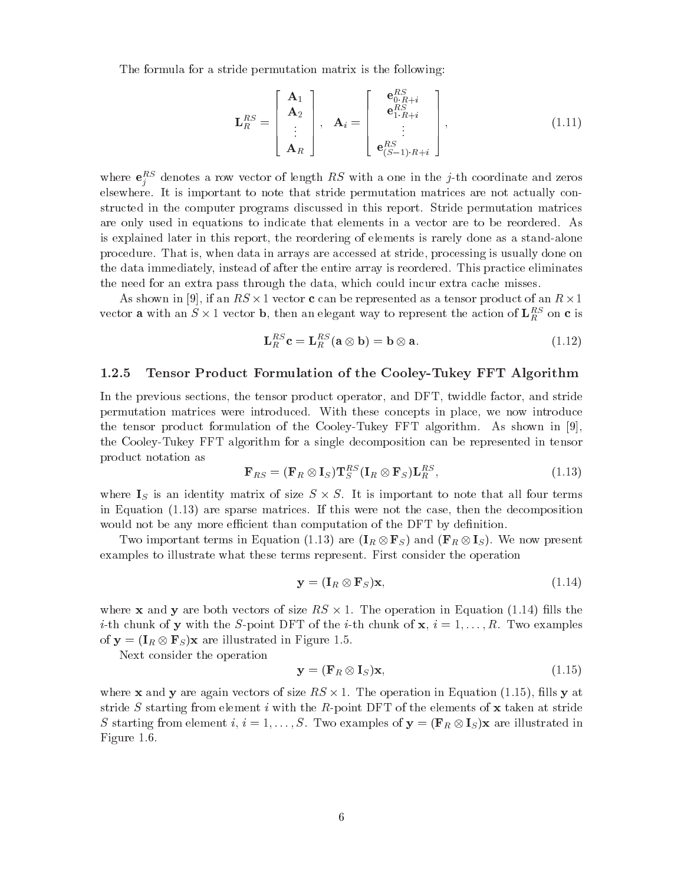The formula for a stride permutation matrix is the following:

$$
\mathbf{L}_R^{RS} = \begin{bmatrix} \mathbf{A}_1 \\ \mathbf{A}_2 \\ \vdots \\ \mathbf{A}_R \end{bmatrix}, \quad \mathbf{A}_i = \begin{bmatrix} \mathbf{e}_{0 \cdot R+i}^{RS} \\ \mathbf{e}_{1 \cdot R+i}^{RS} \\ \vdots \\ \mathbf{e}_{(S-1) \cdot R+i}^{RS} \end{bmatrix}, \tag{1.11}
$$

where $\mathbf{e}_j^{RS}$ denotes a row vector of length $RS$ with a one in the $j$-th coordinate and zeros elsewhere. It is important to note that stride permutation matrices are not actually constructed in the computer programs discussed in this report. Stride permutation matrices are only used in equations to indicate that elements in a vector are to be reordered. As is explained later in this report, the reordering of elements is rarely done as a stand-alone procedure. That is, when data in arrays are accessed at stride, processing is usually done on the data immediately, instead of after the entire array is reordered. This practice eliminates the need for an extra pass through the data, which could incur extra cache misses.

As shown in [9], if an $RS \times 1$ vector $\mathbf{c}$ can be represented as a tensor product of an $R \times 1$ vector $\mathbf{a}$ with an $S \times 1$ vector $\mathbf{b}$, then an elegant way to represent the action of $\mathbf{L}_R^{RS}$ on $\mathbf{c}$ is

$$
\mathbf{L}_R^{RS}\mathbf{c} = \mathbf{L}_R^{RS}(\mathbf{a} \otimes \mathbf{b}) = \mathbf{b} \otimes \mathbf{a}. \tag{1.12}
$$

### 1.2.5 Tensor Product Formulation of the Cooley-Tukey FFT Algorithm

In the previous sections, the tensor product operator, and DFT, twiddle factor, and stride permutation matrices were introduced. With these concepts in place, we now introduce the tensor product formulation of the Cooley-Tukey FFT algorithm. As shown in [9], the Cooley-Tukey FFT algorithm for a single decomposition can be represented in tensor product notation as

$$
\mathbf{F}_{RS} = (\mathbf{F}_R \otimes \mathbf{I}_S)\mathbf{T}_S^{RS}(\mathbf{I}_R \otimes \mathbf{F}_S)\mathbf{L}_R^{RS}, \tag{1.13}
$$

where $\mathbf{I}_S$ is an identity matrix of size $S \times S$. It is important to note that all four terms in Equation (1.13) are sparse matrices. If this were not the case, then the decomposition would not be any more efficient than computation of the DFT by definition.

Two important terms in Equation (1.13) are $(\mathbf{I}_R \otimes \mathbf{F}_S)$ and $(\mathbf{F}_R \otimes \mathbf{I}_S)$. We now present examples to illustrate what these terms represent. First consider the operation

$$
\mathbf{y} = (\mathbf{I}_R \otimes \mathbf{F}_S)\mathbf{x}, \tag{1.14}
$$

where $\mathbf{x}$ and $\mathbf{y}$ are both vectors of size $RS \times 1$. The operation in Equation (1.14) fills the $i$-th chunk of $\mathbf{y}$ with the $S$-point DFT of the $i$-th chunk of $\mathbf{x}$, $i = 1, \ldots, R$. Two examples of $\mathbf{y} = (\mathbf{I}_R \otimes \mathbf{F}_S)\mathbf{x}$ are illustrated in Figure 1.5.

Next consider the operation

$$
\mathbf{y} = (\mathbf{F}_R \otimes \mathbf{I}_S)\mathbf{x}, \tag{1.15}
$$

where $\mathbf{x}$ and $\mathbf{y}$ are again vectors of size $RS \times 1$. The operation in Equation (1.15), fills $\mathbf{y}$ at stride $S$ starting from element $i$ with the $R$-point DFT of the elements of $\mathbf{x}$ taken at stride $S$ starting from element $i$, $i = 1, \ldots, S$. Two examples of $\mathbf{y} = (\mathbf{F}_R \otimes \mathbf{I}_S)\mathbf{x}$ are illustrated in Figure 1.6.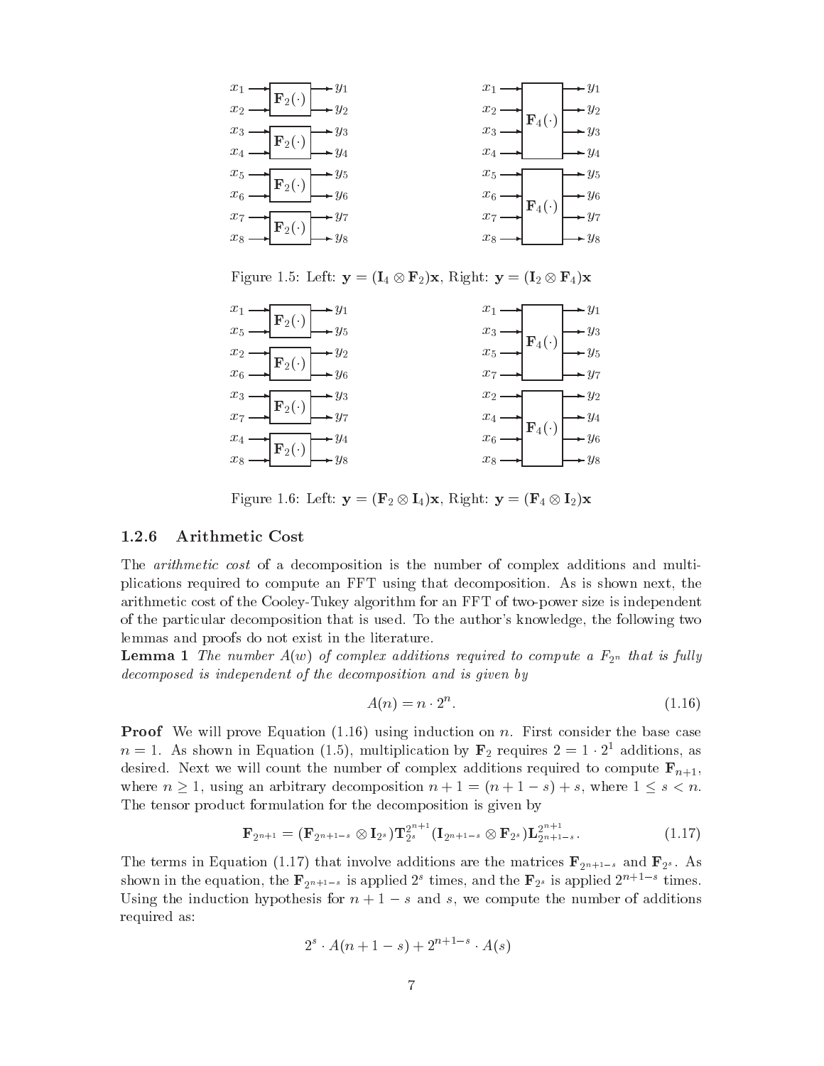Figure 1.5: Left: $\mathbf{y} = (\mathbf{I}_4 \otimes \mathbf{F}_2)\mathbf{x}$, Right: $\mathbf{y} = (\mathbf{I}_2 \otimes \mathbf{F}_4)\mathbf{x}$

Figure 1.6: Left: $\mathbf{y} = (\mathbf{F}_2 \otimes \mathbf{I}_4)\mathbf{x}$, Right: $\mathbf{y} = (\mathbf{F}_4 \otimes \mathbf{I}_2)\mathbf{x}$

### 1.2.6 Arithmetic Cost

The *arithmetic cost* of a decomposition is the number of complex additions and multiplications required to compute an FFT using that decomposition. As is shown next, the arithmetic cost of the Cooley-Tukey algorithm for an FFT of two-power size is independent of the particular decomposition that is used. To the author's knowledge, the following two lemmas and proofs do not exist in the literature.

**Lemma 1** *The number $A(w)$ of complex additions required to compute a $F_{2^n}$ that is fully decomposed is independent of the decomposition and is given by*

$$A(n) = n \cdot 2^n. \tag{1.16}$$

**Proof** We will prove Equation (1.16) using induction on $n$. First consider the base case $n = 1$. As shown in Equation (1.5), multiplication by $\mathbf{F}_2$ requires $2 = 1 \cdot 2^1$ additions, as desired. Next we will count the number of complex additions required to compute $\mathbf{F}_{n+1}$, where $n \geq 1$, using an arbitrary decomposition $n + 1 = (n + 1 - s) + s$, where $1 \leq s < n$. The tensor product formulation for the decomposition is given by

$$\mathbf{F}_{2^{n+1}} = (\mathbf{F}_{2^{n+1-s}} \otimes \mathbf{I}_{2^s})\mathbf{T}_{2^s}^{2^{n+1}}(\mathbf{I}_{2^{n+1-s}} \otimes \mathbf{F}_{2^s})\mathbf{L}_{2^{n+1-s}}^{2^{n+1}}. \tag{1.17}$$

The terms in Equation (1.17) that involve additions are the matrices $\mathbf{F}_{2^{n+1-s}}$ and $\mathbf{F}_{2^s}$. As shown in the equation, the $\mathbf{F}_{2^{n+1-s}}$ is applied $2^s$ times, and the $\mathbf{F}_{2^s}$ is applied $2^{n+1-s}$ times. Using the induction hypothesis for $n + 1 - s$ and $s$, we compute the number of additions required as:

$$2^s \cdot A(n + 1 - s) + 2^{n+1-s} \cdot A(s)$$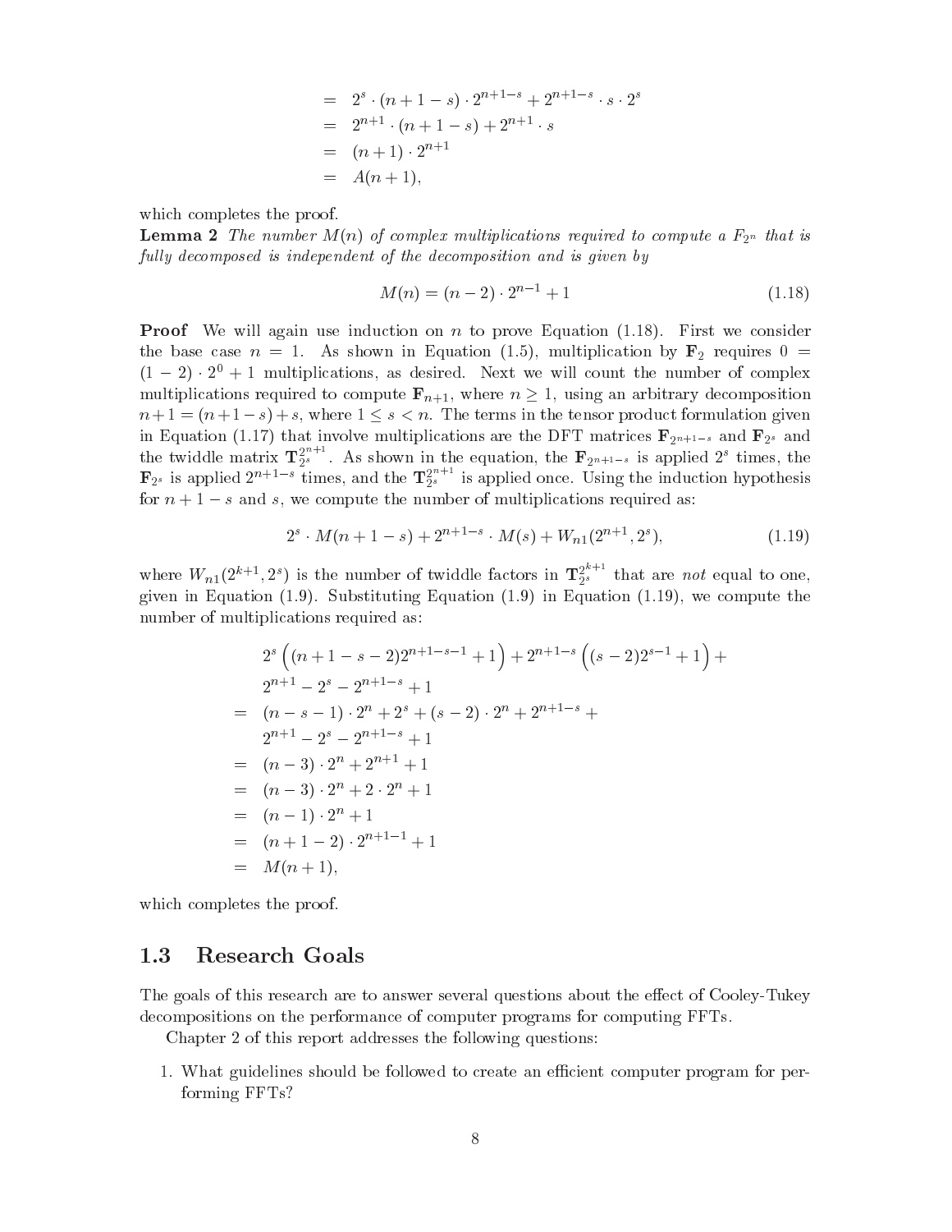$$
\begin{aligned}
&= 2^s \cdot (n+1-s) \cdot 2^{n+1-s} + 2^{n+1-s} \cdot s \cdot 2^s \\
&= 2^{n+1} \cdot (n+1-s) + 2^{n+1} \cdot s \\
&= (n+1) \cdot 2^{n+1} \\
&= A(n+1),
\end{aligned}
$$

which completes the proof.

**Lemma 2** *The number $M(n)$ of complex multiplications required to compute a $F_{2^n}$ that is fully decomposed is independent of the decomposition and is given by*

$$
M(n) = (n-2) \cdot 2^{n-1} + 1 \tag{1.18}
$$

**Proof** We will again use induction on $n$ to prove Equation (1.18). First we consider the base case $n = 1$. As shown in Equation (1.5), multiplication by $\mathbf{F}_2$ requires $0 = (1-2) \cdot 2^0 + 1$ multiplications, as desired. Next we will count the number of complex multiplications required to compute $\mathbf{F}_{n+1}$, where $n \geq 1$, using an arbitrary decomposition $n+1 = (n+1-s)+s$, where $1 \leq s < n$. The terms in the tensor product formulation given in Equation (1.17) that involve multiplications are the DFT matrices $\mathbf{F}_{2^{n+1-s}}$ and $\mathbf{F}_{2^s}$ and the twiddle matrix $\mathbf{T}_{2^s}^{2^{n+1}}$. As shown in the equation, the $\mathbf{F}_{2^{n+1-s}}$ is applied $2^s$ times, the $\mathbf{F}_{2^s}$ is applied $2^{n+1-s}$ times, and the $\mathbf{T}_{2^s}^{2^{n+1}}$ is applied once. Using the induction hypothesis for $n+1-s$ and $s$, we compute the number of multiplications required as:

$$
2^s \cdot M(n+1-s) + 2^{n+1-s} \cdot M(s) + W_{n1}(2^{n+1}, 2^s), \tag{1.19}
$$

where $W_{n1}(2^{k+1}, 2^s)$ is the number of twiddle factors in $\mathbf{T}_{2^s}^{2^{k+1}}$ that are *not* equal to one, given in Equation (1.9). Substituting Equation (1.9) in Equation (1.19), we compute the number of multiplications required as:

$$
\begin{aligned}
& 2^s \left( (n+1-s-2)2^{n+1-s-1} + 1 \right) + 2^{n+1-s} \left( (s-2)2^{s-1} + 1 \right) + \\
& 2^{n+1} - 2^s - 2^{n+1-s} + 1 \\
=\; & (n-s-1) \cdot 2^n + 2^s + (s-2) \cdot 2^n + 2^{n+1-s} + \\
& 2^{n+1} - 2^s - 2^{n+1-s} + 1 \\
=\; & (n-3) \cdot 2^n + 2^{n+1} + 1 \\
=\; & (n-3) \cdot 2^n + 2 \cdot 2^n + 1 \\
=\; & (n-1) \cdot 2^n + 1 \\
=\; & (n+1-2) \cdot 2^{n+1-1} + 1 \\
=\; & M(n+1),
\end{aligned}
$$

which completes the proof.

## 1.3 Research Goals

The goals of this research are to answer several questions about the effect of Cooley-Tukey decompositions on the performance of computer programs for computing FFTs.

Chapter 2 of this report addresses the following questions:

1. What guidelines should be followed to create an efficient computer program for performing FFTs?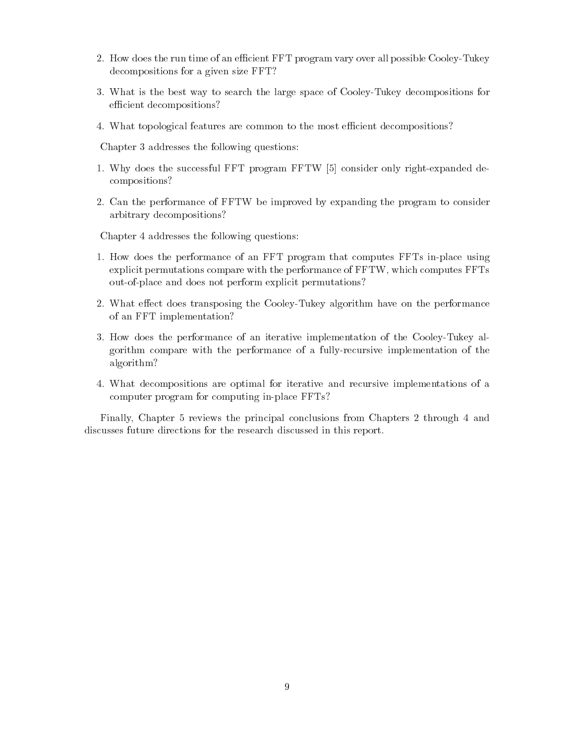2. How does the run time of an efficient FFT program vary over all possible Cooley-Tukey decompositions for a given size FFT?
3. What is the best way to search the large space of Cooley-Tukey decompositions for efficient decompositions?
4. What topological features are common to the most efficient decompositions?

Chapter 3 addresses the following questions:

1. Why does the successful FFT program FFTW [5] consider only right-expanded decompositions?
2. Can the performance of FFTW be improved by expanding the program to consider arbitrary decompositions?

Chapter 4 addresses the following questions:

1. How does the performance of an FFT program that computes FFTs in-place using explicit permutations compare with the performance of FFTW, which computes FFTs out-of-place and does not perform explicit permutations?
2. What effect does transposing the Cooley-Tukey algorithm have on the performance of an FFT implementation?
3. How does the performance of an iterative implementation of the Cooley-Tukey algorithm compare with the performance of a fully-recursive implementation of the algorithm?
4. What decompositions are optimal for iterative and recursive implementations of a computer program for computing in-place FFTs?

Finally, Chapter 5 reviews the principal conclusions from Chapters 2 through 4 and discusses future directions for the research discussed in this report.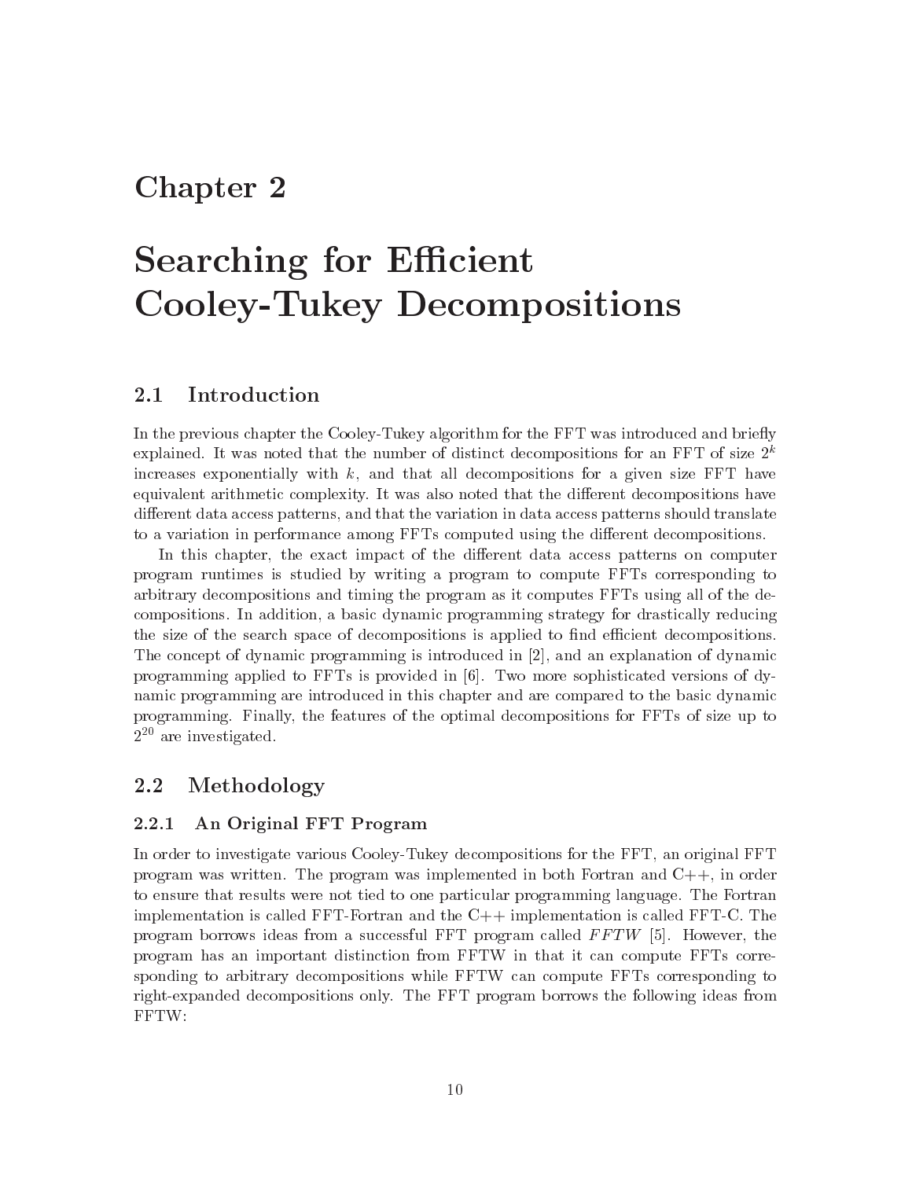# Chapter 2

# Searching for Efficient Cooley-Tukey Decompositions

## 2.1 Introduction

In the previous chapter the Cooley-Tukey algorithm for the FFT was introduced and briefly explained. It was noted that the number of distinct decompositions for an FFT of size $2^k$ increases exponentially with $k$, and that all decompositions for a given size FFT have equivalent arithmetic complexity. It was also noted that the different decompositions have different data access patterns, and that the variation in data access patterns should translate to a variation in performance among FFTs computed using the different decompositions.

In this chapter, the exact impact of the different data access patterns on computer program runtimes is studied by writing a program to compute FFTs corresponding to arbitrary decompositions and timing the program as it computes FFTs using all of the decompositions. In addition, a basic dynamic programming strategy for drastically reducing the size of the search space of decompositions is applied to find efficient decompositions. The concept of dynamic programming is introduced in [2], and an explanation of dynamic programming applied to FFTs is provided in [6]. Two more sophisticated versions of dynamic programming are introduced in this chapter and are compared to the basic dynamic programming. Finally, the features of the optimal decompositions for FFTs of size up to $2^{20}$ are investigated.

## 2.2 Methodology

### 2.2.1 An Original FFT Program

In order to investigate various Cooley-Tukey decompositions for the FFT, an original FFT program was written. The program was implemented in both Fortran and C++, in order to ensure that results were not tied to one particular programming language. The Fortran implementation is called FFT-Fortran and the C++ implementation is called FFT-C. The program borrows ideas from a successful FFT program called *FFTW* [5]. However, the program has an important distinction from FFTW in that it can compute FFTs corresponding to arbitrary decompositions while FFTW can compute FFTs corresponding to right-expanded decompositions only. The FFT program borrows the following ideas from FFTW: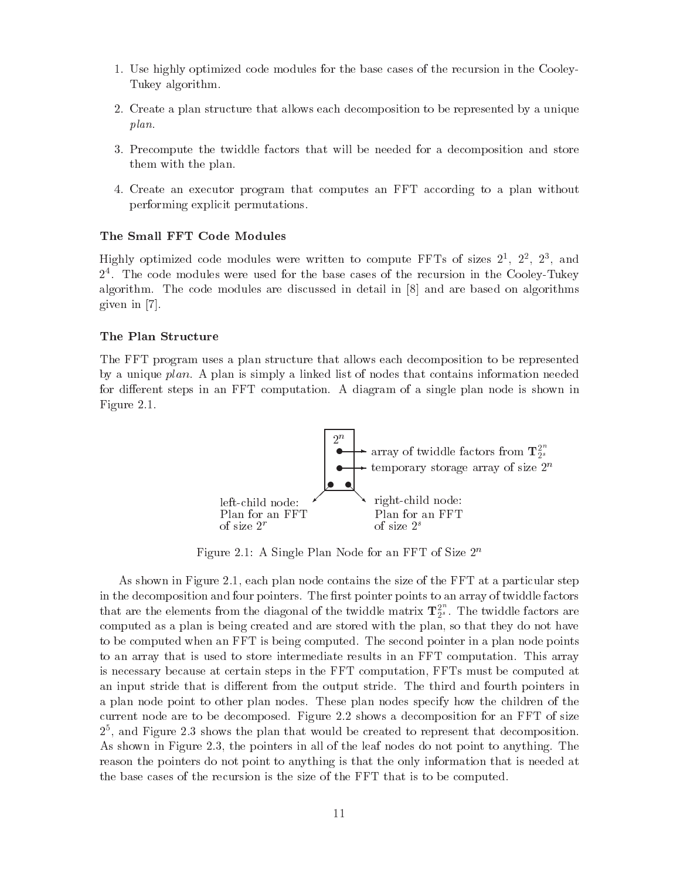1. Use highly optimized code modules for the base cases of the recursion in the Cooley-Tukey algorithm.

2. Create a plan structure that allows each decomposition to be represented by a unique *plan*.

3. Precompute the twiddle factors that will be needed for a decomposition and store them with the plan.

4. Create an executor program that computes an FFT according to a plan without performing explicit permutations.

### The Small FFT Code Modules

Highly optimized code modules were written to compute FFTs of sizes $2^1$, $2^2$, $2^3$, and $2^4$. The code modules were used for the base cases of the recursion in the Cooley-Tukey algorithm. The code modules are discussed in detail in [8] and are based on algorithms given in [7].

### The Plan Structure

The FFT program uses a plan structure that allows each decomposition to be represented by a unique *plan*. A plan is simply a linked list of nodes that contains information needed for different steps in an FFT computation. A diagram of a single plan node is shown in Figure 2.1.

$2^n$ — array of twiddle factors from $\mathbf{T}_{2^s}^{2^n}$; temporary storage array of size $2^n$; left-child node: Plan for an FFT of size $2^r$; right-child node: Plan for an FFT of size $2^s$

Figure 2.1: A Single Plan Node for an FFT of Size $2^n$

As shown in Figure 2.1, each plan node contains the size of the FFT at a particular step in the decomposition and four pointers. The first pointer points to an array of twiddle factors that are the elements from the diagonal of the twiddle matrix $\mathbf{T}_{2^s}^{2^n}$. The twiddle factors are computed as a plan is being created and are stored with the plan, so that they do not have to be computed when an FFT is being computed. The second pointer in a plan node points to an array that is used to store intermediate results in an FFT computation. This array is necessary because at certain steps in the FFT computation, FFTs must be computed at an input stride that is different from the output stride. The third and fourth pointers in a plan node point to other plan nodes. These plan nodes specify how the children of the current node are to be decomposed. Figure 2.2 shows a decomposition for an FFT of size $2^5$, and Figure 2.3 shows the plan that would be created to represent that decomposition. As shown in Figure 2.3, the pointers in all of the leaf nodes do not point to anything. The reason the pointers do not point to anything is that the only information that is needed at the base cases of the recursion is the size of the FFT that is to be computed.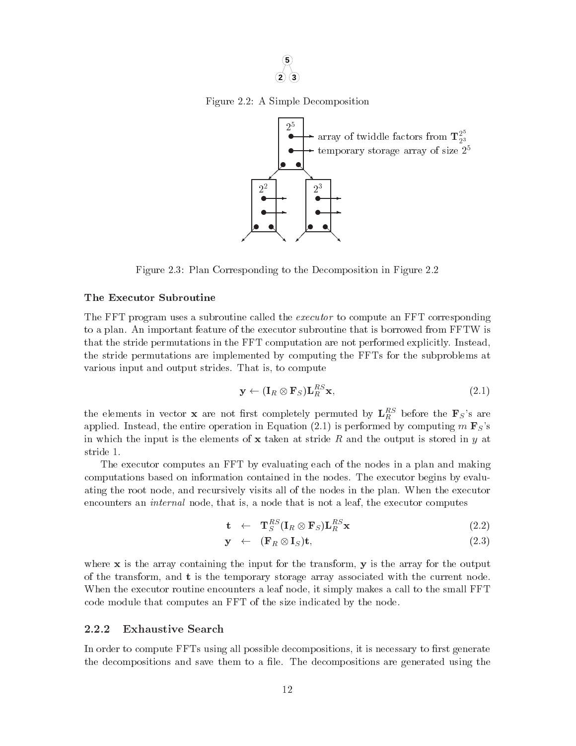Figure 2.2: A Simple Decomposition

Figure 2.3: Plan Corresponding to the Decomposition in Figure 2.2

### The Executor Subroutine

The FFT program uses a subroutine called the *executor* to compute an FFT corresponding to a plan. An important feature of the executor subroutine that is borrowed from FFTW is that the stride permutations in the FFT computation are not performed explicitly. Instead, the stride permutations are implemented by computing the FFTs for the subproblems at various input and output strides. That is, to compute

$$\mathbf{y} \leftarrow (\mathbf{I}_R \otimes \mathbf{F}_S)\mathbf{L}_R^{RS}\mathbf{x}, \tag{2.1}$$

the elements in vector $\mathbf{x}$ are not first completely permuted by $\mathbf{L}_R^{RS}$ before the $\mathbf{F}_S$'s are applied. Instead, the entire operation in Equation (2.1) is performed by computing $m$ $\mathbf{F}_S$'s in which the input is the elements of $\mathbf{x}$ taken at stride $R$ and the output is stored in $y$ at stride 1.

The executor computes an FFT by evaluating each of the nodes in a plan and making computations based on information contained in the nodes. The executor begins by evaluating the root node, and recursively visits all of the nodes in the plan. When the executor encounters an *internal* node, that is, a node that is not a leaf, the executor computes

$$\mathbf{t} \;\leftarrow\; \mathbf{T}_S^{RS}(\mathbf{I}_R \otimes \mathbf{F}_S)\mathbf{L}_R^{RS}\mathbf{x} \tag{2.2}$$

$$\mathbf{y} \;\leftarrow\; (\mathbf{F}_R \otimes \mathbf{I}_S)\mathbf{t}, \tag{2.3}$$

where $\mathbf{x}$ is the array containing the input for the transform, $\mathbf{y}$ is the array for the output of the transform, and $\mathbf{t}$ is the temporary storage array associated with the current node. When the executor routine encounters a leaf node, it simply makes a call to the small FFT code module that computes an FFT of the size indicated by the node.

### 2.2.2 Exhaustive Search

In order to compute FFTs using all possible decompositions, it is necessary to first generate the decompositions and save them to a file. The decompositions are generated using the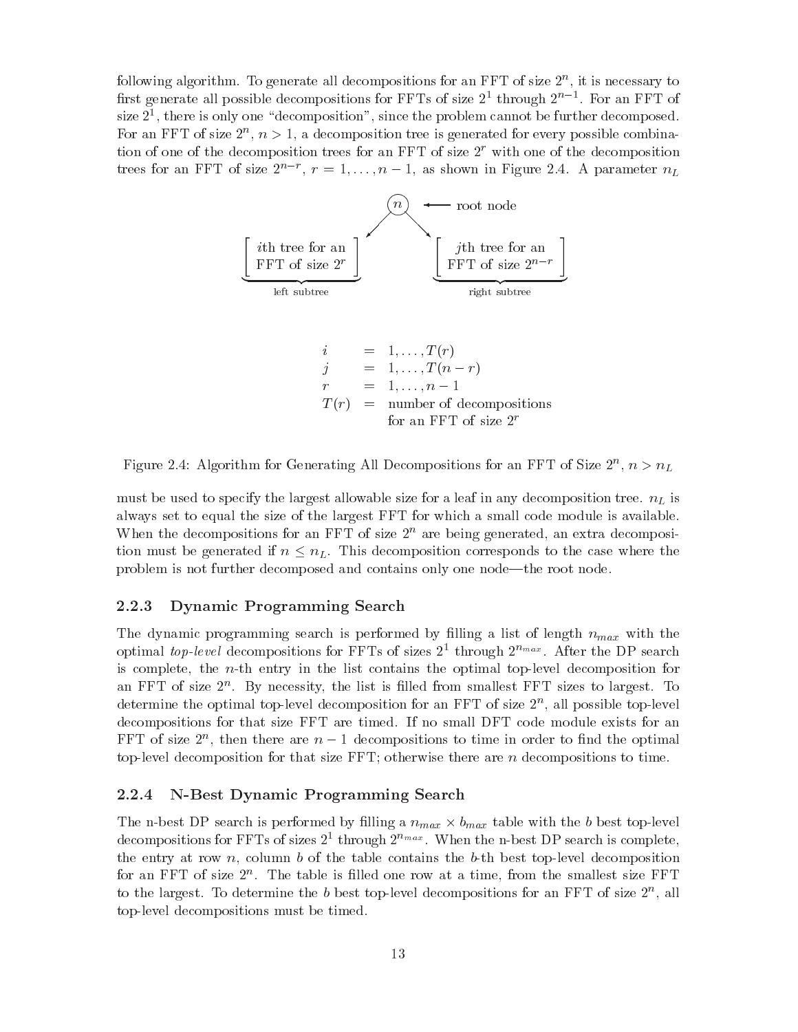following algorithm. To generate all decompositions for an FFT of size $2^n$, it is necessary to first generate all possible decompositions for FFTs of size $2^1$ through $2^{n-1}$. For an FFT of size $2^1$, there is only one "decomposition", since the problem cannot be further decomposed. For an FFT of size $2^n$, $n > 1$, a decomposition tree is generated for every possible combination of one of the decomposition trees for an FFT of size $2^r$ with one of the decomposition trees for an FFT of size $2^{n-r}$, $r = 1, \ldots, n-1$, as shown in Figure 2.4. A parameter $n_L$

$$
\begin{aligned}
i &= 1, \ldots, T(r) \\
j &= 1, \ldots, T(n-r) \\
r &= 1, \ldots, n-1 \\
T(r) &= \text{number of decompositions for an FFT of size } 2^r
\end{aligned}
$$

Figure 2.4: Algorithm for Generating All Decompositions for an FFT of Size $2^n$, $n > n_L$

must be used to specify the largest allowable size for a leaf in any decomposition tree. $n_L$ is always set to equal the size of the largest FFT for which a small code module is available. When the decompositions for an FFT of size $2^n$ are being generated, an extra decomposition must be generated if $n \leq n_L$. This decomposition corresponds to the case where the problem is not further decomposed and contains only one node—the root node.

### 2.2.3 Dynamic Programming Search

The dynamic programming search is performed by filling a list of length $n_{max}$ with the optimal *top-level* decompositions for FFTs of sizes $2^1$ through $2^{n_{max}}$. After the DP search is complete, the $n$-th entry in the list contains the optimal top-level decomposition for an FFT of size $2^n$. By necessity, the list is filled from smallest FFT sizes to largest. To determine the optimal top-level decomposition for an FFT of size $2^n$, all possible top-level decompositions for that size FFT are timed. If no small DFT code module exists for an FFT of size $2^n$, then there are $n-1$ decompositions to time in order to find the optimal top-level decomposition for that size FFT; otherwise there are $n$ decompositions to time.

### 2.2.4 N-Best Dynamic Programming Search

The n-best DP search is performed by filling a $n_{max} \times b_{max}$ table with the $b$ best top-level decompositions for FFTs of sizes $2^1$ through $2^{n_{max}}$. When the n-best DP search is complete, the entry at row $n$, column $b$ of the table contains the $b$-th best top-level decomposition for an FFT of size $2^n$. The table is filled one row at a time, from the smallest size FFT to the largest. To determine the $b$ best top-level decompositions for an FFT of size $2^n$, all top-level decompositions must be timed.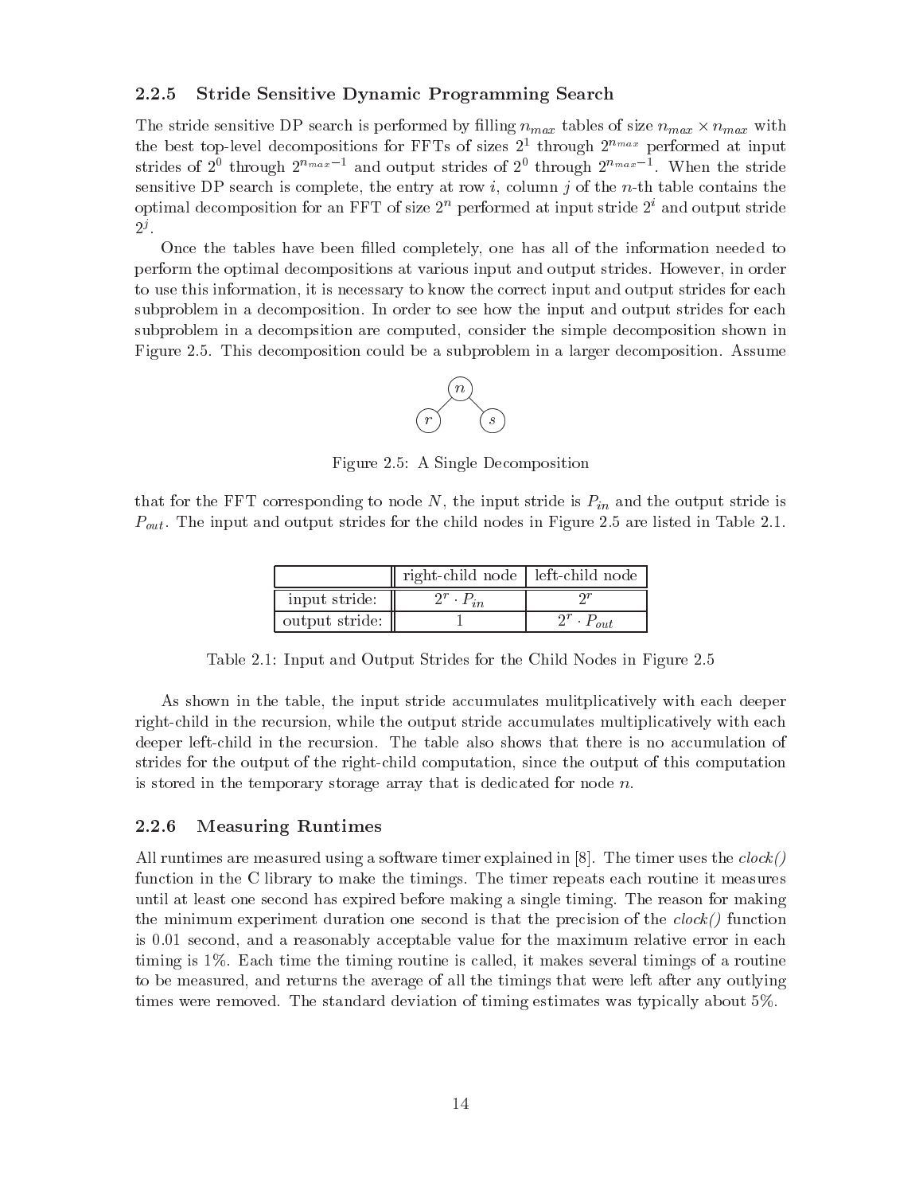### 2.2.5 Stride Sensitive Dynamic Programming Search

The stride sensitive DP search is performed by filling $n_{max}$ tables of size $n_{max} \times n_{max}$ with the best top-level decompositions for FFTs of sizes $2^1$ through $2^{n_{max}}$ performed at input strides of $2^0$ through $2^{n_{max}-1}$ and output strides of $2^0$ through $2^{n_{max}-1}$. When the stride sensitive DP search is complete, the entry at row $i$, column $j$ of the $n$-th table contains the optimal decomposition for an FFT of size $2^n$ performed at input stride $2^i$ and output stride $2^j$.

Once the tables have been filled completely, one has all of the information needed to perform the optimal decompositions at various input and output strides. However, in order to use this information, it is necessary to know the correct input and output strides for each subproblem in a decomposition. In order to see how the input and output strides for each subproblem in a decompsition are computed, consider the simple decomposition shown in Figure 2.5. This decomposition could be a subproblem in a larger decomposition. Assume

Figure 2.5: A Single Decomposition

that for the FFT corresponding to node $N$, the input stride is $P_{in}$ and the output stride is $P_{out}$. The input and output strides for the child nodes in Figure 2.5 are listed in Table 2.1.

| | right-child node | left-child node |
|---|---|---|
| input stride: | $2^r \cdot P_{in}$ | $2^r$ |
| output stride: | 1 | $2^r \cdot P_{out}$ |

Table 2.1: Input and Output Strides for the Child Nodes in Figure 2.5

As shown in the table, the input stride accumulates mulitplicatively with each deeper right-child in the recursion, while the output stride accumulates multiplicatively with each deeper left-child in the recursion. The table also shows that there is no accumulation of strides for the output of the right-child computation, since the output of this computation is stored in the temporary storage array that is dedicated for node $n$.

### 2.2.6 Measuring Runtimes

All runtimes are measured using a software timer explained in [8]. The timer uses the *clock()* function in the C library to make the timings. The timer repeats each routine it measures until at least one second has expired before making a single timing. The reason for making the minimum experiment duration one second is that the precision of the *clock()* function is 0.01 second, and a reasonably acceptable value for the maximum relative error in each timing is 1%. Each time the timing routine is called, it makes several timings of a routine to be measured, and returns the average of all the timings that were left after any outlying times were removed. The standard deviation of timing estimates was typically about 5%.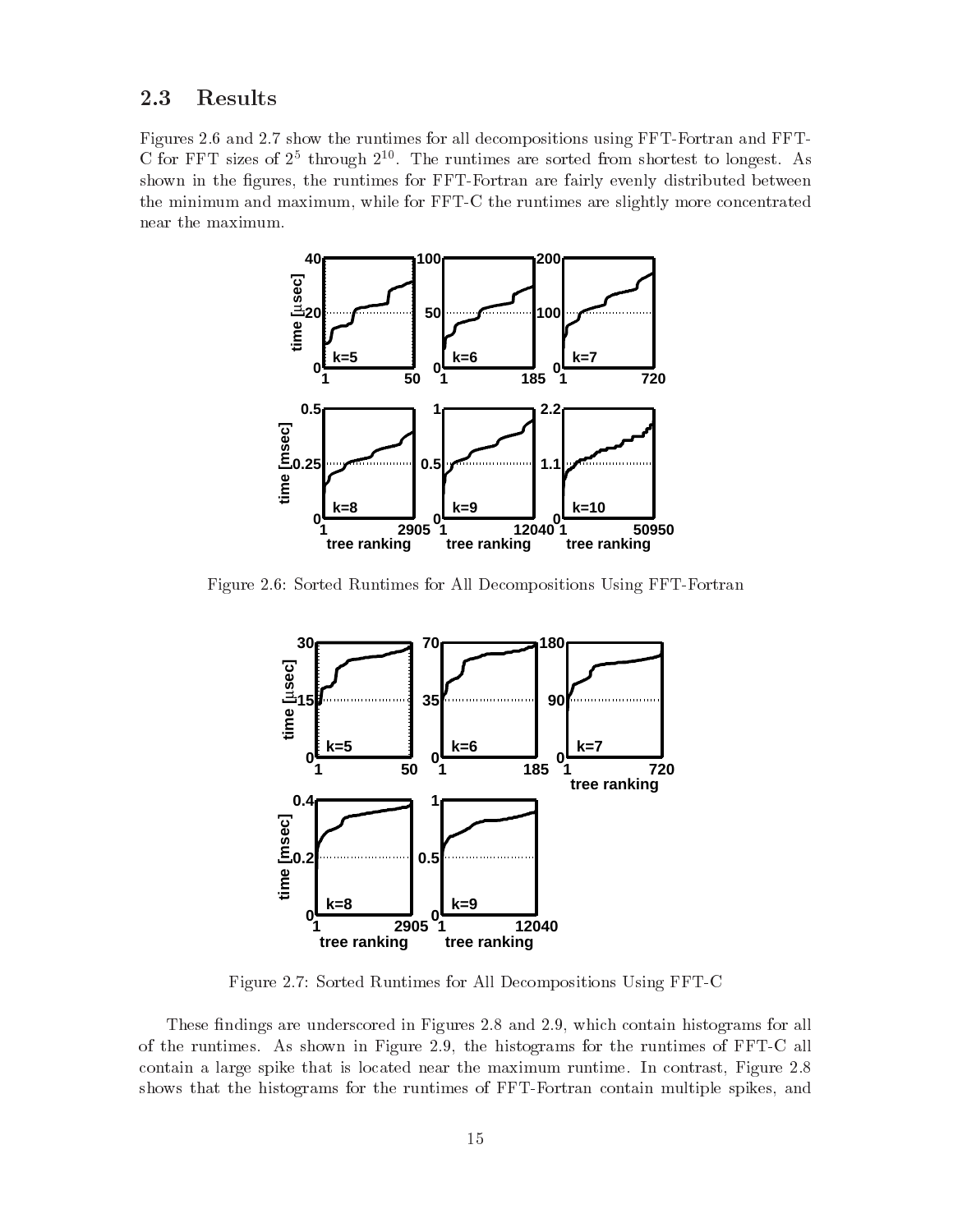## 2.3 Results

Figures 2.6 and 2.7 show the runtimes for all decompositions using FFT-Fortran and FFT-C for FFT sizes of $2^5$ through $2^{10}$. The runtimes are sorted from shortest to longest. As shown in the figures, the runtimes for FFT-Fortran are fairly evenly distributed between the minimum and maximum, while for FFT-C the runtimes are slightly more concentrated near the maximum.

Figure 2.6: Sorted Runtimes for All Decompositions Using FFT-Fortran

Figure 2.7: Sorted Runtimes for All Decompositions Using FFT-C

These findings are underscored in Figures 2.8 and 2.9, which contain histograms for all of the runtimes. As shown in Figure 2.9, the histograms for the runtimes of FFT-C all contain a large spike that is located near the maximum runtime. In contrast, Figure 2.8 shows that the histograms for the runtimes of FFT-Fortran contain multiple spikes, and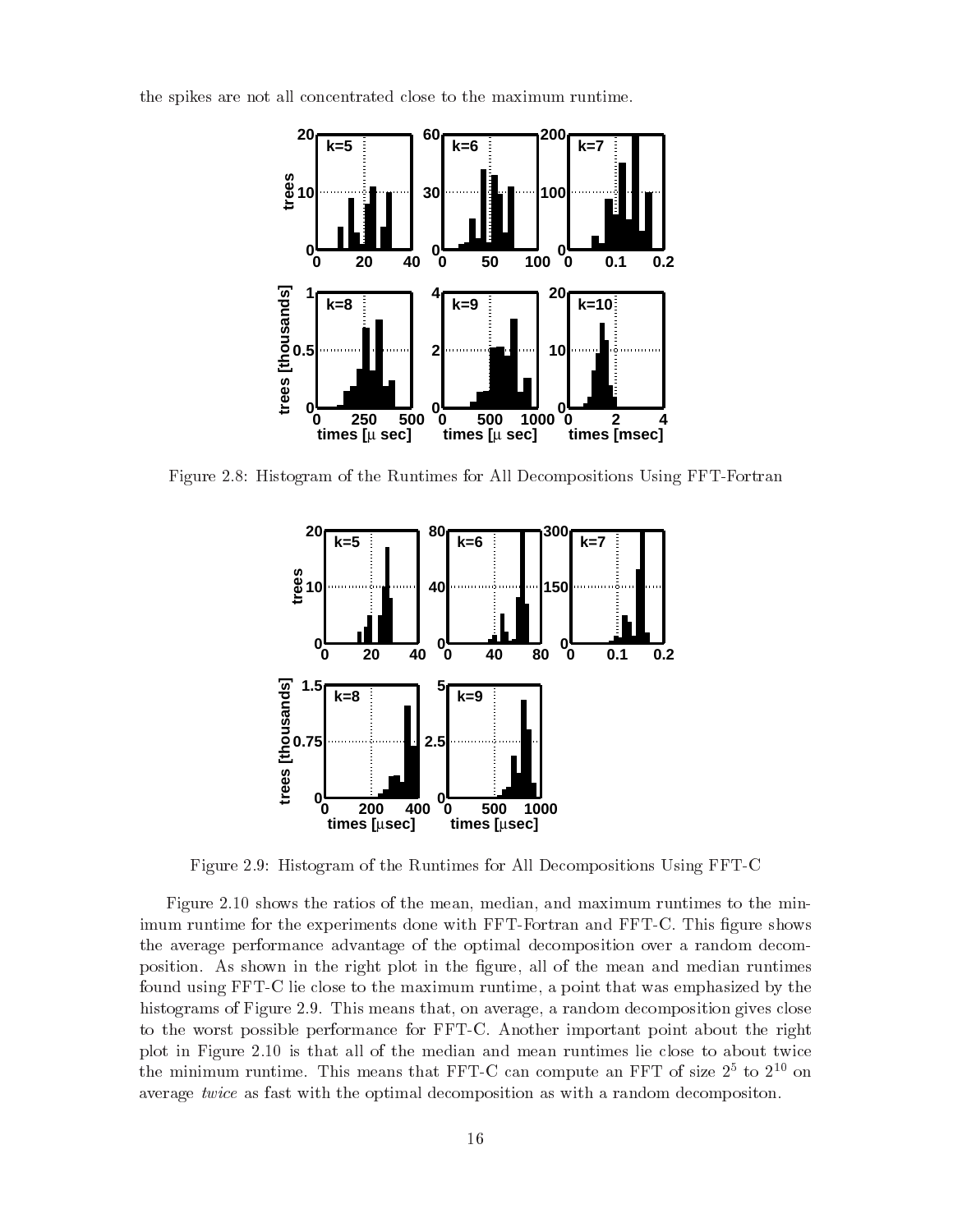the spikes are not all concentrated close to the maximum runtime.

Figure 2.8: Histogram of the Runtimes for All Decompositions Using FFT-Fortran

Figure 2.9: Histogram of the Runtimes for All Decompositions Using FFT-C

Figure 2.10 shows the ratios of the mean, median, and maximum runtimes to the minimum runtime for the experiments done with FFT-Fortran and FFT-C. This figure shows the average performance advantage of the optimal decomposition over a random decomposition. As shown in the right plot in the figure, all of the mean and median runtimes found using FFT-C lie close to the maximum runtime, a point that was emphasized by the histograms of Figure 2.9. This means that, on average, a random decomposition gives close to the worst possible performance for FFT-C. Another important point about the right plot in Figure 2.10 is that all of the median and mean runtimes lie close to about twice the minimum runtime. This means that FFT-C can compute an FFT of size $2^5$ to $2^{10}$ on average *twice* as fast with the optimal decomposition as with a random decompositon.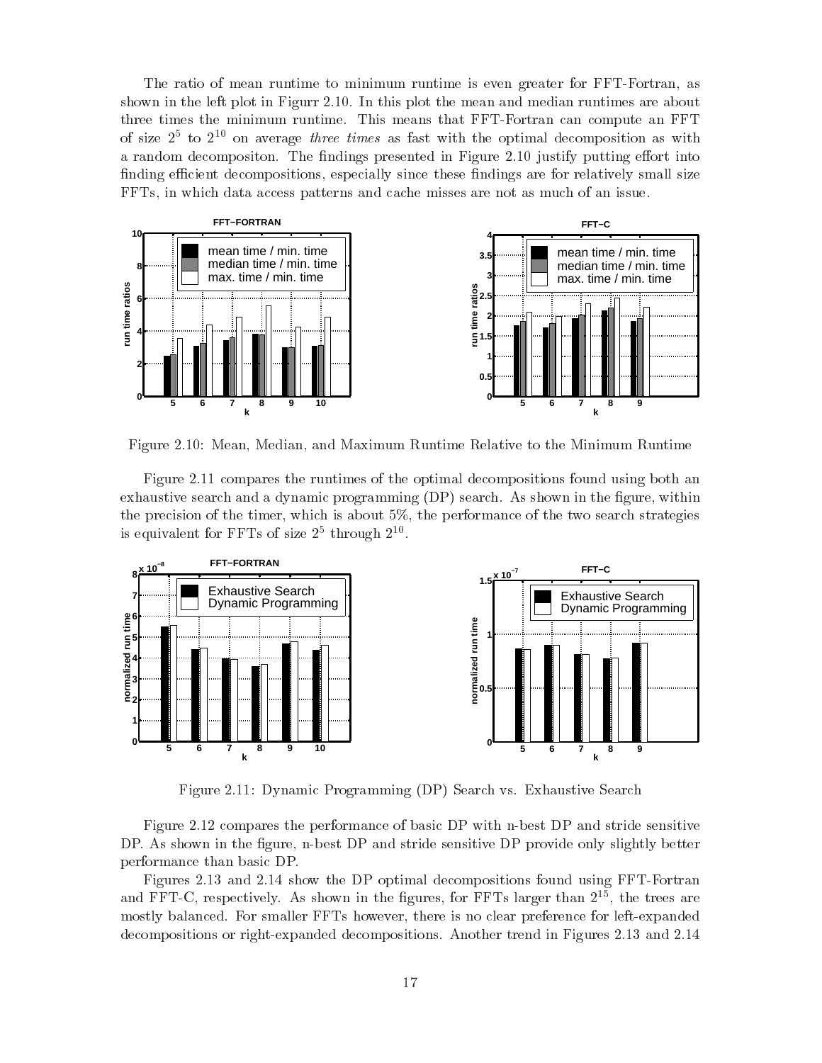The ratio of mean runtime to minimum runtime is even greater for FFT-Fortran, as shown in the left plot in Figurr 2.10. In this plot the mean and median runtimes are about three times the minimum runtime. This means that FFT-Fortran can compute an FFT of size $2^5$ to $2^{10}$ on average *three times* as fast with the optimal decomposition as with a random decompositon. The findings presented in Figure 2.10 justify putting effort into finding efficient decompositions, especially since these findings are for relatively small size FFTs, in which data access patterns and cache misses are not as much of an issue.

Figure 2.10: Mean, Median, and Maximum Runtime Relative to the Minimum Runtime

Figure 2.11 compares the runtimes of the optimal decompositions found using both an exhaustive search and a dynamic programming (DP) search. As shown in the figure, within the precision of the timer, which is about 5%, the performance of the two search strategies is equivalent for FFTs of size $2^5$ through $2^{10}$.

Figure 2.11: Dynamic Programming (DP) Search vs. Exhaustive Search

Figure 2.12 compares the performance of basic DP with n-best DP and stride sensitive DP. As shown in the figure, n-best DP and stride sensitive DP provide only slightly better performance than basic DP.

Figures 2.13 and 2.14 show the DP optimal decompositions found using FFT-Fortran and FFT-C, respectively. As shown in the figures, for FFTs larger than $2^{15}$, the trees are mostly balanced. For smaller FFTs however, there is no clear preference for left-expanded decompositions or right-expanded decompositions. Another trend in Figures 2.13 and 2.14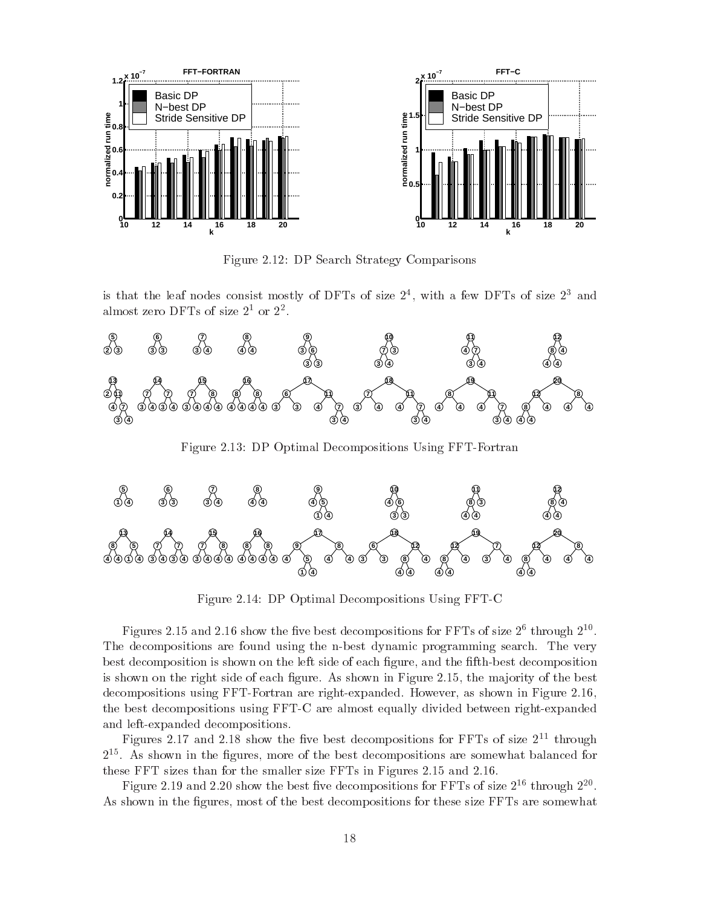Figure 2.12: DP Search Strategy Comparisons

is that the leaf nodes consist mostly of DFTs of size $2^4$, with a few DFTs of size $2^3$ and almost zero DFTs of size $2^1$ or $2^2$.

Figure 2.13: DP Optimal Decompositions Using FFT-Fortran

Figure 2.14: DP Optimal Decompositions Using FFT-C

Figures 2.15 and 2.16 show the five best decompositions for FFTs of size $2^6$ through $2^{10}$. The decompositions are found using the n-best dynamic programming search. The very best decomposition is shown on the left side of each figure, and the fifth-best decomposition is shown on the right side of each figure. As shown in Figure 2.15, the majority of the best decompositions using FFT-Fortran are right-expanded. However, as shown in Figure 2.16, the best decompositions using FFT-C are almost equally divided between right-expanded and left-expanded decompositions.

Figures 2.17 and 2.18 show the five best decompositions for FFTs of size $2^{11}$ through $2^{15}$. As shown in the figures, more of the best decompositions are somewhat balanced for these FFT sizes than for the smaller size FFTs in Figures 2.15 and 2.16.

Figure 2.19 and 2.20 show the best five decompositions for FFTs of size $2^{16}$ through $2^{20}$. As shown in the figures, most of the best decompositions for these size FFTs are somewhat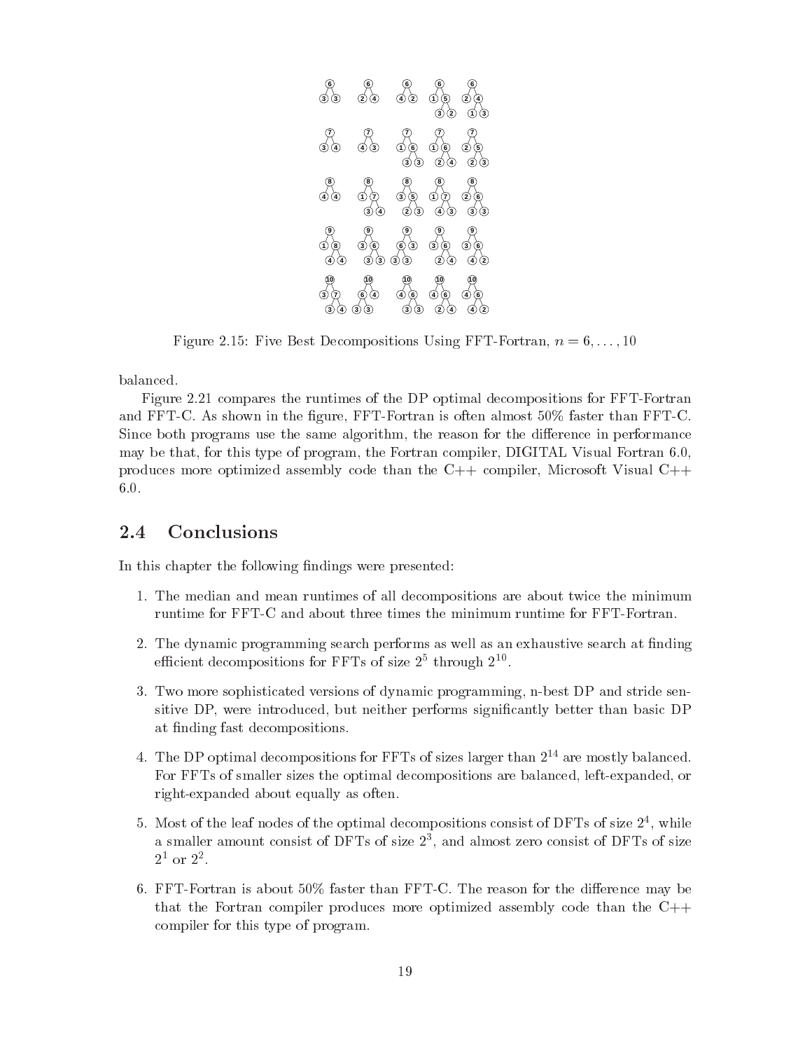Figure 2.15: Five Best Decompositions Using FFT-Fortran, $n = 6, \ldots, 10$

balanced.

Figure 2.21 compares the runtimes of the DP optimal decompositions for FFT-Fortran and FFT-C. As shown in the figure, FFT-Fortran is often almost 50% faster than FFT-C. Since both programs use the same algorithm, the reason for the difference in performance may be that, for this type of program, the Fortran compiler, DIGITAL Visual Fortran 6.0, produces more optimized assembly code than the C++ compiler, Microsoft Visual C++ 6.0.

## 2.4 Conclusions

In this chapter the following findings were presented:

1. The median and mean runtimes of all decompositions are about twice the minimum runtime for FFT-C and about three times the minimum runtime for FFT-Fortran.
2. The dynamic programming search performs as well as an exhaustive search at finding efficient decompositions for FFTs of size $2^5$ through $2^{10}$.
3. Two more sophisticated versions of dynamic programming, n-best DP and stride sensitive DP, were introduced, but neither performs significantly better than basic DP at finding fast decompositions.
4. The DP optimal decompositions for FFTs of sizes larger than $2^{14}$ are mostly balanced. For FFTs of smaller sizes the optimal decompositions are balanced, left-expanded, or right-expanded about equally as often.
5. Most of the leaf nodes of the optimal decompositions consist of DFTs of size $2^4$, while a smaller amount consist of DFTs of size $2^3$, and almost zero consist of DFTs of size $2^1$ or $2^2$.
6. FFT-Fortran is about 50% faster than FFT-C. The reason for the difference may be that the Fortran compiler produces more optimized assembly code than the C++ compiler for this type of program.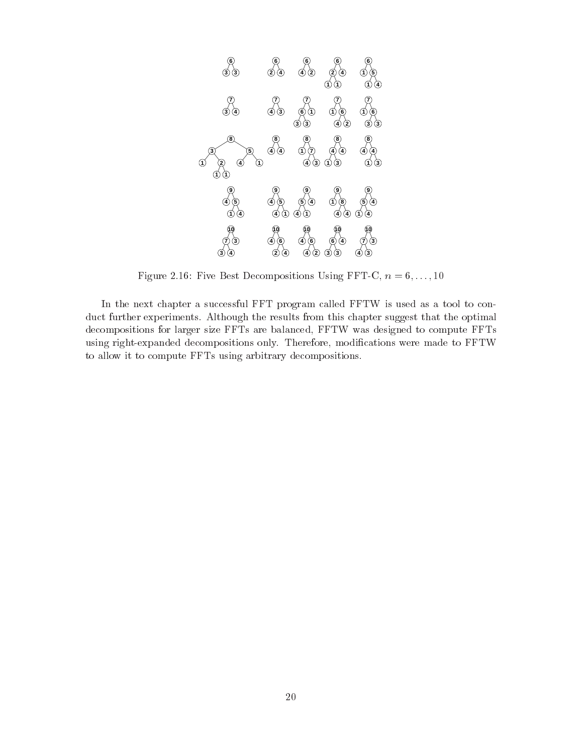Figure 2.16: Five Best Decompositions Using FFT-C, $n = 6, \ldots, 10$

In the next chapter a successful FFT program called FFTW is used as a tool to conduct further experiments. Although the results from this chapter suggest that the optimal decompositions for larger size FFTs are balanced, FFTW was designed to compute FFTs using right-expanded decompositions only. Therefore, modifications were made to FFTW to allow it to compute FFTs using arbitrary decompositions.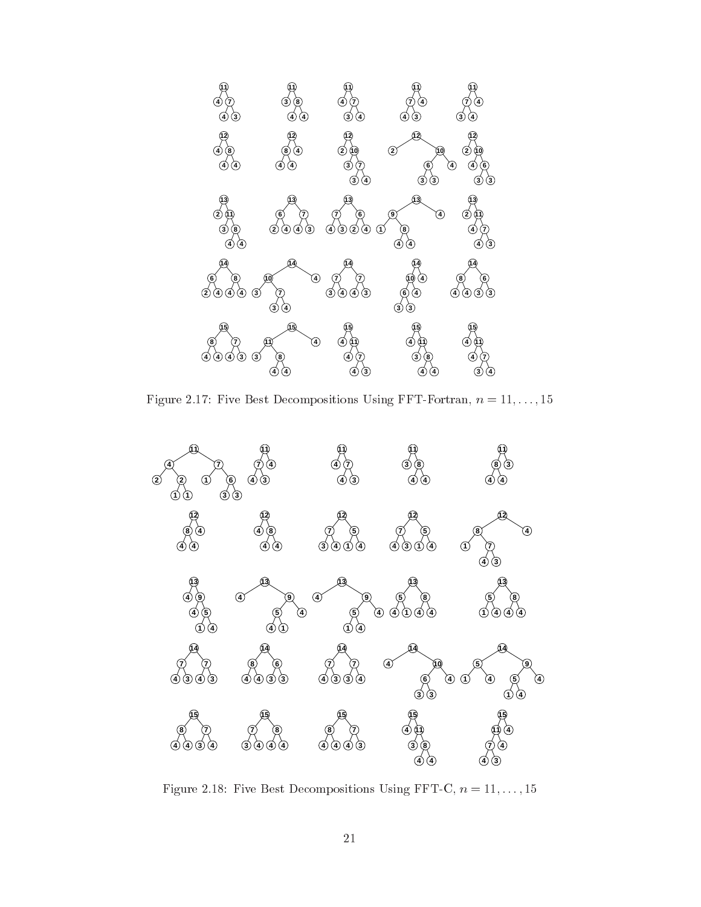Figure 2.17: Five Best Decompositions Using FFT-Fortran, $n = 11, \ldots, 15$

Figure 2.18: Five Best Decompositions Using FFT-C, $n = 11, \ldots, 15$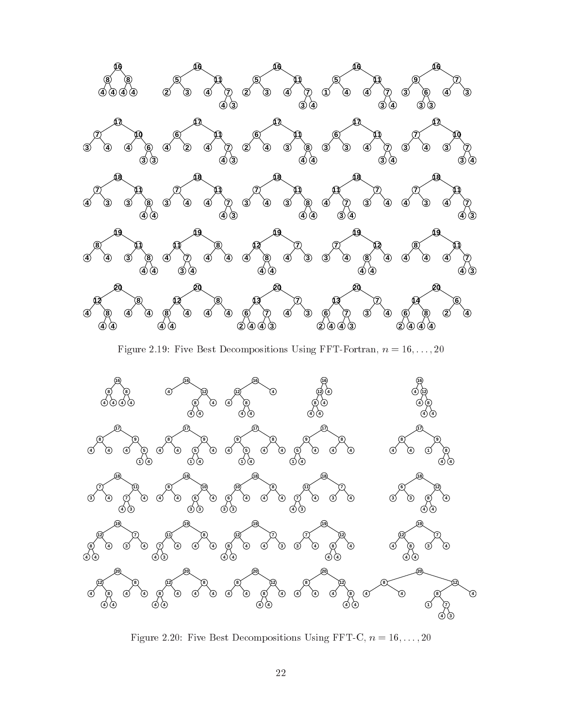Figure 2.19: Five Best Decompositions Using FFT-Fortran, $n = 16, \ldots, 20$

Figure 2.20: Five Best Decompositions Using FFT-C, $n = 16, \ldots, 20$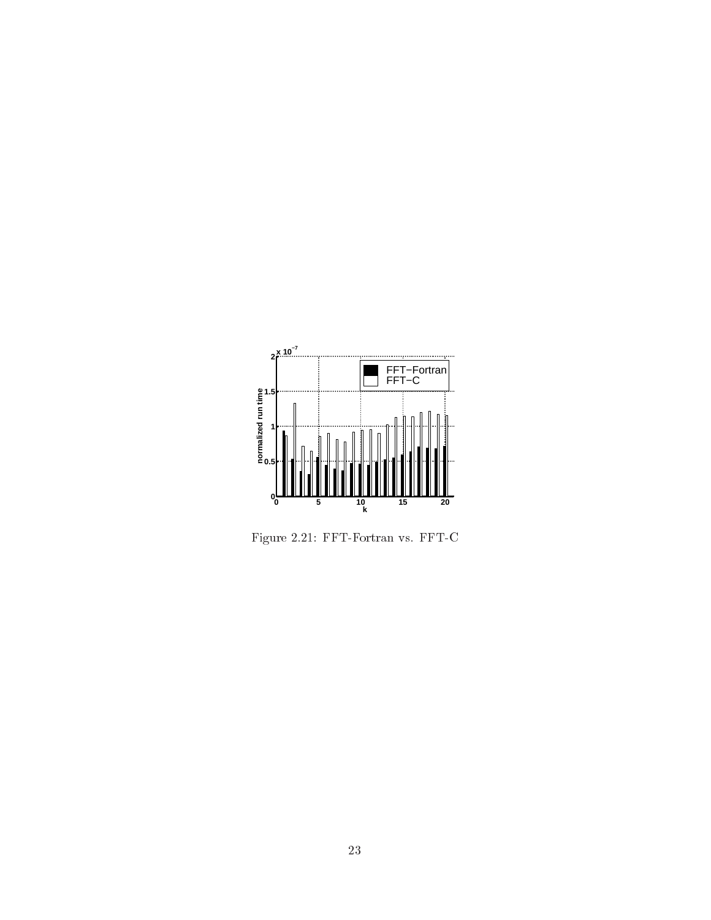Figure 2.21: FFT-Fortran vs. FFT-C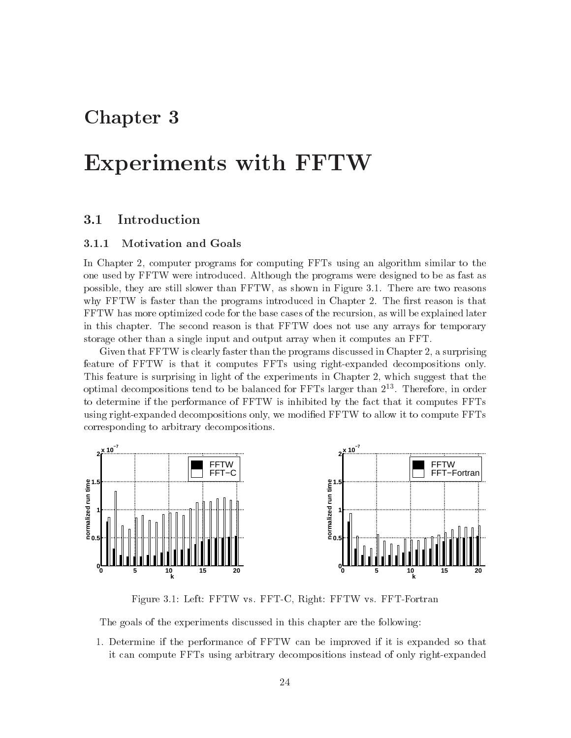# Chapter 3

# Experiments with FFTW

## 3.1 Introduction

### 3.1.1 Motivation and Goals

In Chapter 2, computer programs for computing FFTs using an algorithm similar to the one used by FFTW were introduced. Although the programs were designed to be as fast as possible, they are still slower than FFTW, as shown in Figure 3.1. There are two reasons why FFTW is faster than the programs introduced in Chapter 2. The first reason is that FFTW has more optimized code for the base cases of the recursion, as will be explained later in this chapter. The second reason is that FFTW does not use any arrays for temporary storage other than a single input and output array when it computes an FFT.

Given that FFTW is clearly faster than the programs discussed in Chapter 2, a surprising feature of FFTW is that it computes FFTs using right-expanded decompositions only. This feature is surprising in light of the experiments in Chapter 2, which suggest that the optimal decompositions tend to be balanced for FFTs larger than $2^{13}$. Therefore, in order to determine if the performance of FFTW is inhibited by the fact that it computes FFTs using right-expanded decompositions only, we modified FFTW to allow it to compute FFTs corresponding to arbitrary decompositions.

Figure 3.1: Left: FFTW vs. FFT-C, Right: FFTW vs. FFT-Fortran

The goals of the experiments discussed in this chapter are the following:

1. Determine if the performance of FFTW can be improved if it is expanded so that it can compute FFTs using arbitrary decompositions instead of only right-expanded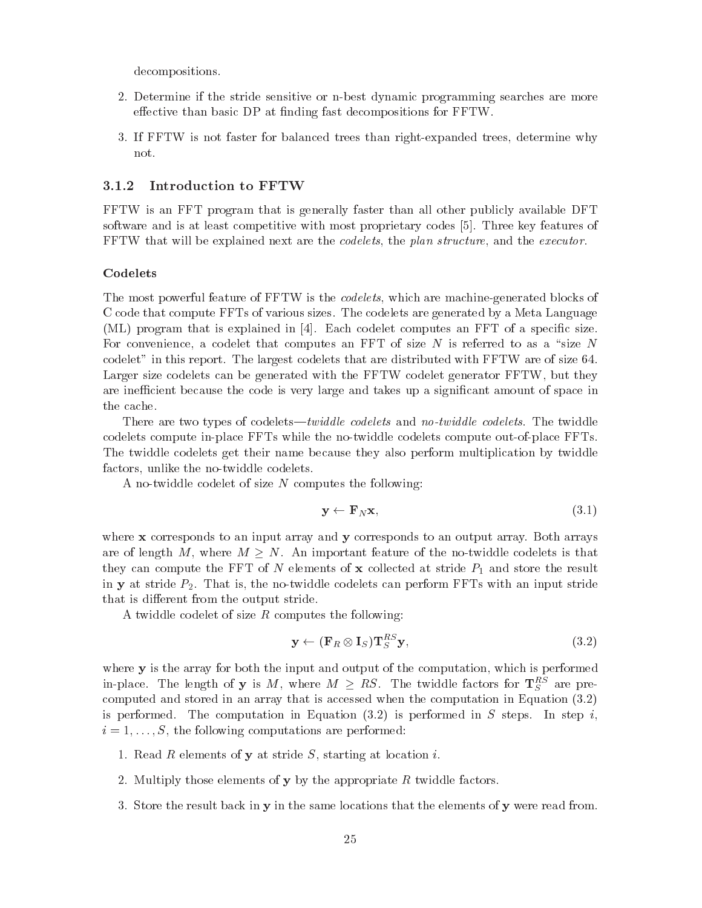decompositions.

2. Determine if the stride sensitive or n-best dynamic programming searches are more effective than basic DP at finding fast decompositions for FFTW.

3. If FFTW is not faster for balanced trees than right-expanded trees, determine why not.

### 3.1.2 Introduction to FFTW

FFTW is an FFT program that is generally faster than all other publicly available DFT software and is at least competitive with most proprietary codes [5]. Three key features of FFTW that will be explained next are the *codelets*, the *plan structure*, and the *executor*.

#### Codelets

The most powerful feature of FFTW is the *codelets*, which are machine-generated blocks of C code that compute FFTs of various sizes. The codelets are generated by a Meta Language (ML) program that is explained in [4]. Each codelet computes an FFT of a specific size. For convenience, a codelet that computes an FFT of size $N$ is referred to as a "size $N$ codelet" in this report. The largest codelets that are distributed with FFTW are of size 64. Larger size codelets can be generated with the FFTW codelet generator FFTW, but they are inefficient because the code is very large and takes up a significant amount of space in the cache.

There are two types of codelets—*twiddle codelets* and *no-twiddle codelets*. The twiddle codelets compute in-place FFTs while the no-twiddle codelets compute out-of-place FFTs. The twiddle codelets get their name because they also perform multiplication by twiddle factors, unlike the no-twiddle codelets.

A no-twiddle codelet of size $N$ computes the following:

$$\mathbf{y} \leftarrow \mathbf{F}_N \mathbf{x}, \tag{3.1}$$

where $\mathbf{x}$ corresponds to an input array and $\mathbf{y}$ corresponds to an output array. Both arrays are of length $M$, where $M \geq N$. An important feature of the no-twiddle codelets is that they can compute the FFT of $N$ elements of $\mathbf{x}$ collected at stride $P_1$ and store the result in $\mathbf{y}$ at stride $P_2$. That is, the no-twiddle codelets can perform FFTs with an input stride that is different from the output stride.

A twiddle codelet of size $R$ computes the following:

$$\mathbf{y} \leftarrow (\mathbf{F}_R \otimes \mathbf{I}_S)\mathbf{T}_S^{RS}\mathbf{y}, \tag{3.2}$$

where $\mathbf{y}$ is the array for both the input and output of the computation, which is performed in-place. The length of $\mathbf{y}$ is $M$, where $M \geq RS$. The twiddle factors for $\mathbf{T}_S^{RS}$ are precomputed and stored in an array that is accessed when the computation in Equation (3.2) is performed. The computation in Equation (3.2) is performed in $S$ steps. In step $i$, $i = 1, \ldots, S$, the following computations are performed:

1. Read $R$ elements of $\mathbf{y}$ at stride $S$, starting at location $i$.

2. Multiply those elements of $\mathbf{y}$ by the appropriate $R$ twiddle factors.

3. Store the result back in $\mathbf{y}$ in the same locations that the elements of $\mathbf{y}$ were read from.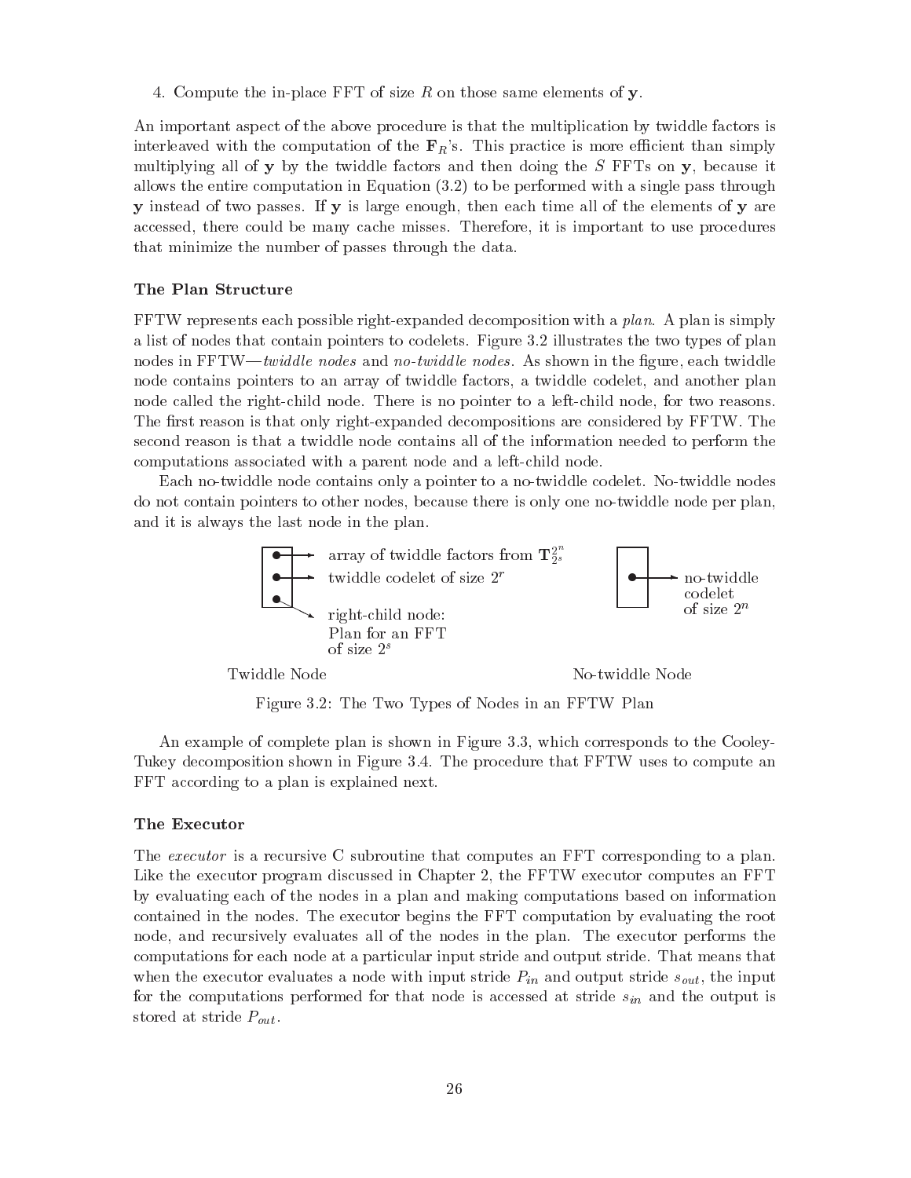4. Compute the in-place FFT of size $R$ on those same elements of $\mathbf{y}$.

An important aspect of the above procedure is that the multiplication by twiddle factors is interleaved with the computation of the $\mathbf{F}_R$'s. This practice is more efficient than simply multiplying all of $\mathbf{y}$ by the twiddle factors and then doing the $S$ FFTs on $\mathbf{y}$, because it allows the entire computation in Equation (3.2) to be performed with a single pass through $\mathbf{y}$ instead of two passes. If $\mathbf{y}$ is large enough, then each time all of the elements of $\mathbf{y}$ are accessed, there could be many cache misses. Therefore, it is important to use procedures that minimize the number of passes through the data.

### The Plan Structure

FFTW represents each possible right-expanded decomposition with a *plan*. A plan is simply a list of nodes that contain pointers to codelets. Figure 3.2 illustrates the two types of plan nodes in FFTW—*twiddle nodes* and *no-twiddle nodes*. As shown in the figure, each twiddle node contains pointers to an array of twiddle factors, a twiddle codelet, and another plan node called the right-child node. There is no pointer to a left-child node, for two reasons. The first reason is that only right-expanded decompositions are considered by FFTW. The second reason is that a twiddle node contains all of the information needed to perform the computations associated with a parent node and a left-child node.

Each no-twiddle node contains only a pointer to a no-twiddle codelet. No-twiddle nodes do not contain pointers to other nodes, because there is only one no-twiddle node per plan, and it is always the last node in the plan.

Twiddle Node: array of twiddle factors from $\mathbf{T}^{2^n}_{2^s}$; twiddle codelet of size $2^r$; right-child node: Plan for an FFT of size $2^s$

No-twiddle Node: no-twiddle codelet of size $2^n$

Figure 3.2: The Two Types of Nodes in an FFTW Plan

An example of complete plan is shown in Figure 3.3, which corresponds to the Cooley-Tukey decomposition shown in Figure 3.4. The procedure that FFTW uses to compute an FFT according to a plan is explained next.

### The Executor

The *executor* is a recursive C subroutine that computes an FFT corresponding to a plan. Like the executor program discussed in Chapter 2, the FFTW executor computes an FFT by evaluating each of the nodes in a plan and making computations based on information contained in the nodes. The executor begins the FFT computation by evaluating the root node, and recursively evaluates all of the nodes in the plan. The executor performs the computations for each node at a particular input stride and output stride. That means that when the executor evaluates a node with input stride $P_{in}$ and output stride $s_{out}$, the input for the computations performed for that node is accessed at stride $s_{in}$ and the output is stored at stride $P_{out}$.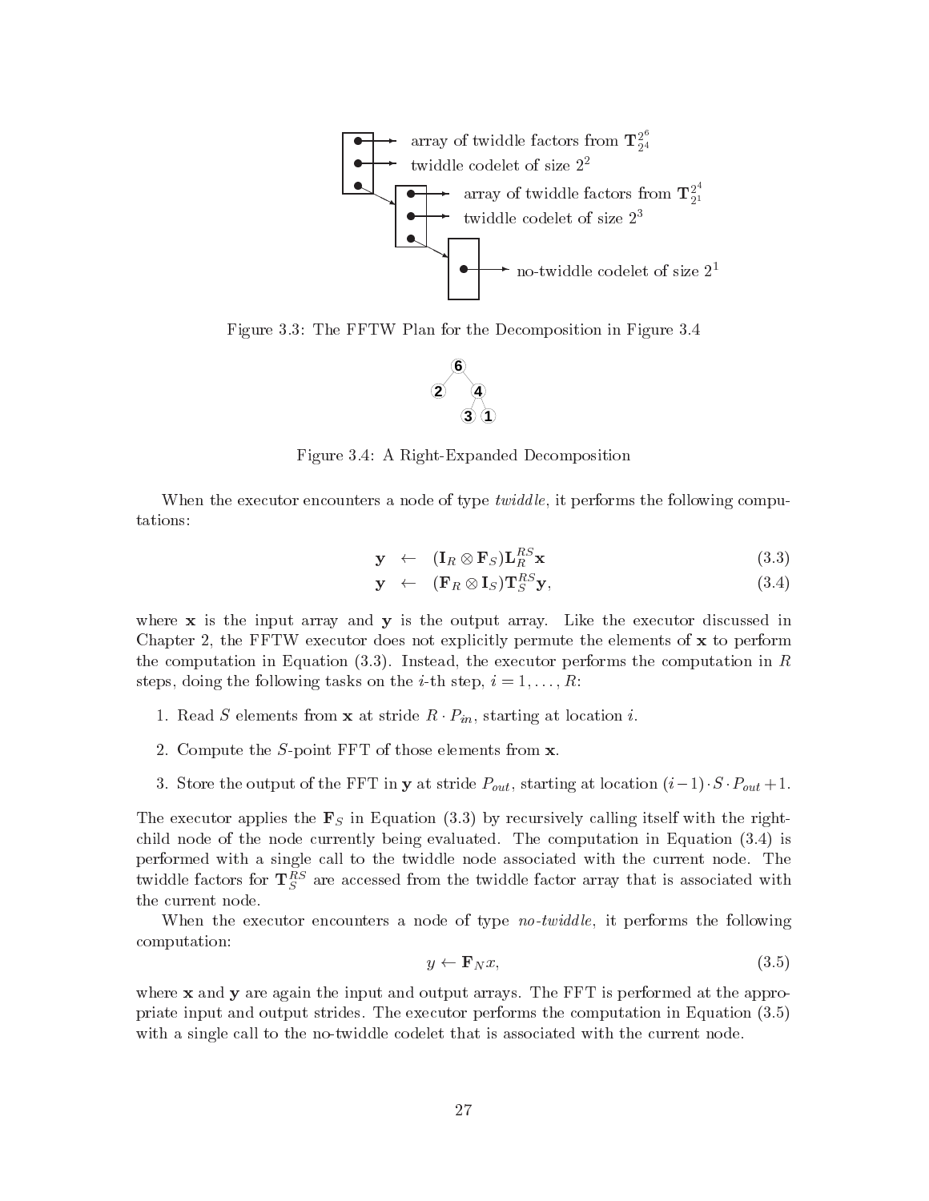Figure 3.3: The FFTW Plan for the Decomposition in Figure 3.4

Figure 3.4: A Right-Expanded Decomposition

When the executor encounters a node of type *twiddle*, it performs the following computations:

$$
\begin{aligned}
\mathbf{y} &\leftarrow (\mathbf{I}_R \otimes \mathbf{F}_S)\mathbf{L}_R^{RS}\mathbf{x} && (3.3)\\
\mathbf{y} &\leftarrow (\mathbf{F}_R \otimes \mathbf{I}_S)\mathbf{T}_S^{RS}\mathbf{y}, && (3.4)
\end{aligned}
$$

where $\mathbf{x}$ is the input array and $\mathbf{y}$ is the output array. Like the executor discussed in Chapter 2, the FFTW executor does not explicitly permute the elements of $\mathbf{x}$ to perform the computation in Equation (3.3). Instead, the executor performs the computation in $R$ steps, doing the following tasks on the $i$-th step, $i = 1, \ldots, R$:

1. Read $S$ elements from $\mathbf{x}$ at stride $R \cdot P_{in}$, starting at location $i$.
2. Compute the $S$-point FFT of those elements from $\mathbf{x}$.
3. Store the output of the FFT in $\mathbf{y}$ at stride $P_{out}$, starting at location $(i-1) \cdot S \cdot P_{out} + 1$.

The executor applies the $\mathbf{F}_S$ in Equation (3.3) by recursively calling itself with the right-child node of the node currently being evaluated. The computation in Equation (3.4) is performed with a single call to the twiddle node associated with the current node. The twiddle factors for $\mathbf{T}_S^{RS}$ are accessed from the twiddle factor array that is associated with the current node.

When the executor encounters a node of type *no-twiddle*, it performs the following computation:

$$
y \leftarrow \mathbf{F}_N x, \tag{3.5}
$$

where $\mathbf{x}$ and $\mathbf{y}$ are again the input and output arrays. The FFT is performed at the appropriate input and output strides. The executor performs the computation in Equation (3.5) with a single call to the no-twiddle codelet that is associated with the current node.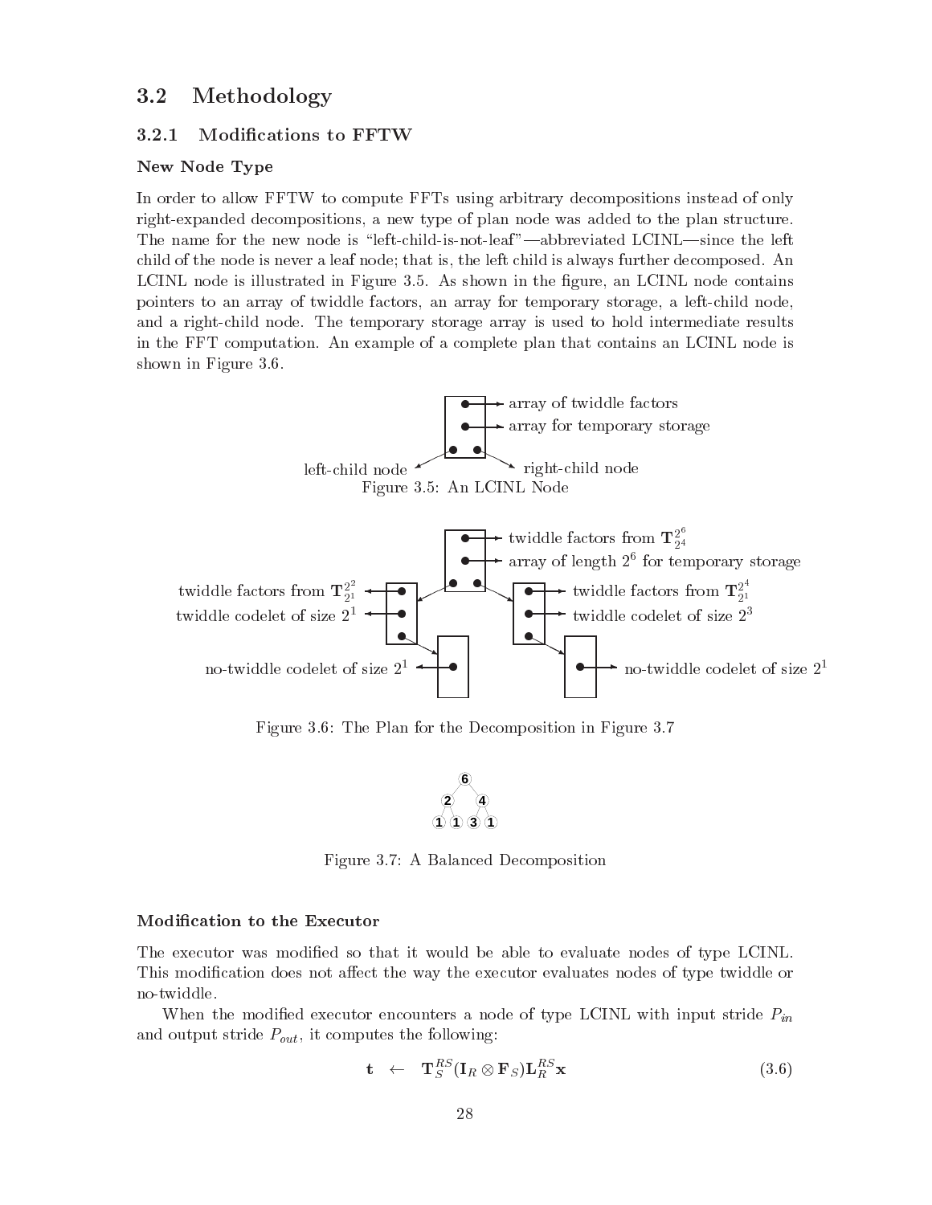## 3.2 Methodology

### 3.2.1 Modifications to FFTW

#### New Node Type

In order to allow FFTW to compute FFTs using arbitrary decompositions instead of only right-expanded decompositions, a new type of plan node was added to the plan structure. The name for the new node is "left-child-is-not-leaf"—abbreviated LCINL—since the left child of the node is never a leaf node; that is, the left child is always further decomposed. An LCINL node is illustrated in Figure 3.5. As shown in the figure, an LCINL node contains pointers to an array of twiddle factors, an array for temporary storage, a left-child node, and a right-child node. The temporary storage array is used to hold intermediate results in the FFT computation. An example of a complete plan that contains an LCINL node is shown in Figure 3.6.

array of twiddle factors
array for temporary storage
left-child node
right-child node

Figure 3.5: An LCINL Node

twiddle factors from $\mathbf{T}_{2^4}^{2^6}$
array of length $2^6$ for temporary storage
twiddle factors from $\mathbf{T}_{2^1}^{2^2}$
twiddle codelet of size $2^1$
twiddle factors from $\mathbf{T}_{2^1}^{2^4}$
twiddle codelet of size $2^3$
no-twiddle codelet of size $2^1$
no-twiddle codelet of size $2^1$

Figure 3.6: The Plan for the Decomposition in Figure 3.7

6
2 4
1 1 3 1

Figure 3.7: A Balanced Decomposition

#### Modification to the Executor

The executor was modified so that it would be able to evaluate nodes of type LCINL. This modification does not affect the way the executor evaluates nodes of type twiddle or no-twiddle.

When the modified executor encounters a node of type LCINL with input stride $P_{in}$ and output stride $P_{out}$, it computes the following:

$$\mathbf{t} \quad \leftarrow \quad \mathbf{T}_S^{RS}(\mathbf{I}_R \otimes \mathbf{F}_S)\mathbf{L}_R^{RS}\mathbf{x} \tag{3.6}$$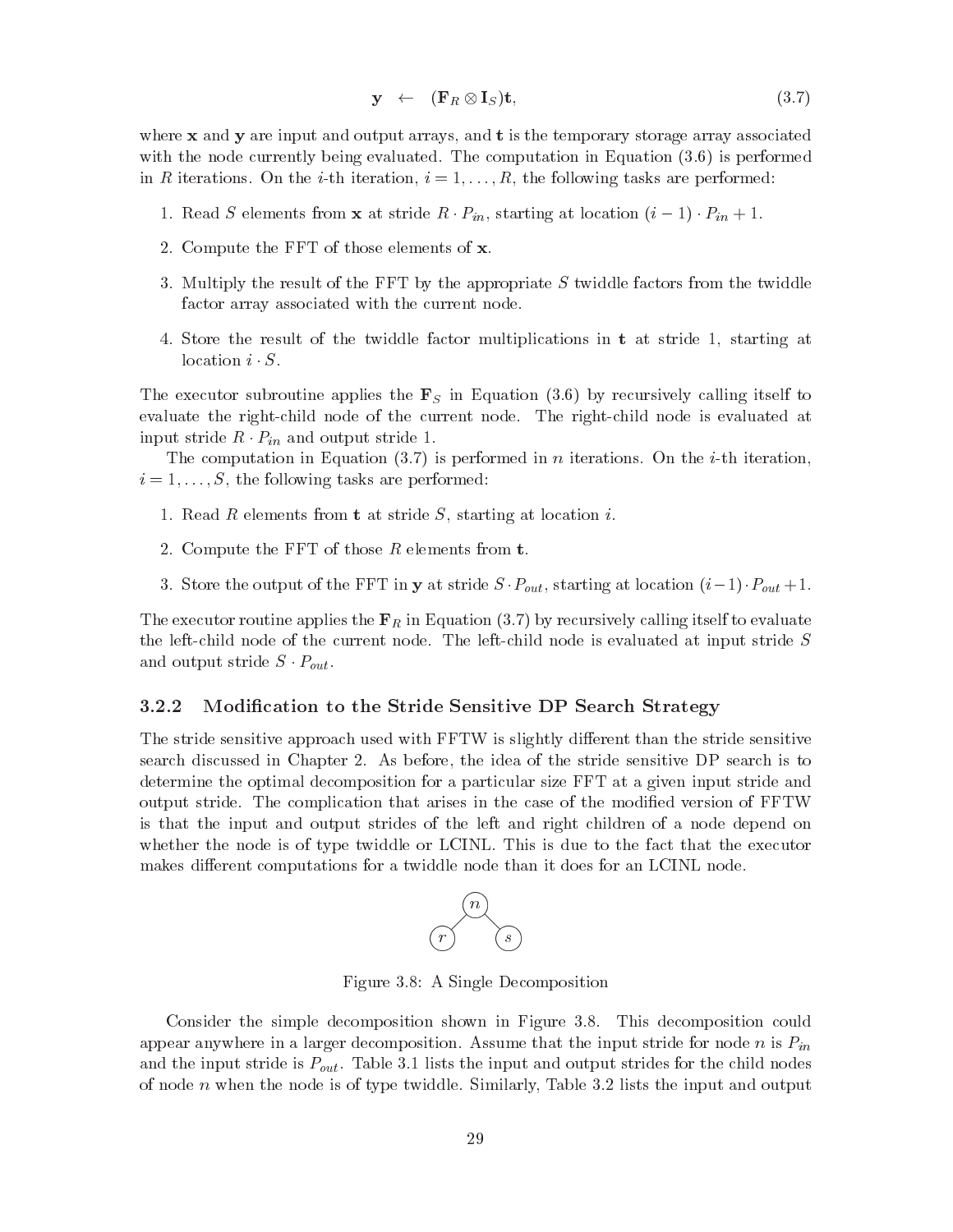$$\mathbf{y} \leftarrow (\mathbf{F}_R \otimes \mathbf{I}_S)\mathbf{t}, \tag{3.7}$$

where $\mathbf{x}$ and $\mathbf{y}$ are input and output arrays, and $\mathbf{t}$ is the temporary storage array associated with the node currently being evaluated. The computation in Equation (3.6) is performed in $R$ iterations. On the $i$-th iteration, $i = 1, \ldots, R$, the following tasks are performed:

1. Read $S$ elements from $\mathbf{x}$ at stride $R \cdot P_{in}$, starting at location $(i-1) \cdot P_{in} + 1$.
2. Compute the FFT of those elements of $\mathbf{x}$.
3. Multiply the result of the FFT by the appropriate $S$ twiddle factors from the twiddle factor array associated with the current node.
4. Store the result of the twiddle factor multiplications in $\mathbf{t}$ at stride 1, starting at location $i \cdot S$.

The executor subroutine applies the $\mathbf{F}_S$ in Equation (3.6) by recursively calling itself to evaluate the right-child node of the current node. The right-child node is evaluated at input stride $R \cdot P_{in}$ and output stride 1.

The computation in Equation (3.7) is performed in $n$ iterations. On the $i$-th iteration, $i = 1, \ldots, S$, the following tasks are performed:

1. Read $R$ elements from $\mathbf{t}$ at stride $S$, starting at location $i$.
2. Compute the FFT of those $R$ elements from $\mathbf{t}$.
3. Store the output of the FFT in $\mathbf{y}$ at stride $S \cdot P_{out}$, starting at location $(i-1) \cdot P_{out} + 1$.

The executor routine applies the $\mathbf{F}_R$ in Equation (3.7) by recursively calling itself to evaluate the left-child node of the current node. The left-child node is evaluated at input stride $S$ and output stride $S \cdot P_{out}$.

### 3.2.2 Modification to the Stride Sensitive DP Search Strategy

The stride sensitive approach used with FFTW is slightly different than the stride sensitive search discussed in Chapter 2. As before, the idea of the stride sensitive DP search is to determine the optimal decomposition for a particular size FFT at a given input stride and output stride. The complication that arises in the case of the modified version of FFTW is that the input and output strides of the left and right children of a node depend on whether the node is of type twiddle or LCINL. This is due to the fact that the executor makes different computations for a twiddle node than it does for an LCINL node.

```
    n
   / \
  r   s
```

Figure 3.8: A Single Decomposition

Consider the simple decomposition shown in Figure 3.8. This decomposition could appear anywhere in a larger decomposition. Assume that the input stride for node $n$ is $P_{in}$ and the input stride is $P_{out}$. Table 3.1 lists the input and output strides for the child nodes of node $n$ when the node is of type twiddle. Similarly, Table 3.2 lists the input and output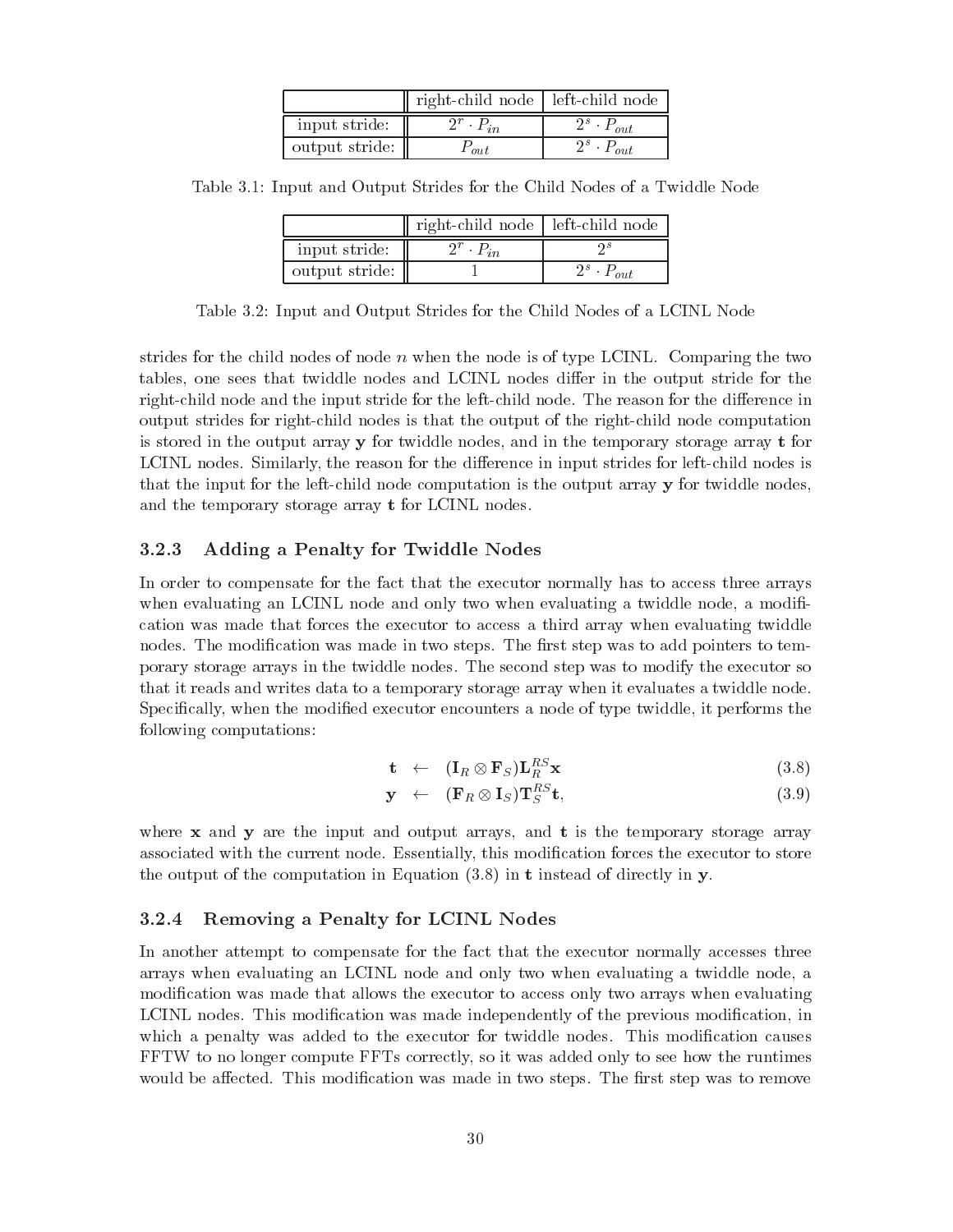| | right-child node | left-child node |
|---|---|---|
| input stride: | $2^r \cdot P_{in}$ | $2^s \cdot P_{out}$ |
| output stride: | $P_{out}$ | $2^s \cdot P_{out}$ |

Table 3.1: Input and Output Strides for the Child Nodes of a Twiddle Node

| | right-child node | left-child node |
|---|---|---|
| input stride: | $2^r \cdot P_{in}$ | $2^s$ |
| output stride: | 1 | $2^s \cdot P_{out}$ |

Table 3.2: Input and Output Strides for the Child Nodes of a LCINL Node

strides for the child nodes of node $n$ when the node is of type LCINL. Comparing the two tables, one sees that twiddle nodes and LCINL nodes differ in the output stride for the right-child node and the input stride for the left-child node. The reason for the difference in output strides for right-child nodes is that the output of the right-child node computation is stored in the output array $\mathbf{y}$ for twiddle nodes, and in the temporary storage array $\mathbf{t}$ for LCINL nodes. Similarly, the reason for the difference in input strides for left-child nodes is that the input for the left-child node computation is the output array $\mathbf{y}$ for twiddle nodes, and the temporary storage array $\mathbf{t}$ for LCINL nodes.

### 3.2.3 Adding a Penalty for Twiddle Nodes

In order to compensate for the fact that the executor normally has to access three arrays when evaluating an LCINL node and only two when evaluating a twiddle node, a modification was made that forces the executor to access a third array when evaluating twiddle nodes. The modification was made in two steps. The first step was to add pointers to temporary storage arrays in the twiddle nodes. The second step was to modify the executor so that it reads and writes data to a temporary storage array when it evaluates a twiddle node. Specifically, when the modified executor encounters a node of type twiddle, it performs the following computations:

$$\mathbf{t} \leftarrow (\mathbf{I}_R \otimes \mathbf{F}_S)\mathbf{L}_R^{RS}\mathbf{x} \tag{3.8}$$

$$\mathbf{y} \leftarrow (\mathbf{F}_R \otimes \mathbf{I}_S)\mathbf{T}_S^{RS}\mathbf{t}, \tag{3.9}$$

where $\mathbf{x}$ and $\mathbf{y}$ are the input and output arrays, and $\mathbf{t}$ is the temporary storage array associated with the current node. Essentially, this modification forces the executor to store the output of the computation in Equation (3.8) in $\mathbf{t}$ instead of directly in $\mathbf{y}$.

### 3.2.4 Removing a Penalty for LCINL Nodes

In another attempt to compensate for the fact that the executor normally accesses three arrays when evaluating an LCINL node and only two when evaluating a twiddle node, a modification was made that allows the executor to access only two arrays when evaluating LCINL nodes. This modification was made independently of the previous modification, in which a penalty was added to the executor for twiddle nodes. This modification causes FFTW to no longer compute FFTs correctly, so it was added only to see how the runtimes would be affected. This modification was made in two steps. The first step was to remove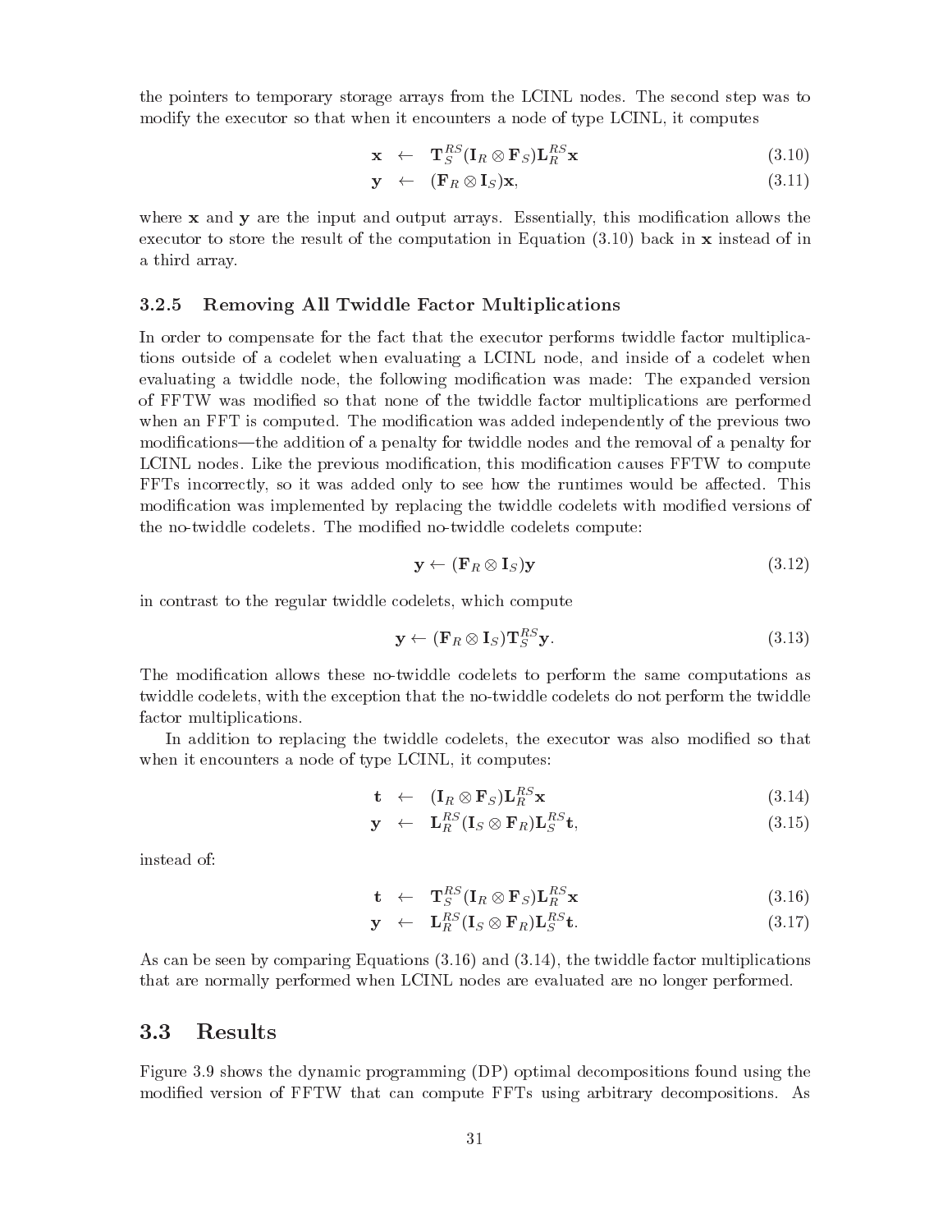the pointers to temporary storage arrays from the LCINL nodes. The second step was to modify the executor so that when it encounters a node of type LCINL, it computes

$$\mathbf{x} \leftarrow \mathbf{T}_S^{RS}(\mathbf{I}_R \otimes \mathbf{F}_S)\mathbf{L}_R^{RS}\mathbf{x} \tag{3.10}$$

$$\mathbf{y} \leftarrow (\mathbf{F}_R \otimes \mathbf{I}_S)\mathbf{x}, \tag{3.11}$$

where $\mathbf{x}$ and $\mathbf{y}$ are the input and output arrays. Essentially, this modification allows the executor to store the result of the computation in Equation (3.10) back in $\mathbf{x}$ instead of in a third array.

### 3.2.5 Removing All Twiddle Factor Multiplications

In order to compensate for the fact that the executor performs twiddle factor multiplications outside of a codelet when evaluating a LCINL node, and inside of a codelet when evaluating a twiddle node, the following modification was made: The expanded version of FFTW was modified so that none of the twiddle factor multiplications are performed when an FFT is computed. The modification was added independently of the previous two modifications—the addition of a penalty for twiddle nodes and the removal of a penalty for LCINL nodes. Like the previous modification, this modification causes FFTW to compute FFTs incorrectly, so it was added only to see how the runtimes would be affected. This modification was implemented by replacing the twiddle codelets with modified versions of the no-twiddle codelets. The modified no-twiddle codelets compute:

$$\mathbf{y} \leftarrow (\mathbf{F}_R \otimes \mathbf{I}_S)\mathbf{y} \tag{3.12}$$

in contrast to the regular twiddle codelets, which compute

$$\mathbf{y} \leftarrow (\mathbf{F}_R \otimes \mathbf{I}_S)\mathbf{T}_S^{RS}\mathbf{y}. \tag{3.13}$$

The modification allows these no-twiddle codelets to perform the same computations as twiddle codelets, with the exception that the no-twiddle codelets do not perform the twiddle factor multiplications.

In addition to replacing the twiddle codelets, the executor was also modified so that when it encounters a node of type LCINL, it computes:

$$\mathbf{t} \leftarrow (\mathbf{I}_R \otimes \mathbf{F}_S)\mathbf{L}_R^{RS}\mathbf{x} \tag{3.14}$$

$$\mathbf{y} \leftarrow \mathbf{L}_R^{RS}(\mathbf{I}_S \otimes \mathbf{F}_R)\mathbf{L}_S^{RS}\mathbf{t}, \tag{3.15}$$

instead of:

$$\mathbf{t} \leftarrow \mathbf{T}_S^{RS}(\mathbf{I}_R \otimes \mathbf{F}_S)\mathbf{L}_R^{RS}\mathbf{x} \tag{3.16}$$

$$\mathbf{y} \leftarrow \mathbf{L}_R^{RS}(\mathbf{I}_S \otimes \mathbf{F}_R)\mathbf{L}_S^{RS}\mathbf{t}. \tag{3.17}$$

As can be seen by comparing Equations (3.16) and (3.14), the twiddle factor multiplications that are normally performed when LCINL nodes are evaluated are no longer performed.

## 3.3 Results

Figure 3.9 shows the dynamic programming (DP) optimal decompositions found using the modified version of FFTW that can compute FFTs using arbitrary decompositions. As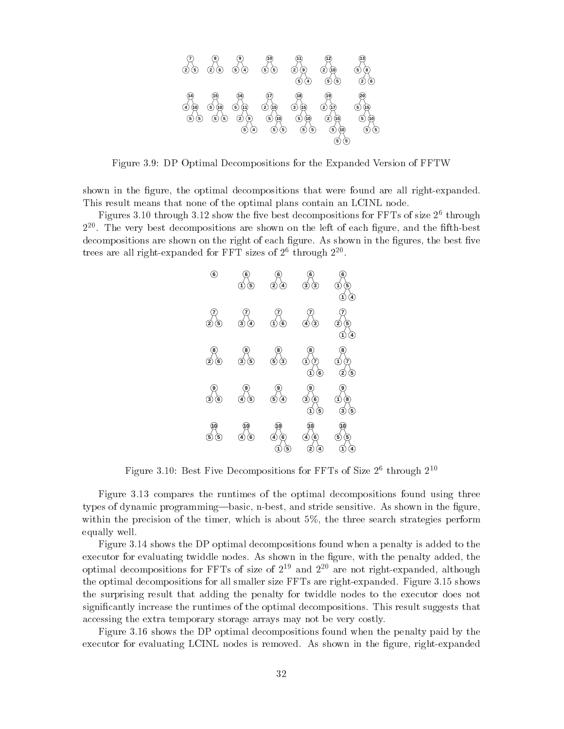Figure 3.9: DP Optimal Decompositions for the Expanded Version of FFTW

shown in the figure, the optimal decompositions that were found are all right-expanded. This result means that none of the optimal plans contain an LCINL node.

Figures 3.10 through 3.12 show the five best decompositions for FFTs of size $2^6$ through $2^{20}$. The very best decompositions are shown on the left of each figure, and the fifth-best decompositions are shown on the right of each figure. As shown in the figures, the best five trees are all right-expanded for FFT sizes of $2^6$ through $2^{20}$.

Figure 3.10: Best Five Decompositions for FFTs of Size $2^6$ through $2^{10}$

Figure 3.13 compares the runtimes of the optimal decompositions found using three types of dynamic programming—basic, n-best, and stride sensitive. As shown in the figure, within the precision of the timer, which is about 5%, the three search strategies perform equally well.

Figure 3.14 shows the DP optimal decompositions found when a penalty is added to the executor for evaluating twiddle nodes. As shown in the figure, with the penalty added, the optimal decompositions for FFTs of size of $2^{19}$ and $2^{20}$ are not right-expanded, although the optimal decompositions for all smaller size FFTs are right-expanded. Figure 3.15 shows the surprising result that adding the penalty for twiddle nodes to the executor does not significantly increase the runtimes of the optimal decompositions. This result suggests that accessing the extra temporary storage arrays may not be very costly.

Figure 3.16 shows the DP optimal decompositions found when the penalty paid by the executor for evaluating LCINL nodes is removed. As shown in the figure, right-expanded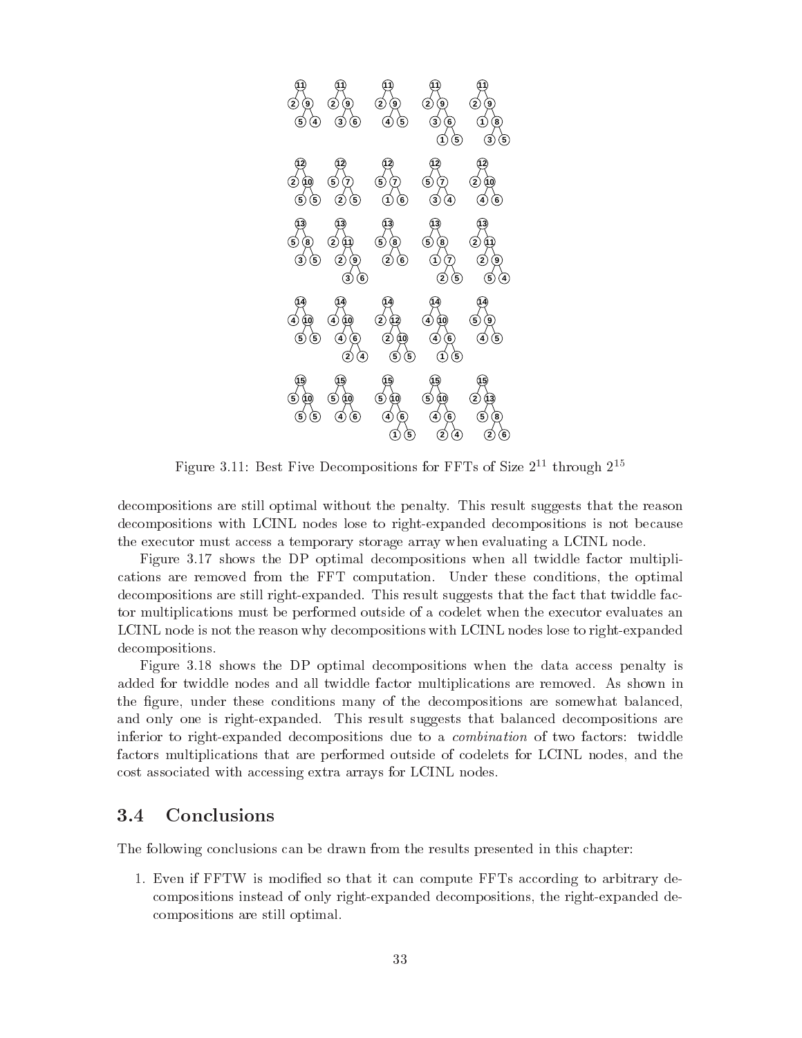Figure 3.11: Best Five Decompositions for FFTs of Size $2^{11}$ through $2^{15}$

decompositions are still optimal without the penalty. This result suggests that the reason decompositions with LCINL nodes lose to right-expanded decompositions is not because the executor must access a temporary storage array when evaluating a LCINL node.

Figure 3.17 shows the DP optimal decompositions when all twiddle factor multiplications are removed from the FFT computation. Under these conditions, the optimal decompositions are still right-expanded. This result suggests that the fact that twiddle factor multiplications must be performed outside of a codelet when the executor evaluates an LCINL node is not the reason why decompositions with LCINL nodes lose to right-expanded decompositions.

Figure 3.18 shows the DP optimal decompositions when the data access penalty is added for twiddle nodes and all twiddle factor multiplications are removed. As shown in the figure, under these conditions many of the decompositions are somewhat balanced, and only one is right-expanded. This result suggests that balanced decompositions are inferior to right-expanded decompositions due to a *combination* of two factors: twiddle factors multiplications that are performed outside of codelets for LCINL nodes, and the cost associated with accessing extra arrays for LCINL nodes.

## 3.4 Conclusions

The following conclusions can be drawn from the results presented in this chapter:

1. Even if FFTW is modified so that it can compute FFTs according to arbitrary decompositions instead of only right-expanded decompositions, the right-expanded decompositions are still optimal.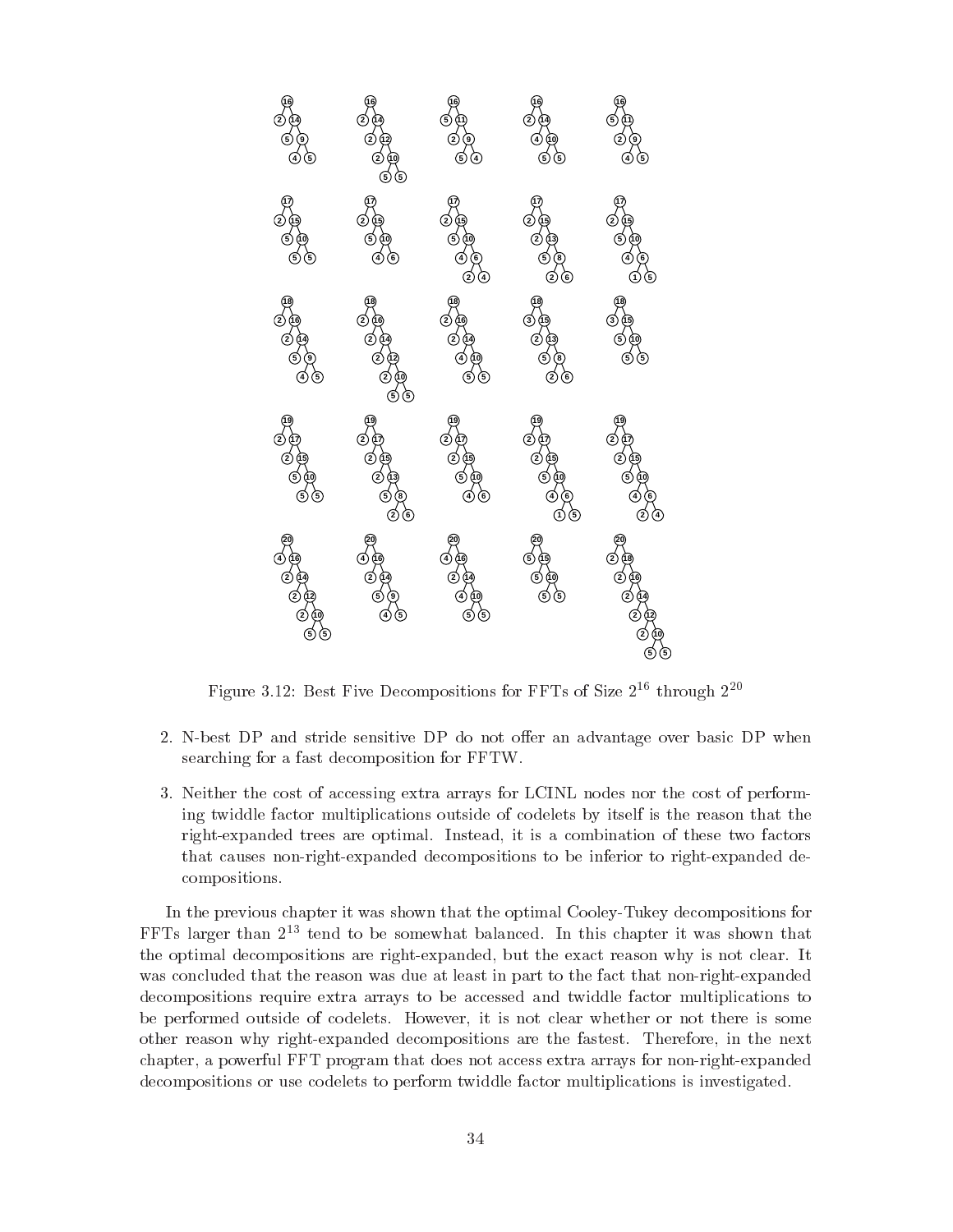Figure 3.12: Best Five Decompositions for FFTs of Size $2^{16}$ through $2^{20}$

2. N-best DP and stride sensitive DP do not offer an advantage over basic DP when searching for a fast decomposition for FFTW.

3. Neither the cost of accessing extra arrays for LCINL nodes nor the cost of performing twiddle factor multiplications outside of codelets by itself is the reason that the right-expanded trees are optimal. Instead, it is a combination of these two factors that causes non-right-expanded decompositions to be inferior to right-expanded decompositions.

In the previous chapter it was shown that the optimal Cooley-Tukey decompositions for FFTs larger than $2^{13}$ tend to be somewhat balanced. In this chapter it was shown that the optimal decompositions are right-expanded, but the exact reason why is not clear. It was concluded that the reason was due at least in part to the fact that non-right-expanded decompositions require extra arrays to be accessed and twiddle factor multiplications to be performed outside of codelets. However, it is not clear whether or not there is some other reason why right-expanded decompositions are the fastest. Therefore, in the next chapter, a powerful FFT program that does not access extra arrays for non-right-expanded decompositions or use codelets to perform twiddle factor multiplications is investigated.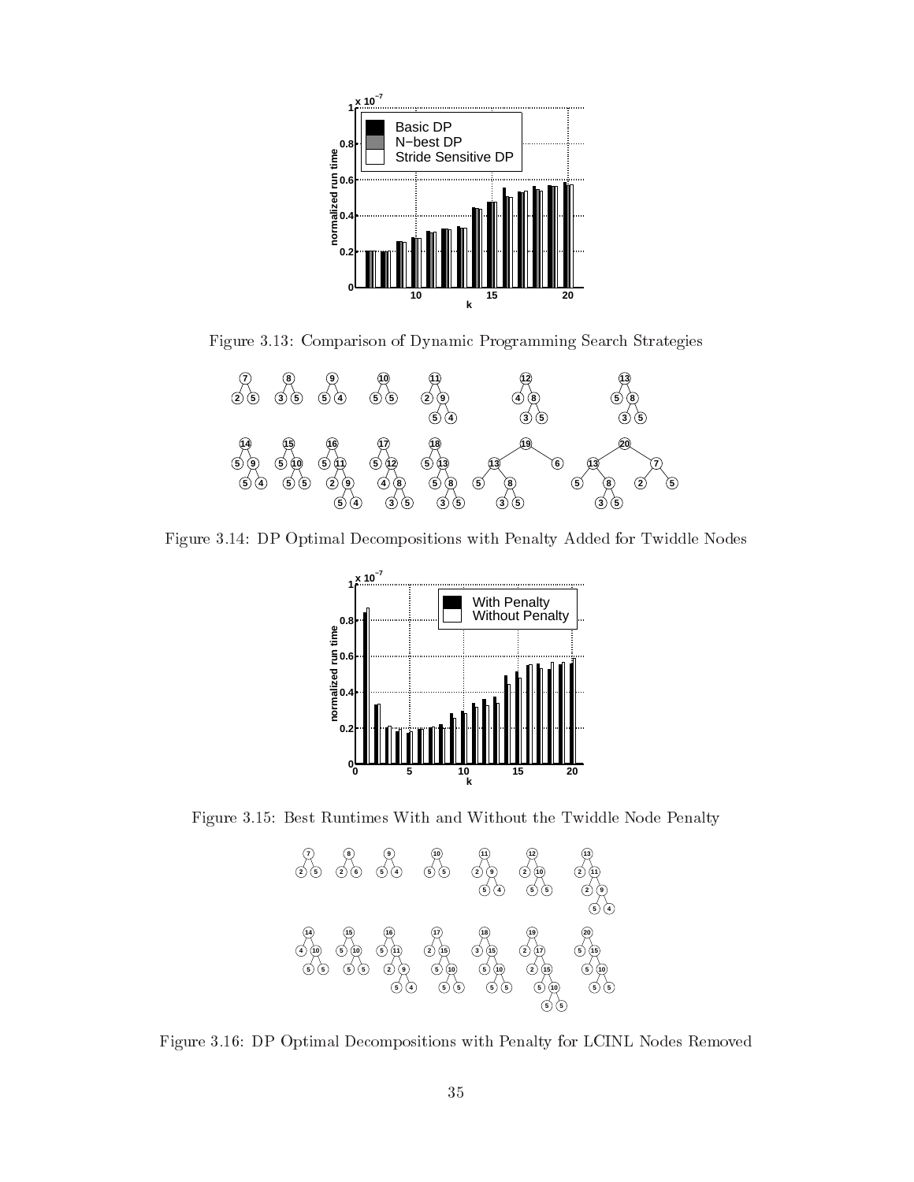Figure 3.13: Comparison of Dynamic Programming Search Strategies

Figure 3.14: DP Optimal Decompositions with Penalty Added for Twiddle Nodes

Figure 3.15: Best Runtimes With and Without the Twiddle Node Penalty

Figure 3.16: DP Optimal Decompositions with Penalty for LCINL Nodes Removed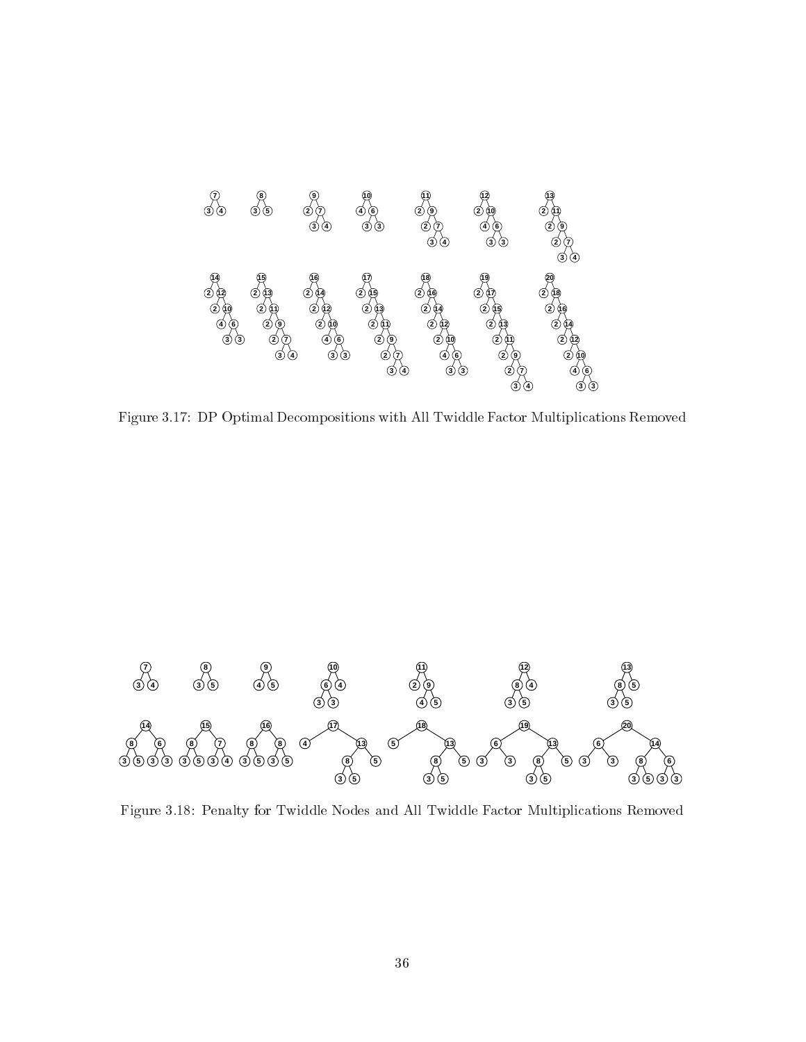Figure 3.17: DP Optimal Decompositions with All Twiddle Factor Multiplications Removed

Figure 3.18: Penalty for Twiddle Nodes and All Twiddle Factor Multiplications Removed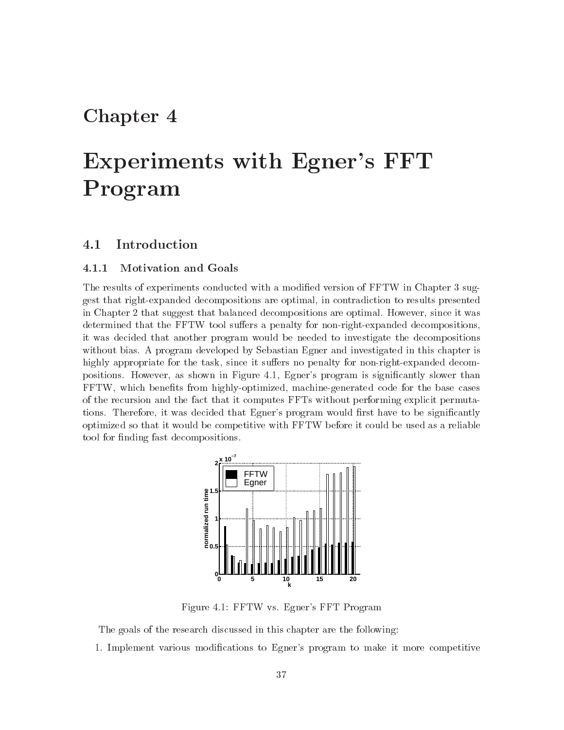# Chapter 4

# Experiments with Egner's FFT Program

## 4.1 Introduction

### 4.1.1 Motivation and Goals

The results of experiments conducted with a modified version of FFTW in Chapter 3 suggest that right-expanded decompositions are optimal, in contradiction to results presented in Chapter 2 that suggest that balanced decompositions are optimal. However, since it was determined that the FFTW tool suffers a penalty for non-right-expanded decompositions, it was decided that another program would be needed to investigate the decompositions without bias. A program developed by Sebastian Egner and investigated in this chapter is highly appropriate for the task, since it suffers no penalty for non-right-expanded decompositions. However, as shown in Figure 4.1, Egner's program is significantly slower than FFTW, which benefits from highly-optimized, machine-generated code for the base cases of the recursion and the fact that it computes FFTs without performing explicit permutations. Therefore, it was decided that Egner's program would first have to be significantly optimized so that it would be competitive with FFTW before it could be used as a reliable tool for finding fast decompositions.

Figure 4.1: FFTW vs. Egner's FFT Program

The goals of the research discussed in this chapter are the following:

1. Implement various modifications to Egner's program to make it more competitive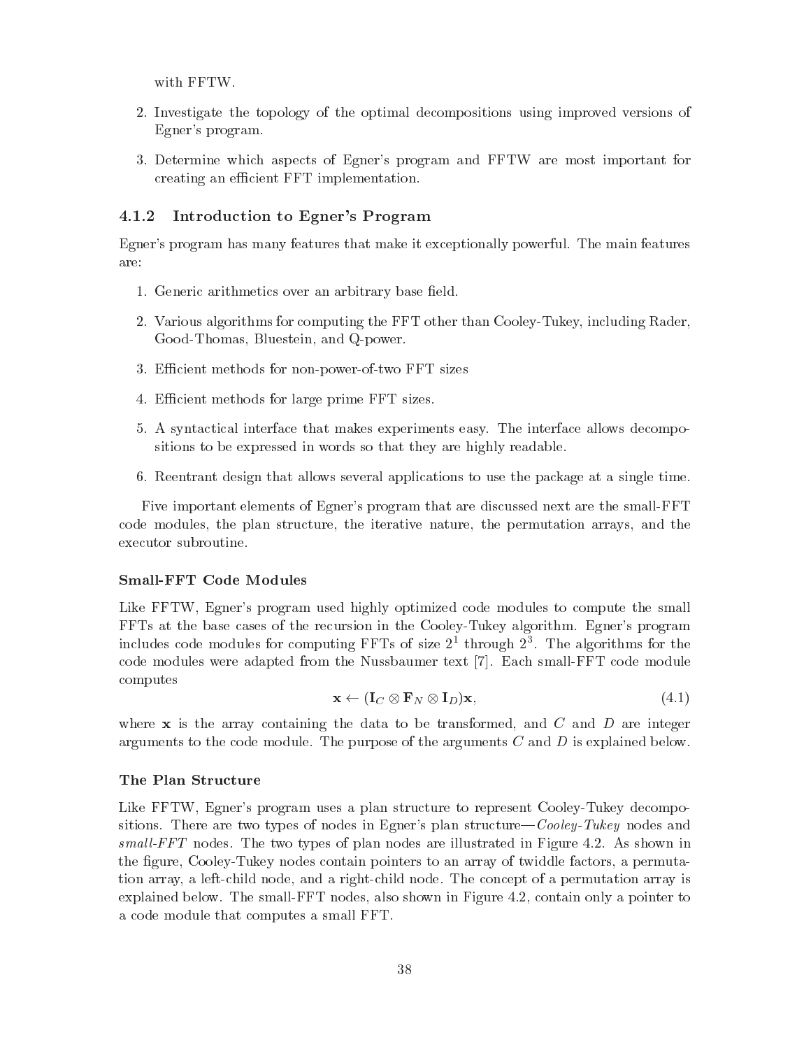with FFTW.

2. Investigate the topology of the optimal decompositions using improved versions of Egner's program.

3. Determine which aspects of Egner's program and FFTW are most important for creating an efficient FFT implementation.

### 4.1.2 Introduction to Egner's Program

Egner's program has many features that make it exceptionally powerful. The main features are:

1. Generic arithmetics over an arbitrary base field.

2. Various algorithms for computing the FFT other than Cooley-Tukey, including Rader, Good-Thomas, Bluestein, and Q-power.

3. Efficient methods for non-power-of-two FFT sizes

4. Efficient methods for large prime FFT sizes.

5. A syntactical interface that makes experiments easy. The interface allows decompositions to be expressed in words so that they are highly readable.

6. Reentrant design that allows several applications to use the package at a single time.

Five important elements of Egner's program that are discussed next are the small-FFT code modules, the plan structure, the iterative nature, the permutation arrays, and the executor subroutine.

#### Small-FFT Code Modules

Like FFTW, Egner's program used highly optimized code modules to compute the small FFTs at the base cases of the recursion in the Cooley-Tukey algorithm. Egner's program includes code modules for computing FFTs of size $2^1$ through $2^3$. The algorithms for the code modules were adapted from the Nussbaumer text [7]. Each small-FFT code module computes

$$\mathbf{x} \leftarrow (\mathbf{I}_C \otimes \mathbf{F}_N \otimes \mathbf{I}_D)\mathbf{x}, \tag{4.1}$$

where $\mathbf{x}$ is the array containing the data to be transformed, and $C$ and $D$ are integer arguments to the code module. The purpose of the arguments $C$ and $D$ is explained below.

#### The Plan Structure

Like FFTW, Egner's program uses a plan structure to represent Cooley-Tukey decompositions. There are two types of nodes in Egner's plan structure—*Cooley-Tukey* nodes and *small-FFT* nodes. The two types of plan nodes are illustrated in Figure 4.2. As shown in the figure, Cooley-Tukey nodes contain pointers to an array of twiddle factors, a permutation array, a left-child node, and a right-child node. The concept of a permutation array is explained below. The small-FFT nodes, also shown in Figure 4.2, contain only a pointer to a code module that computes a small FFT.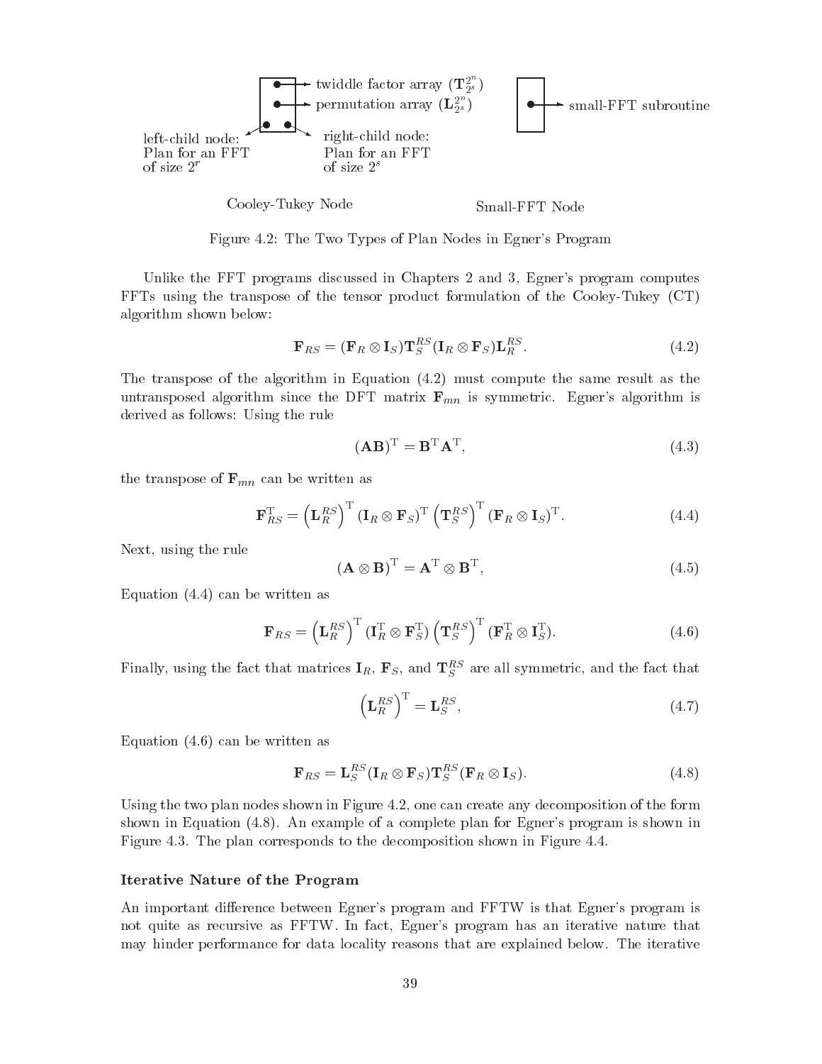twiddle factor array ($\mathbf{T}_{2^s}^{2^n}$)
permutation array ($\mathbf{L}_{2^s}^{2^n}$)

left-child node: Plan for an FFT of size $2^r$

right-child node: Plan for an FFT of size $2^s$

small-FFT subroutine

Cooley-Tukey Node

Small-FFT Node

Figure 4.2: The Two Types of Plan Nodes in Egner's Program

Unlike the FFT programs discussed in Chapters 2 and 3, Egner's program computes FFTs using the transpose of the tensor product formulation of the Cooley-Tukey (CT) algorithm shown below:

$$\mathbf{F}_{RS} = (\mathbf{F}_R \otimes \mathbf{I}_S)\mathbf{T}_S^{RS}(\mathbf{I}_R \otimes \mathbf{F}_S)\mathbf{L}_R^{RS}. \tag{4.2}$$

The transpose of the algorithm in Equation (4.2) must compute the same result as the untransposed algorithm since the DFT matrix $\mathbf{F}_{mn}$ is symmetric. Egner's algorithm is derived as follows: Using the rule

$$(\mathbf{AB})^{\mathrm{T}} = \mathbf{B}^{\mathrm{T}}\mathbf{A}^{\mathrm{T}}, \tag{4.3}$$

the transpose of $\mathbf{F}_{mn}$ can be written as

$$\mathbf{F}_{RS}^{\mathrm{T}} = \left(\mathbf{L}_R^{RS}\right)^{\mathrm{T}} (\mathbf{I}_R \otimes \mathbf{F}_S)^{\mathrm{T}} \left(\mathbf{T}_S^{RS}\right)^{\mathrm{T}} (\mathbf{F}_R \otimes \mathbf{I}_S)^{\mathrm{T}}. \tag{4.4}$$

Next, using the rule

$$(\mathbf{A} \otimes \mathbf{B})^{\mathrm{T}} = \mathbf{A}^{\mathrm{T}} \otimes \mathbf{B}^{\mathrm{T}}, \tag{4.5}$$

Equation (4.4) can be written as

$$\mathbf{F}_{RS} = \left(\mathbf{L}_R^{RS}\right)^{\mathrm{T}} (\mathbf{I}_R^{\mathrm{T}} \otimes \mathbf{F}_S^{\mathrm{T}}) \left(\mathbf{T}_S^{RS}\right)^{\mathrm{T}} (\mathbf{F}_R^{\mathrm{T}} \otimes \mathbf{I}_S^{\mathrm{T}}). \tag{4.6}$$

Finally, using the fact that matrices $\mathbf{I}_R$, $\mathbf{F}_S$, and $\mathbf{T}_S^{RS}$ are all symmetric, and the fact that

$$\left(\mathbf{L}_R^{RS}\right)^{\mathrm{T}} = \mathbf{L}_S^{RS}, \tag{4.7}$$

Equation (4.6) can be written as

$$\mathbf{F}_{RS} = \mathbf{L}_S^{RS}(\mathbf{I}_R \otimes \mathbf{F}_S)\mathbf{T}_S^{RS}(\mathbf{F}_R \otimes \mathbf{I}_S). \tag{4.8}$$

Using the two plan nodes shown in Figure 4.2, one can create any decomposition of the form shown in Equation (4.8). An example of a complete plan for Egner's program is shown in Figure 4.3. The plan corresponds to the decomposition shown in Figure 4.4.

### Iterative Nature of the Program

An important difference between Egner's program and FFTW is that Egner's program is not quite as recursive as FFTW. In fact, Egner's program has an iterative nature that may hinder performance for data locality reasons that are explained below. The iterative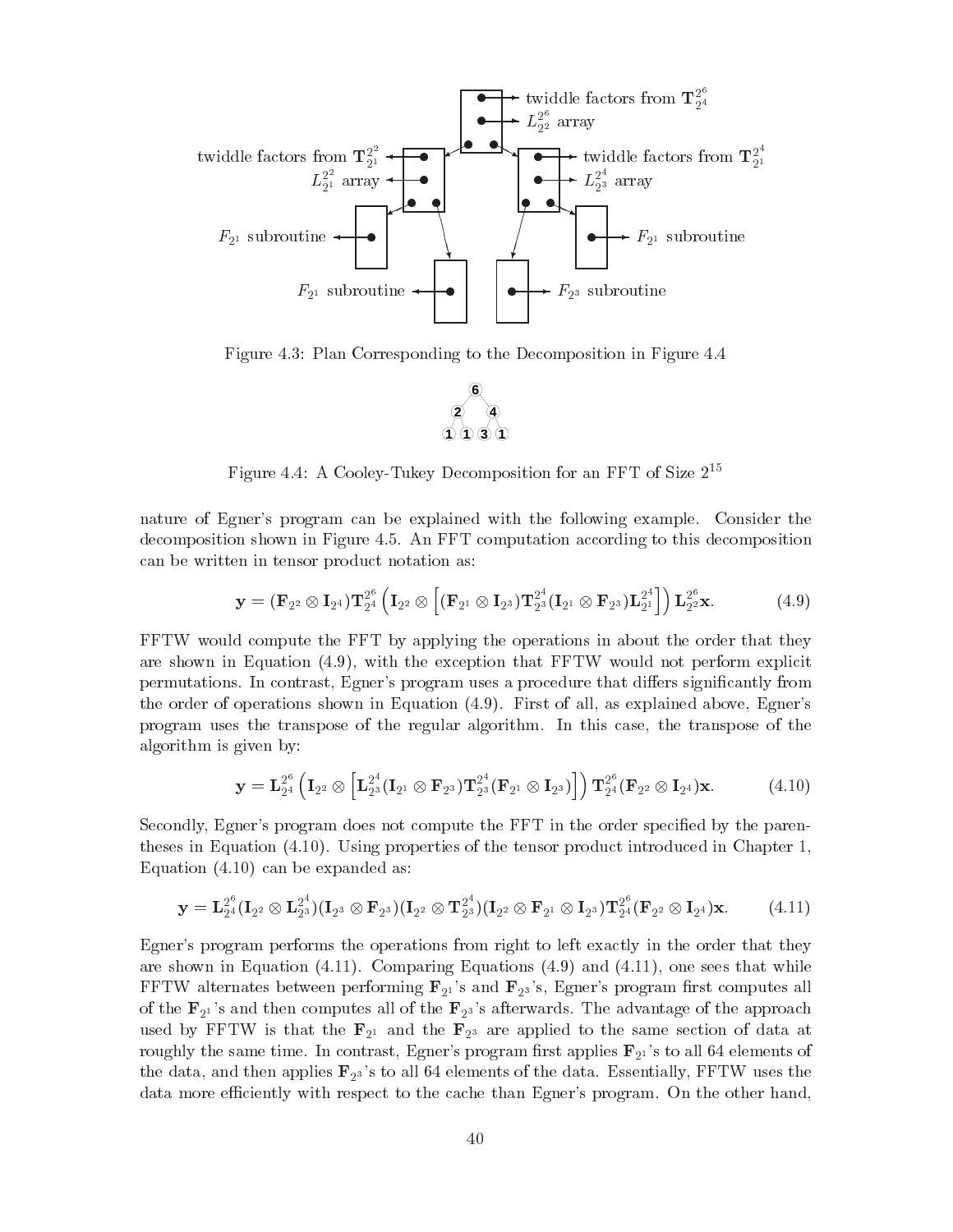twiddle factors from $\mathbf{T}_{2^4}^{2^6}$

$L_{2^2}^{2^6}$ array

twiddle factors from $\mathbf{T}_{2^1}^{2^2}$

$L_{2^1}^{2^2}$ array

twiddle factors from $\mathbf{T}_{2^1}^{2^4}$

$L_{2^3}^{2^4}$ array

$F_{2^1}$ subroutine

$F_{2^1}$ subroutine

$F_{2^1}$ subroutine

$F_{2^3}$ subroutine

Figure 4.3: Plan Corresponding to the Decomposition in Figure 4.4

6

2 4

1 1 3 1

Figure 4.4: A Cooley-Tukey Decomposition for an FFT of Size $2^{15}$

nature of Egner's program can be explained with the following example. Consider the decomposition shown in Figure 4.5. An FFT computation according to this decomposition can be written in tensor product notation as:

$$\mathbf{y} = (\mathbf{F}_{2^2} \otimes \mathbf{I}_{2^4})\mathbf{T}_{2^4}^{2^6}\left(\mathbf{I}_{2^2} \otimes \left[(\mathbf{F}_{2^1} \otimes \mathbf{I}_{2^3})\mathbf{T}_{2^3}^{2^4}(\mathbf{I}_{2^1} \otimes \mathbf{F}_{2^3})\mathbf{L}_{2^1}^{2^4}\right]\right)\mathbf{L}_{2^2}^{2^6}\mathbf{x}. \tag{4.9}$$

FFTW would compute the FFT by applying the operations in about the order that they are shown in Equation (4.9), with the exception that FFTW would not perform explicit permutations. In contrast, Egner's program uses a procedure that differs significantly from the order of operations shown in Equation (4.9). First of all, as explained above, Egner's program uses the transpose of the regular algorithm. In this case, the transpose of the algorithm is given by:

$$\mathbf{y} = \mathbf{L}_{2^4}^{2^6}\left(\mathbf{I}_{2^2} \otimes \left[\mathbf{L}_{2^3}^{2^4}(\mathbf{I}_{2^1} \otimes \mathbf{F}_{2^3})\mathbf{T}_{2^3}^{2^4}(\mathbf{F}_{2^1} \otimes \mathbf{I}_{2^3})\right]\right)\mathbf{T}_{2^4}^{2^6}(\mathbf{F}_{2^2} \otimes \mathbf{I}_{2^4})\mathbf{x}. \tag{4.10}$$

Secondly, Egner's program does not compute the FFT in the order specified by the parentheses in Equation (4.10). Using properties of the tensor product introduced in Chapter 1, Equation (4.10) can be expanded as:

$$\mathbf{y} = \mathbf{L}_{2^4}^{2^6}(\mathbf{I}_{2^2} \otimes \mathbf{L}_{2^3}^{2^4})(\mathbf{I}_{2^3} \otimes \mathbf{F}_{2^3})(\mathbf{I}_{2^2} \otimes \mathbf{T}_{2^3}^{2^4})(\mathbf{I}_{2^2} \otimes \mathbf{F}_{2^1} \otimes \mathbf{I}_{2^3})\mathbf{T}_{2^4}^{2^6}(\mathbf{F}_{2^2} \otimes \mathbf{I}_{2^4})\mathbf{x}. \tag{4.11}$$

Egner's program performs the operations from right to left exactly in the order that they are shown in Equation (4.11). Comparing Equations (4.9) and (4.11), one sees that while FFTW alternates between performing $\mathbf{F}_{2^1}$'s and $\mathbf{F}_{2^3}$'s, Egner's program first computes all of the $\mathbf{F}_{2^1}$'s and then computes all of the $\mathbf{F}_{2^3}$'s afterwards. The advantage of the approach used by FFTW is that the $\mathbf{F}_{2^1}$ and the $\mathbf{F}_{2^3}$ are applied to the same section of data at roughly the same time. In contrast, Egner's program first applies $\mathbf{F}_{2^1}$'s to all 64 elements of the data, and then applies $\mathbf{F}_{2^3}$'s to all 64 elements of the data. Essentially, FFTW uses the data more efficiently with respect to the cache than Egner's program. On the other hand,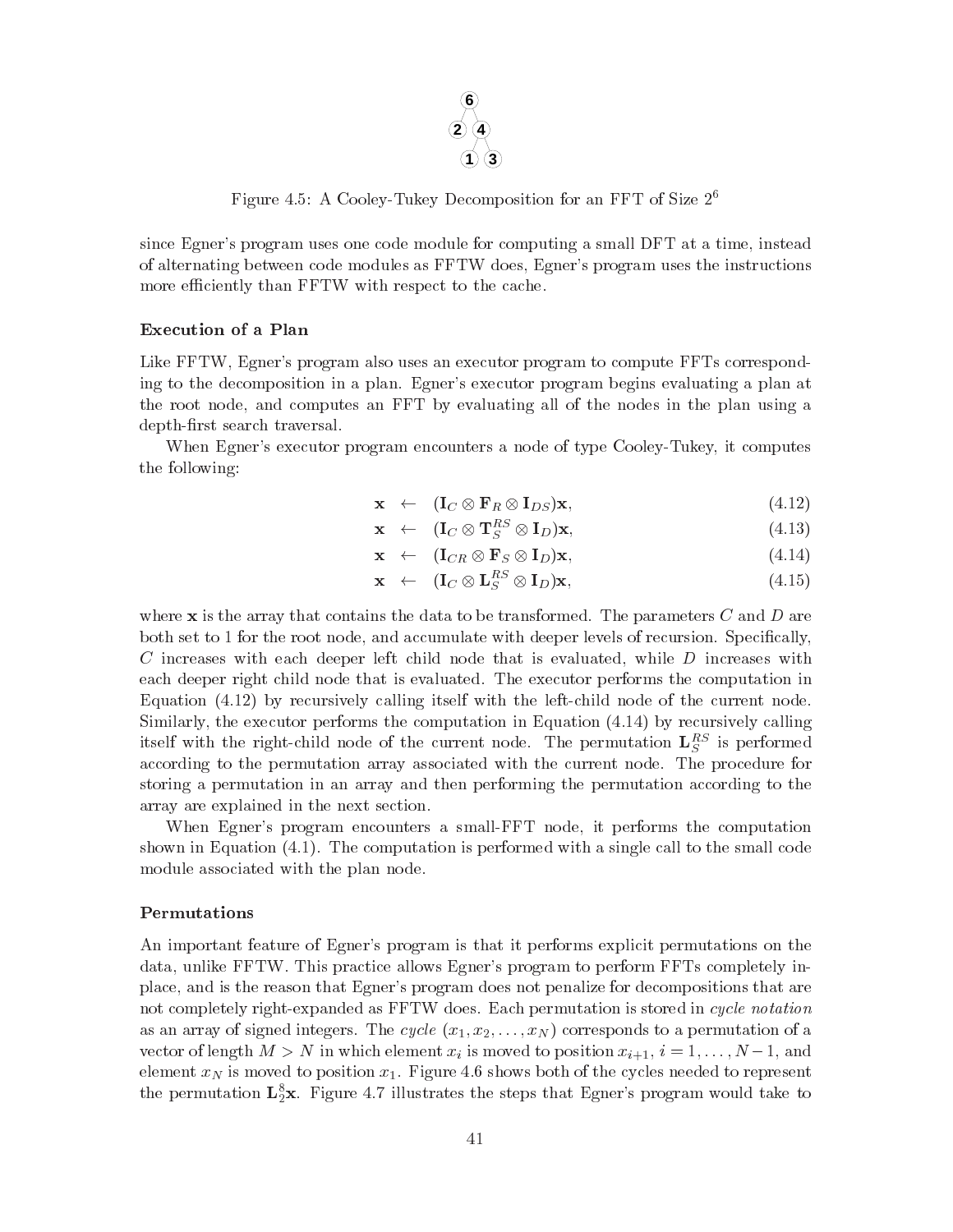Figure 4.5: A Cooley-Tukey Decomposition for an FFT of Size $2^6$

since Egner's program uses one code module for computing a small DFT at a time, instead of alternating between code modules as FFTW does, Egner's program uses the instructions more efficiently than FFTW with respect to the cache.

### Execution of a Plan

Like FFTW, Egner's program also uses an executor program to compute FFTs corresponding to the decomposition in a plan. Egner's executor program begins evaluating a plan at the root node, and computes an FFT by evaluating all of the nodes in the plan using a depth-first search traversal.

When Egner's executor program encounters a node of type Cooley-Tukey, it computes the following:

$$\mathbf{x} \leftarrow (\mathbf{I}_C \otimes \mathbf{F}_R \otimes \mathbf{I}_{DS})\mathbf{x}, \tag{4.12}$$

$$\mathbf{x} \leftarrow (\mathbf{I}_C \otimes \mathbf{T}_S^{RS} \otimes \mathbf{I}_D)\mathbf{x}, \tag{4.13}$$

$$\mathbf{x} \leftarrow (\mathbf{I}_{CR} \otimes \mathbf{F}_S \otimes \mathbf{I}_D)\mathbf{x}, \tag{4.14}$$

$$\mathbf{x} \leftarrow (\mathbf{I}_C \otimes \mathbf{L}_S^{RS} \otimes \mathbf{I}_D)\mathbf{x}, \tag{4.15}$$

where $\mathbf{x}$ is the array that contains the data to be transformed. The parameters $C$ and $D$ are both set to 1 for the root node, and accumulate with deeper levels of recursion. Specifically, $C$ increases with each deeper left child node that is evaluated, while $D$ increases with each deeper right child node that is evaluated. The executor performs the computation in Equation (4.12) by recursively calling itself with the left-child node of the current node. Similarly, the executor performs the computation in Equation (4.14) by recursively calling itself with the right-child node of the current node. The permutation $\mathbf{L}_S^{RS}$ is performed according to the permutation array associated with the current node. The procedure for storing a permutation in an array and then performing the permutation according to the array are explained in the next section.

When Egner's program encounters a small-FFT node, it performs the computation shown in Equation (4.1). The computation is performed with a single call to the small code module associated with the plan node.

### Permutations

An important feature of Egner's program is that it performs explicit permutations on the data, unlike FFTW. This practice allows Egner's program to perform FFTs completely in-place, and is the reason that Egner's program does not penalize for decompositions that are not completely right-expanded as FFTW does. Each permutation is stored in *cycle notation* as an array of signed integers. The *cycle* $(x_1, x_2, \ldots, x_N)$ corresponds to a permutation of a vector of length $M > N$ in which element $x_i$ is moved to position $x_{i+1}$, $i = 1, \ldots, N-1$, and element $x_N$ is moved to position $x_1$. Figure 4.6 shows both of the cycles needed to represent the permutation $\mathbf{L}_2^8\mathbf{x}$. Figure 4.7 illustrates the steps that Egner's program would take to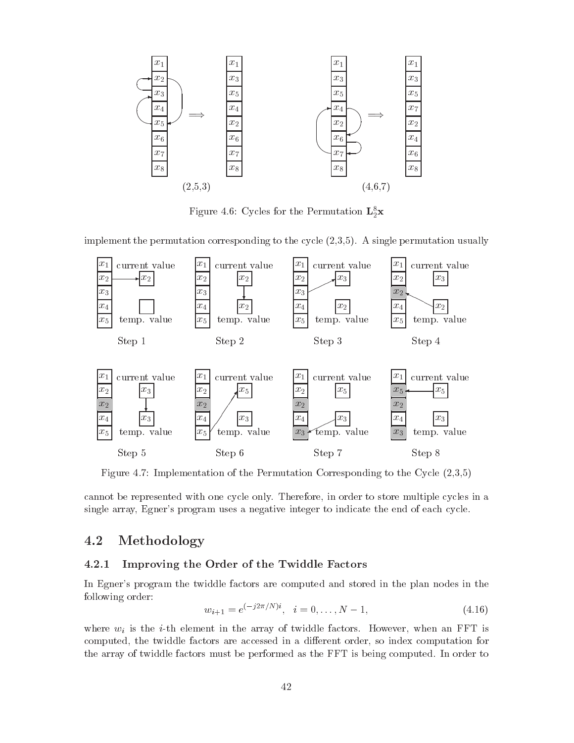Figure 4.6: Cycles for the Permutation $\mathbf{L}_2^8\mathbf{x}$

implement the permutation corresponding to the cycle (2,3,5). A single permutation usually

Figure 4.7: Implementation of the Permutation Corresponding to the Cycle (2,3,5)

cannot be represented with one cycle only. Therefore, in order to store multiple cycles in a single array, Egner's program uses a negative integer to indicate the end of each cycle.

## 4.2 Methodology

### 4.2.1 Improving the Order of the Twiddle Factors

In Egner's program the twiddle factors are computed and stored in the plan nodes in the following order:

$$w_{i+1} = e^{(-j2\pi/N)i}, \quad i = 0, \ldots, N-1, \tag{4.16}$$

where $w_i$ is the $i$-th element in the array of twiddle factors. However, when an FFT is computed, the twiddle factors are accessed in a different order, so index computation for the array of twiddle factors must be performed as the FFT is being computed. In order to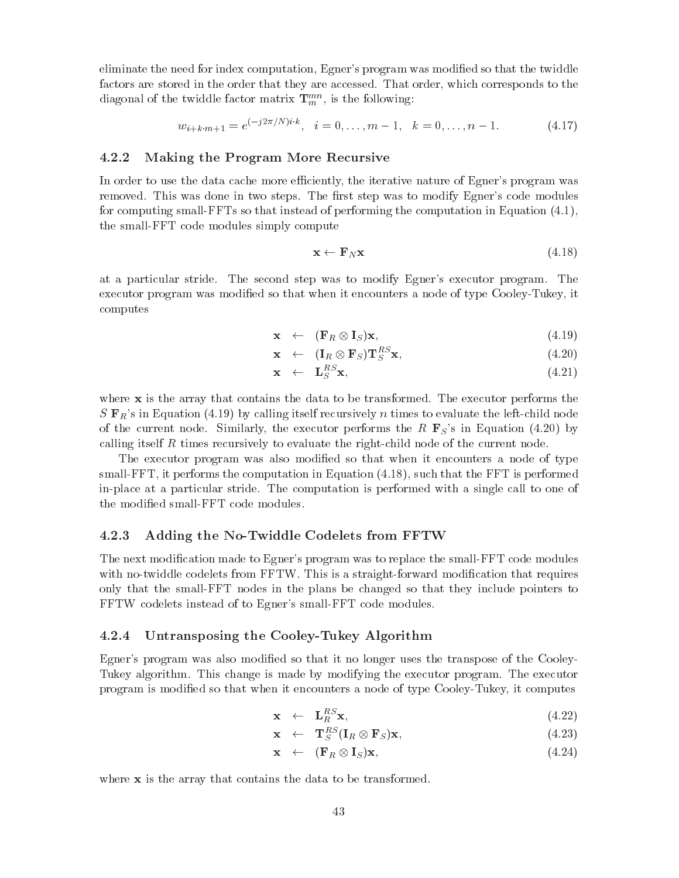eliminate the need for index computation, Egner's program was modified so that the twiddle factors are stored in the order that they are accessed. That order, which corresponds to the diagonal of the twiddle factor matrix $\mathbf{T}_m^{mn}$, is the following:

$$w_{i+k\cdot m+1} = e^{(-j2\pi/N)i\cdot k}, \quad i = 0, \ldots, m-1, \quad k = 0, \ldots, n-1. \tag{4.17}$$

### 4.2.2 Making the Program More Recursive

In order to use the data cache more efficiently, the iterative nature of Egner's program was removed. This was done in two steps. The first step was to modify Egner's code modules for computing small-FFTs so that instead of performing the computation in Equation (4.1), the small-FFT code modules simply compute

$$\mathbf{x} \leftarrow \mathbf{F}_N \mathbf{x} \tag{4.18}$$

at a particular stride. The second step was to modify Egner's executor program. The executor program was modified so that when it encounters a node of type Cooley-Tukey, it computes

$$\mathbf{x} \leftarrow (\mathbf{F}_R \otimes \mathbf{I}_S)\mathbf{x}, \tag{4.19}$$

$$\mathbf{x} \leftarrow (\mathbf{I}_R \otimes \mathbf{F}_S)\mathbf{T}_S^{RS}\mathbf{x}, \tag{4.20}$$

$$\mathbf{x} \leftarrow \mathbf{L}_S^{RS}\mathbf{x}, \tag{4.21}$$

where $\mathbf{x}$ is the array that contains the data to be transformed. The executor performs the $S$ $\mathbf{F}_R$'s in Equation (4.19) by calling itself recursively $n$ times to evaluate the left-child node of the current node. Similarly, the executor performs the $R$ $\mathbf{F}_S$'s in Equation (4.20) by calling itself $R$ times recursively to evaluate the right-child node of the current node.

The executor program was also modified so that when it encounters a node of type small-FFT, it performs the computation in Equation (4.18), such that the FFT is performed in-place at a particular stride. The computation is performed with a single call to one of the modified small-FFT code modules.

### 4.2.3 Adding the No-Twiddle Codelets from FFTW

The next modification made to Egner's program was to replace the small-FFT code modules with no-twiddle codelets from FFTW. This is a straight-forward modification that requires only that the small-FFT nodes in the plans be changed so that they include pointers to FFTW codelets instead of to Egner's small-FFT code modules.

### 4.2.4 Untransposing the Cooley-Tukey Algorithm

Egner's program was also modified so that it no longer uses the transpose of the Cooley-Tukey algorithm. This change is made by modifying the executor program. The executor program is modified so that when it encounters a node of type Cooley-Tukey, it computes

$$\mathbf{x} \leftarrow \mathbf{L}_R^{RS}\mathbf{x}, \tag{4.22}$$

$$\mathbf{x} \leftarrow \mathbf{T}_S^{RS}(\mathbf{I}_R \otimes \mathbf{F}_S)\mathbf{x}, \tag{4.23}$$

$$\mathbf{x} \leftarrow (\mathbf{F}_R \otimes \mathbf{I}_S)\mathbf{x}, \tag{4.24}$$

where $\mathbf{x}$ is the array that contains the data to be transformed.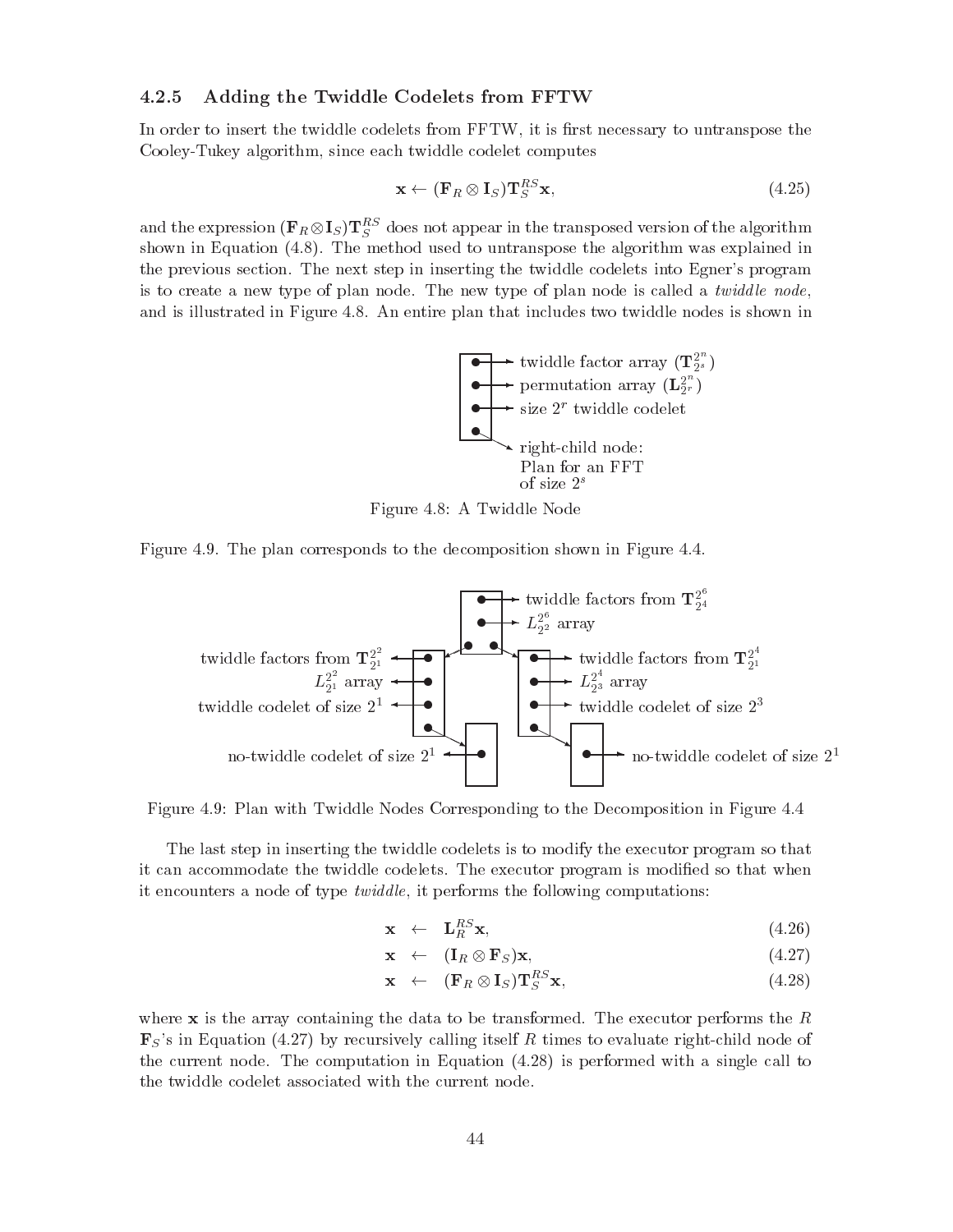### 4.2.5 Adding the Twiddle Codelets from FFTW

In order to insert the twiddle codelets from FFTW, it is first necessary to untranspose the Cooley-Tukey algorithm, since each twiddle codelet computes

$$\mathbf{x} \leftarrow (\mathbf{F}_R \otimes \mathbf{I}_S)\mathbf{T}_S^{RS}\mathbf{x}, \tag{4.25}$$

and the expression $(\mathbf{F}_R \otimes \mathbf{I}_S)\mathbf{T}_S^{RS}$ does not appear in the transposed version of the algorithm shown in Equation (4.8). The method used to untranspose the algorithm was explained in the previous section. The next step in inserting the twiddle codelets into Egner's program is to create a new type of plan node. The new type of plan node is called a *twiddle node*, and is illustrated in Figure 4.8. An entire plan that includes two twiddle nodes is shown in Figure 4.9. The plan corresponds to the decomposition shown in Figure 4.4.

Figure 4.8: A Twiddle Node

Figure 4.9: Plan with Twiddle Nodes Corresponding to the Decomposition in Figure 4.4

The last step in inserting the twiddle codelets is to modify the executor program so that it can accommodate the twiddle codelets. The executor program is modified so that when it encounters a node of type *twiddle*, it performs the following computations:

$$\mathbf{x} \leftarrow \mathbf{L}_R^{RS}\mathbf{x}, \tag{4.26}$$

$$\mathbf{x} \leftarrow (\mathbf{I}_R \otimes \mathbf{F}_S)\mathbf{x}, \tag{4.27}$$

$$\mathbf{x} \leftarrow (\mathbf{F}_R \otimes \mathbf{I}_S)\mathbf{T}_S^{RS}\mathbf{x}, \tag{4.28}$$

where $\mathbf{x}$ is the array containing the data to be transformed. The executor performs the $R$ $\mathbf{F}_S$'s in Equation (4.27) by recursively calling itself $R$ times to evaluate right-child node of the current node. The computation in Equation (4.28) is performed with a single call to the twiddle codelet associated with the current node.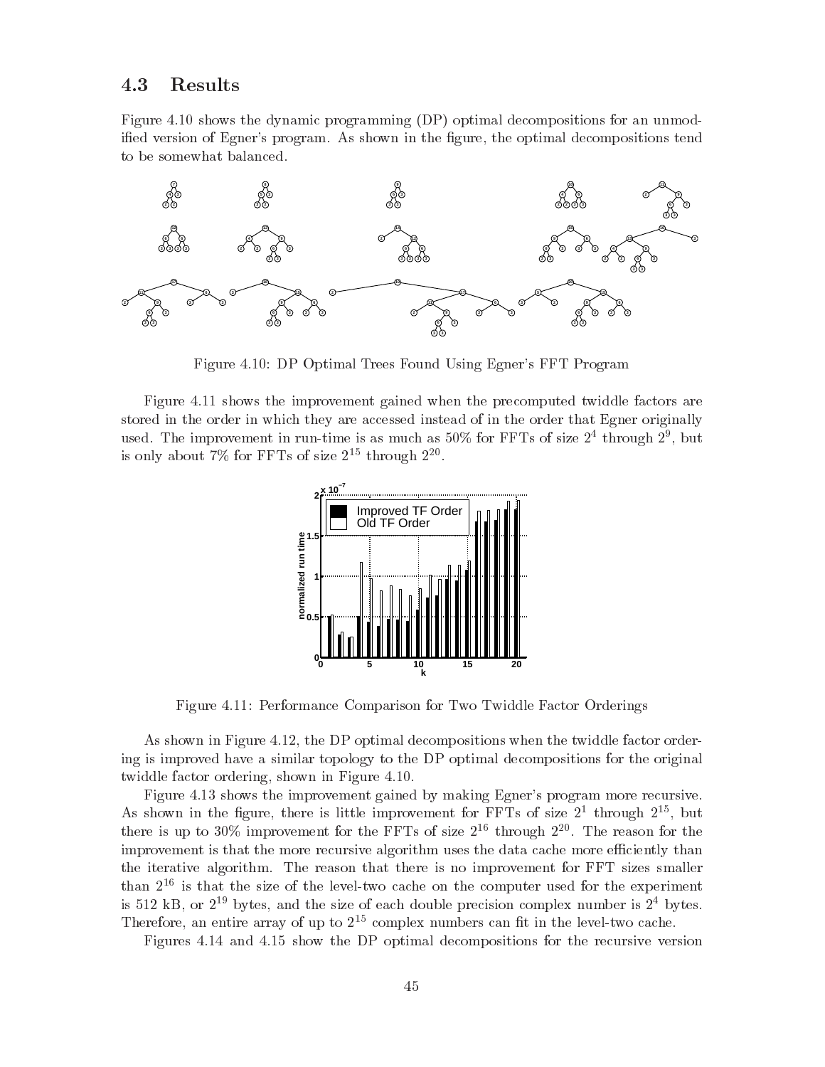## 4.3 Results

Figure 4.10 shows the dynamic programming (DP) optimal decompositions for an unmodified version of Egner's program. As shown in the figure, the optimal decompositions tend to be somewhat balanced.

Figure 4.10: DP Optimal Trees Found Using Egner's FFT Program

Figure 4.11 shows the improvement gained when the precomputed twiddle factors are stored in the order in which they are accessed instead of in the order that Egner originally used. The improvement in run-time is as much as 50% for FFTs of size $2^4$ through $2^9$, but is only about 7% for FFTs of size $2^{15}$ through $2^{20}$.

Figure 4.11: Performance Comparison for Two Twiddle Factor Orderings

As shown in Figure 4.12, the DP optimal decompositions when the twiddle factor ordering is improved have a similar topology to the DP optimal decompositions for the original twiddle factor ordering, shown in Figure 4.10.

Figure 4.13 shows the improvement gained by making Egner's program more recursive. As shown in the figure, there is little improvement for FFTs of size $2^1$ through $2^{15}$, but there is up to 30% improvement for the FFTs of size $2^{16}$ through $2^{20}$. The reason for the improvement is that the more recursive algorithm uses the data cache more efficiently than the iterative algorithm. The reason that there is no improvement for FFT sizes smaller than $2^{16}$ is that the size of the level-two cache on the computer used for the experiment is 512 kB, or $2^{19}$ bytes, and the size of each double precision complex number is $2^4$ bytes. Therefore, an entire array of up to $2^{15}$ complex numbers can fit in the level-two cache.

Figures 4.14 and 4.15 show the DP optimal decompositions for the recursive version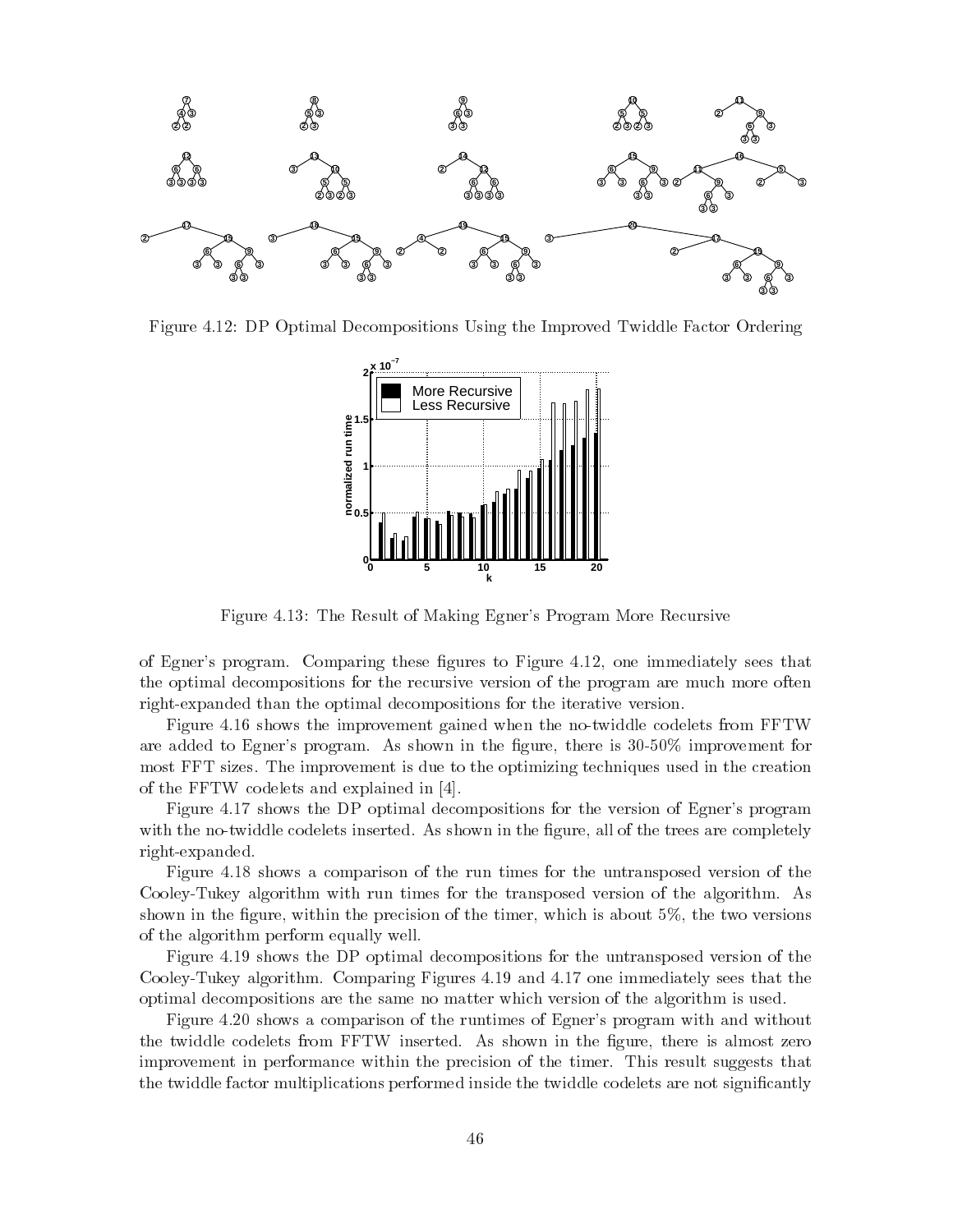Figure 4.12: DP Optimal Decompositions Using the Improved Twiddle Factor Ordering

Figure 4.13: The Result of Making Egner's Program More Recursive

of Egner's program. Comparing these figures to Figure 4.12, one immediately sees that the optimal decompositions for the recursive version of the program are much more often right-expanded than the optimal decompositions for the iterative version.

Figure 4.16 shows the improvement gained when the no-twiddle codelets from FFTW are added to Egner's program. As shown in the figure, there is 30-50% improvement for most FFT sizes. The improvement is due to the optimizing techniques used in the creation of the FFTW codelets and explained in [4].

Figure 4.17 shows the DP optimal decompositions for the version of Egner's program with the no-twiddle codelets inserted. As shown in the figure, all of the trees are completely right-expanded.

Figure 4.18 shows a comparison of the run times for the untransposed version of the Cooley-Tukey algorithm with run times for the transposed version of the algorithm. As shown in the figure, within the precision of the timer, which is about 5%, the two versions of the algorithm perform equally well.

Figure 4.19 shows the DP optimal decompositions for the untransposed version of the Cooley-Tukey algorithm. Comparing Figures 4.19 and 4.17 one immediately sees that the optimal decompositions are the same no matter which version of the algorithm is used.

Figure 4.20 shows a comparison of the runtimes of Egner's program with and without the twiddle codelets from FFTW inserted. As shown in the figure, there is almost zero improvement in performance within the precision of the timer. This result suggests that the twiddle factor multiplications performed inside the twiddle codelets are not significantly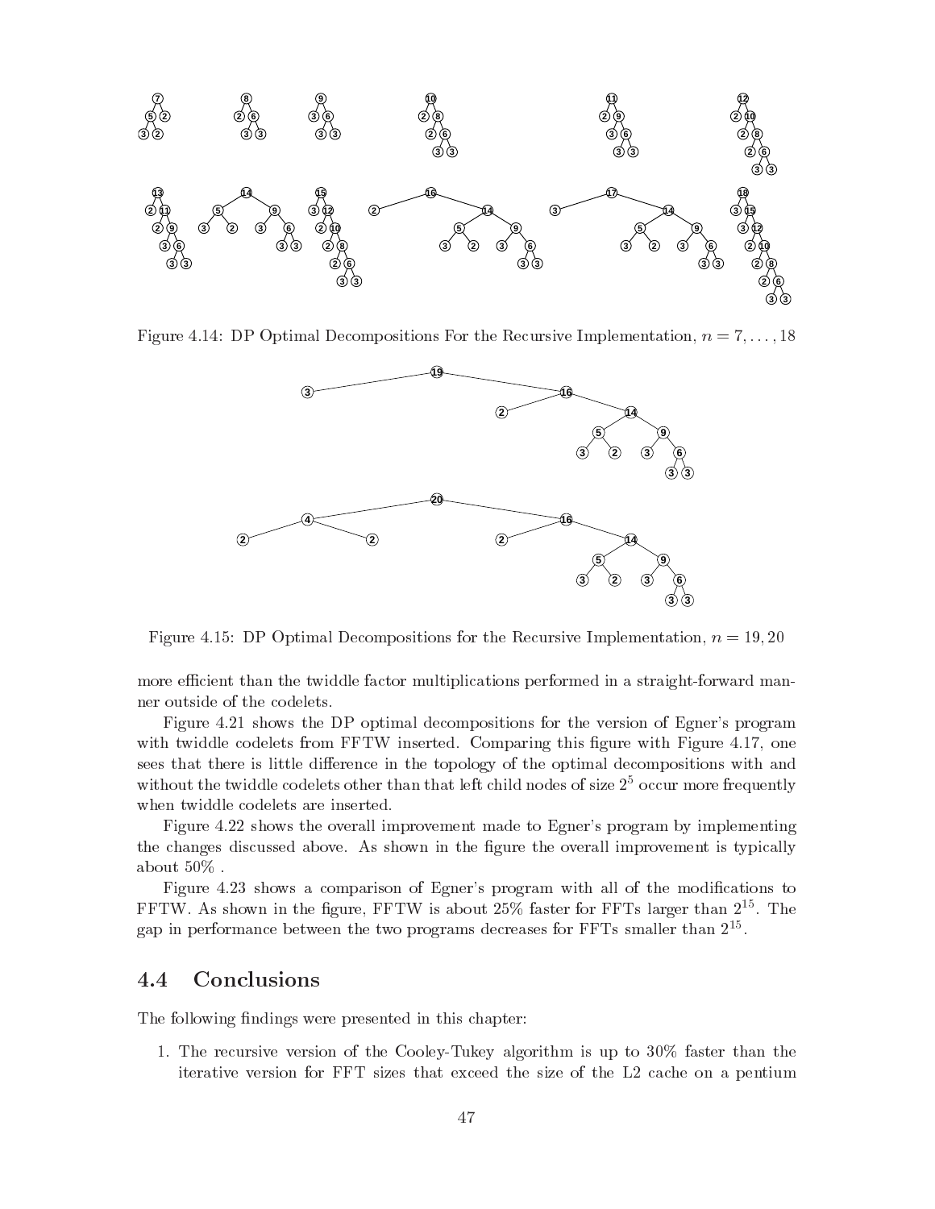Figure 4.14: DP Optimal Decompositions For the Recursive Implementation, $n = 7, \ldots, 18$

Figure 4.15: DP Optimal Decompositions for the Recursive Implementation, $n = 19, 20$

more efficient than the twiddle factor multiplications performed in a straight-forward manner outside of the codelets.

Figure 4.21 shows the DP optimal decompositions for the version of Egner's program with twiddle codelets from FFTW inserted. Comparing this figure with Figure 4.17, one sees that there is little difference in the topology of the optimal decompositions with and without the twiddle codelets other than that left child nodes of size $2^5$ occur more frequently when twiddle codelets are inserted.

Figure 4.22 shows the overall improvement made to Egner's program by implementing the changes discussed above. As shown in the figure the overall improvement is typically about 50% .

Figure 4.23 shows a comparison of Egner's program with all of the modifications to FFTW. As shown in the figure, FFTW is about 25% faster for FFTs larger than $2^{15}$. The gap in performance between the two programs decreases for FFTs smaller than $2^{15}$.

## 4.4 Conclusions

The following findings were presented in this chapter:

1. The recursive version of the Cooley-Tukey algorithm is up to 30% faster than the iterative version for FFT sizes that exceed the size of the L2 cache on a pentium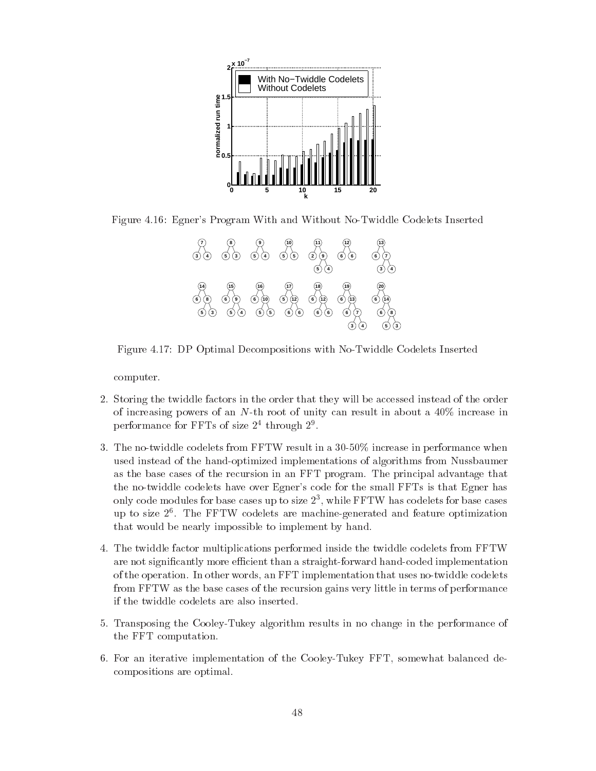Figure 4.16: Egner's Program With and Without No-Twiddle Codelets Inserted

Figure 4.17: DP Optimal Decompositions with No-Twiddle Codelets Inserted

computer.

2. Storing the twiddle factors in the order that they will be accessed instead of the order of increasing powers of an $N$-th root of unity can result in about a 40% increase in performance for FFTs of size $2^4$ through $2^9$.

3. The no-twiddle codelets from FFTW result in a 30-50% increase in performance when used instead of the hand-optimized implementations of algorithms from Nussbaumer as the base cases of the recursion in an FFT program. The principal advantage that the no-twiddle codelets have over Egner's code for the small FFTs is that Egner has only code modules for base cases up to size $2^3$, while FFTW has codelets for base cases up to size $2^6$. The FFTW codelets are machine-generated and feature optimization that would be nearly impossible to implement by hand.

4. The twiddle factor multiplications performed inside the twiddle codelets from FFTW are not significantly more efficient than a straight-forward hand-coded implementation of the operation. In other words, an FFT implementation that uses no-twiddle codelets from FFTW as the base cases of the recursion gains very little in terms of performance if the twiddle codelets are also inserted.

5. Transposing the Cooley-Tukey algorithm results in no change in the performance of the FFT computation.

6. For an iterative implementation of the Cooley-Tukey FFT, somewhat balanced decompositions are optimal.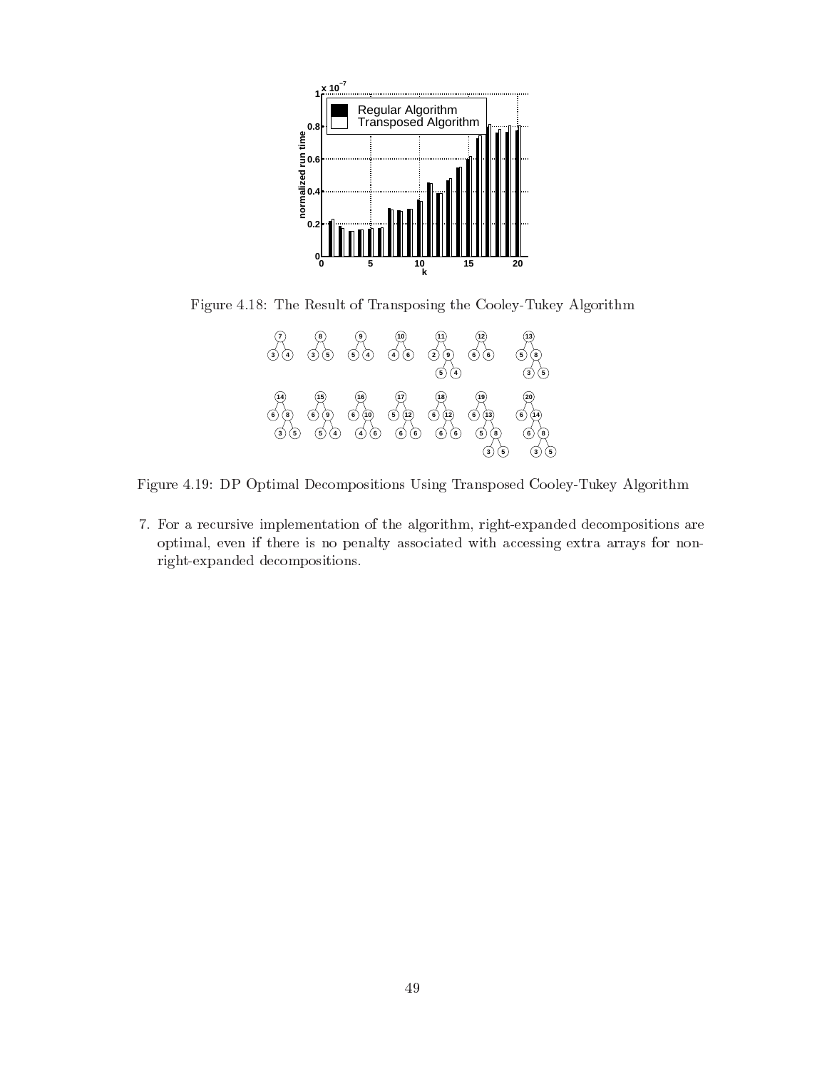Figure 4.18: The Result of Transposing the Cooley-Tukey Algorithm

Figure 4.19: DP Optimal Decompositions Using Transposed Cooley-Tukey Algorithm

7. For a recursive implementation of the algorithm, right-expanded decompositions are optimal, even if there is no penalty associated with accessing extra arrays for non-right-expanded decompositions.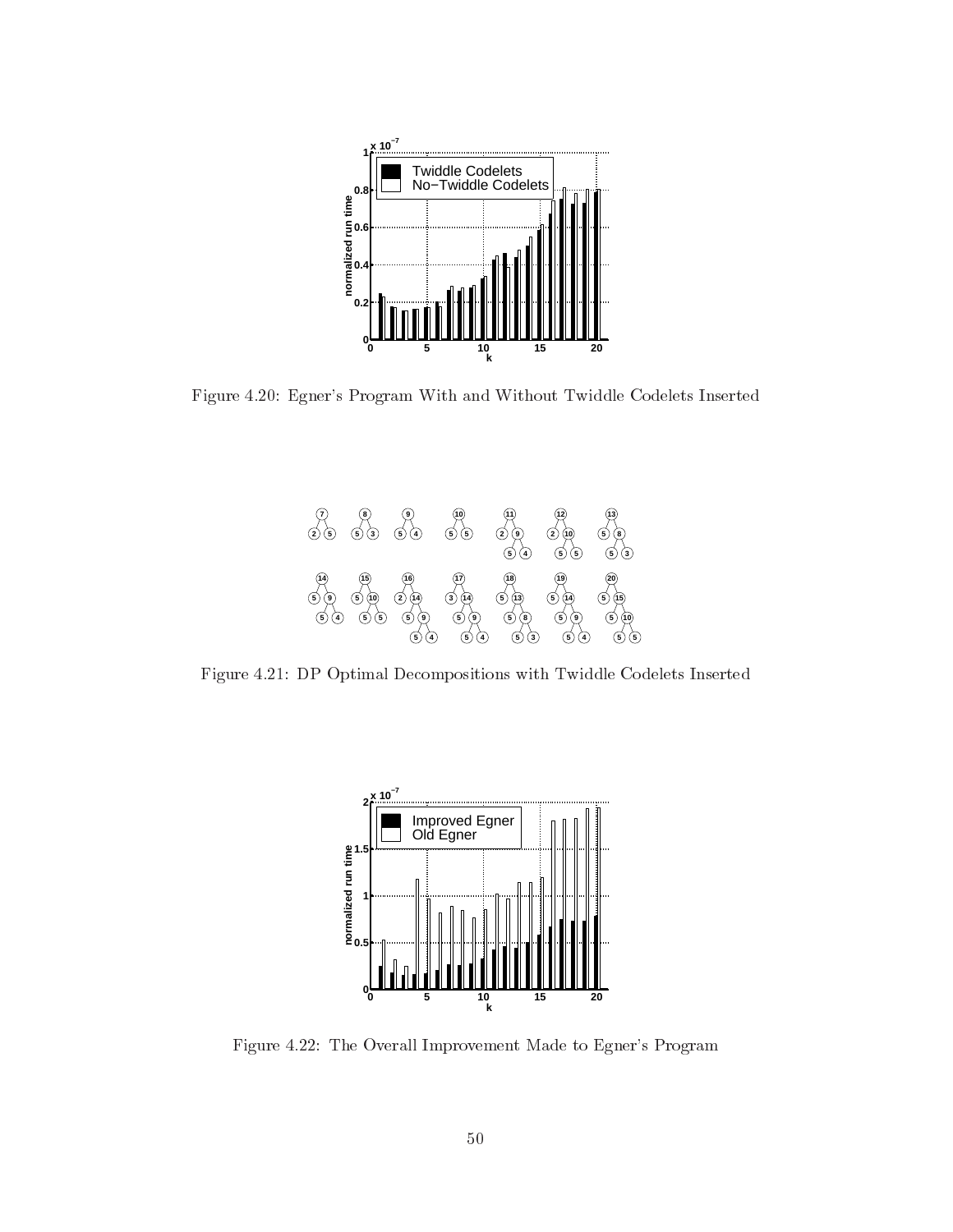Figure 4.20: Egner's Program With and Without Twiddle Codelets Inserted

Figure 4.21: DP Optimal Decompositions with Twiddle Codelets Inserted

Figure 4.22: The Overall Improvement Made to Egner's Program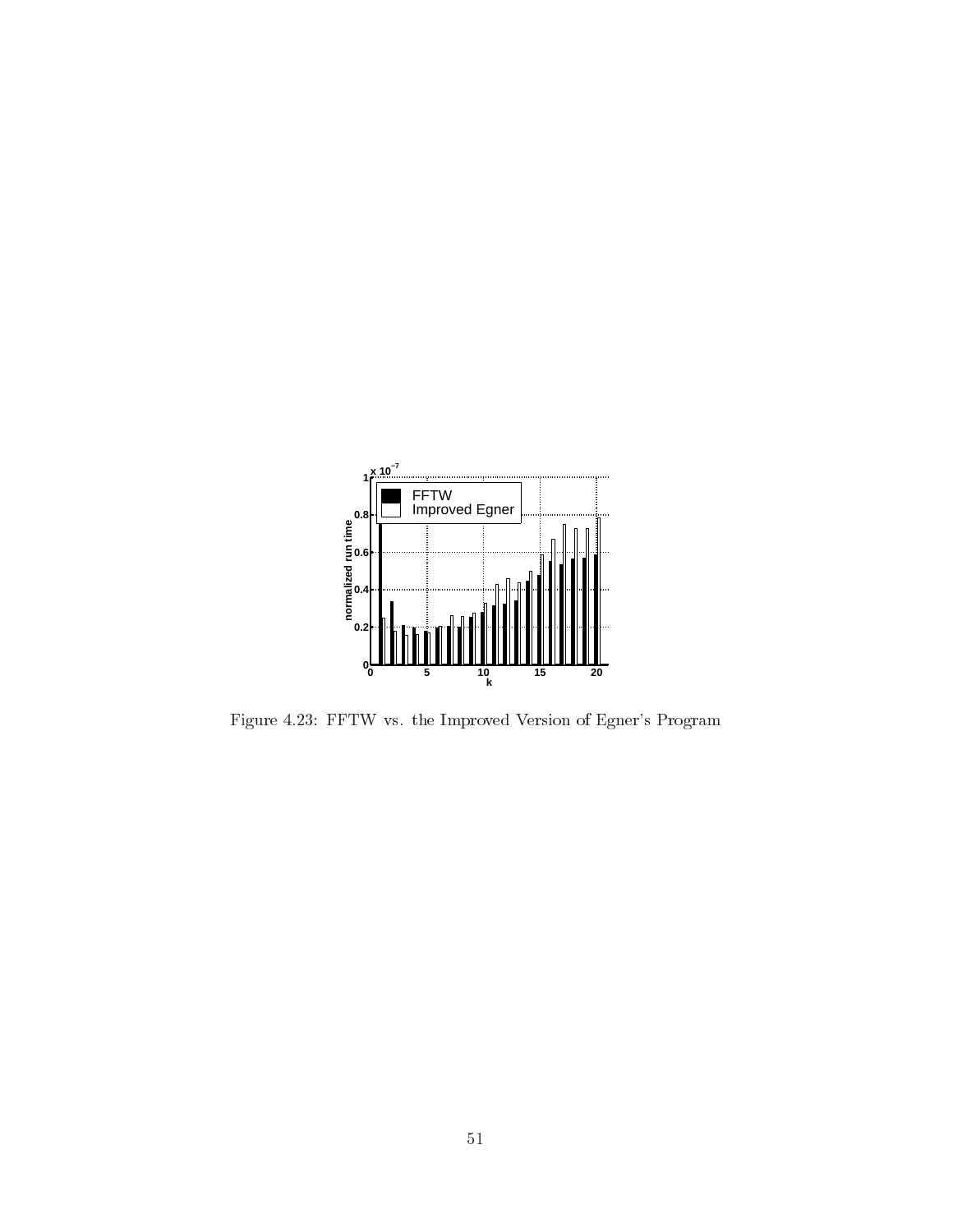Figure 4.23: FFTW vs. the Improved Version of Egner's Program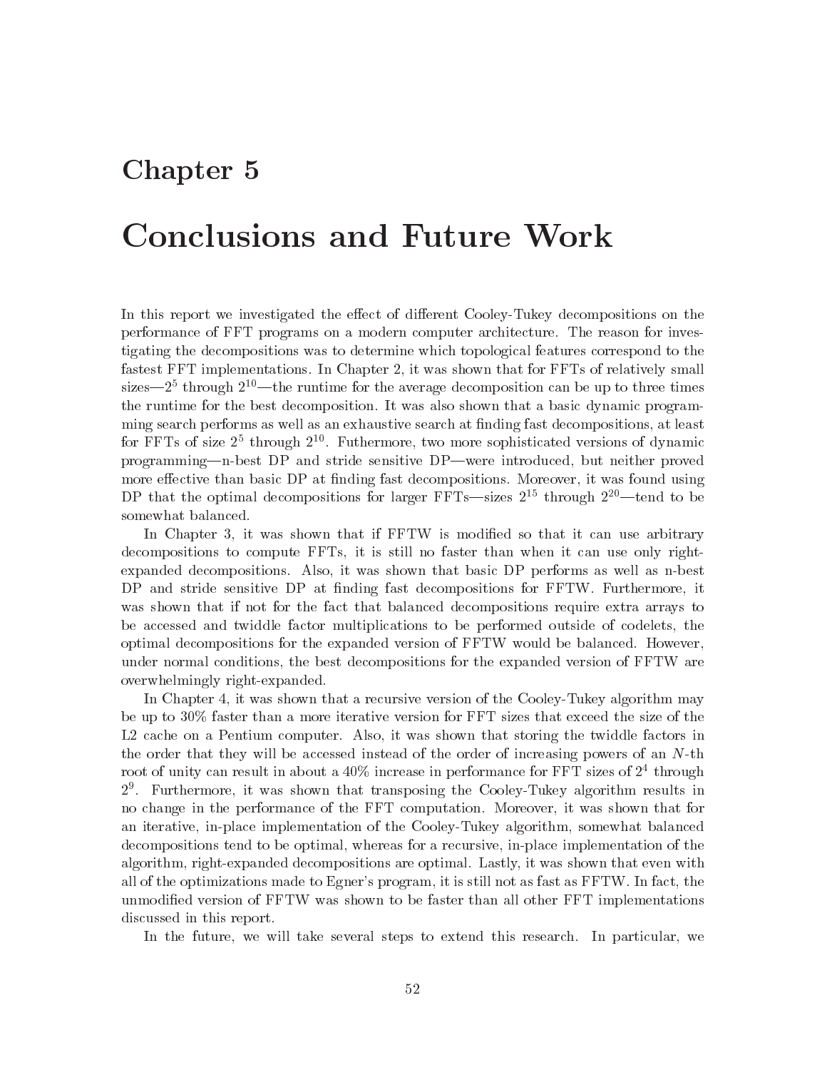# Chapter 5

# Conclusions and Future Work

In this report we investigated the effect of different Cooley-Tukey decompositions on the performance of FFT programs on a modern computer architecture. The reason for investigating the decompositions was to determine which topological features correspond to the fastest FFT implementations. In Chapter 2, it was shown that for FFTs of relatively small sizes—$2^5$ through $2^{10}$—the runtime for the average decomposition can be up to three times the runtime for the best decomposition. It was also shown that a basic dynamic programming search performs as well as an exhaustive search at finding fast decompositions, at least for FFTs of size $2^5$ through $2^{10}$. Futhermore, two more sophisticated versions of dynamic programming—n-best DP and stride sensitive DP—were introduced, but neither proved more effective than basic DP at finding fast decompositions. Moreover, it was found using DP that the optimal decompositions for larger FFTs—sizes $2^{15}$ through $2^{20}$—tend to be somewhat balanced.

In Chapter 3, it was shown that if FFTW is modified so that it can use arbitrary decompositions to compute FFTs, it is still no faster than when it can use only right-expanded decompositions. Also, it was shown that basic DP performs as well as n-best DP and stride sensitive DP at finding fast decompositions for FFTW. Furthermore, it was shown that if not for the fact that balanced decompositions require extra arrays to be accessed and twiddle factor multiplications to be performed outside of codelets, the optimal decompositions for the expanded version of FFTW would be balanced. However, under normal conditions, the best decompositions for the expanded version of FFTW are overwhelmingly right-expanded.

In Chapter 4, it was shown that a recursive version of the Cooley-Tukey algorithm may be up to 30% faster than a more iterative version for FFT sizes that exceed the size of the L2 cache on a Pentium computer. Also, it was shown that storing the twiddle factors in the order that they will be accessed instead of the order of increasing powers of an $N$-th root of unity can result in about a 40% increase in performance for FFT sizes of $2^4$ through $2^9$. Furthermore, it was shown that transposing the Cooley-Tukey algorithm results in no change in the performance of the FFT computation. Moreover, it was shown that for an iterative, in-place implementation of the Cooley-Tukey algorithm, somewhat balanced decompositions tend to be optimal, whereas for a recursive, in-place implementation of the algorithm, right-expanded decompositions are optimal. Lastly, it was shown that even with all of the optimizations made to Egner's program, it is still not as fast as FFTW. In fact, the unmodified version of FFTW was shown to be faster than all other FFT implementations discussed in this report.

In the future, we will take several steps to extend this research. In particular, we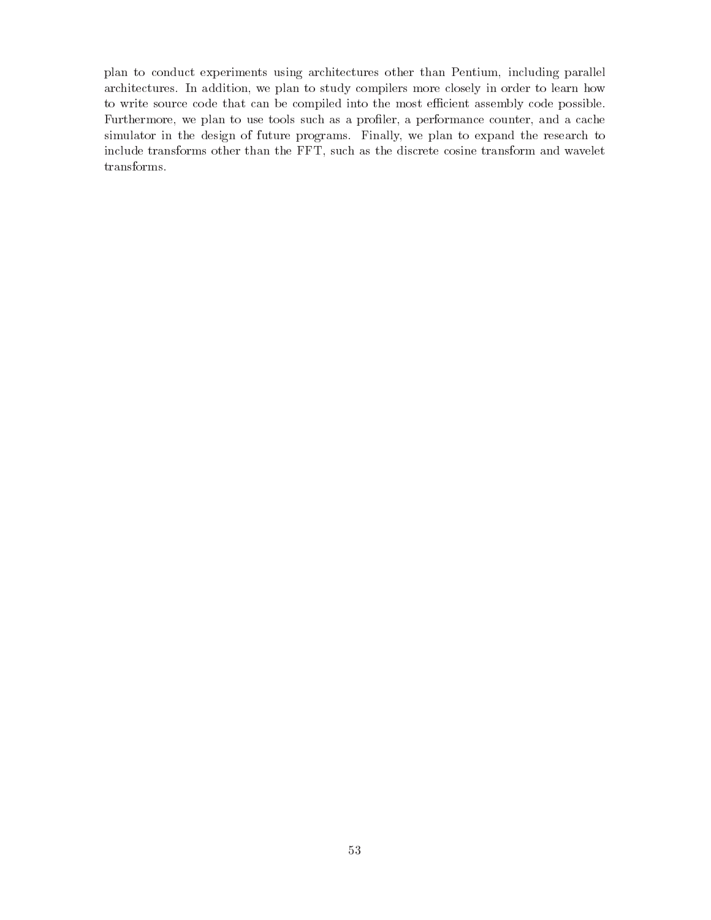plan to conduct experiments using architectures other than Pentium, including parallel architectures. In addition, we plan to study compilers more closely in order to learn how to write source code that can be compiled into the most efficient assembly code possible. Furthermore, we plan to use tools such as a profiler, a performance counter, and a cache simulator in the design of future programs. Finally, we plan to expand the research to include transforms other than the FFT, such as the discrete cosine transform and wavelet transforms.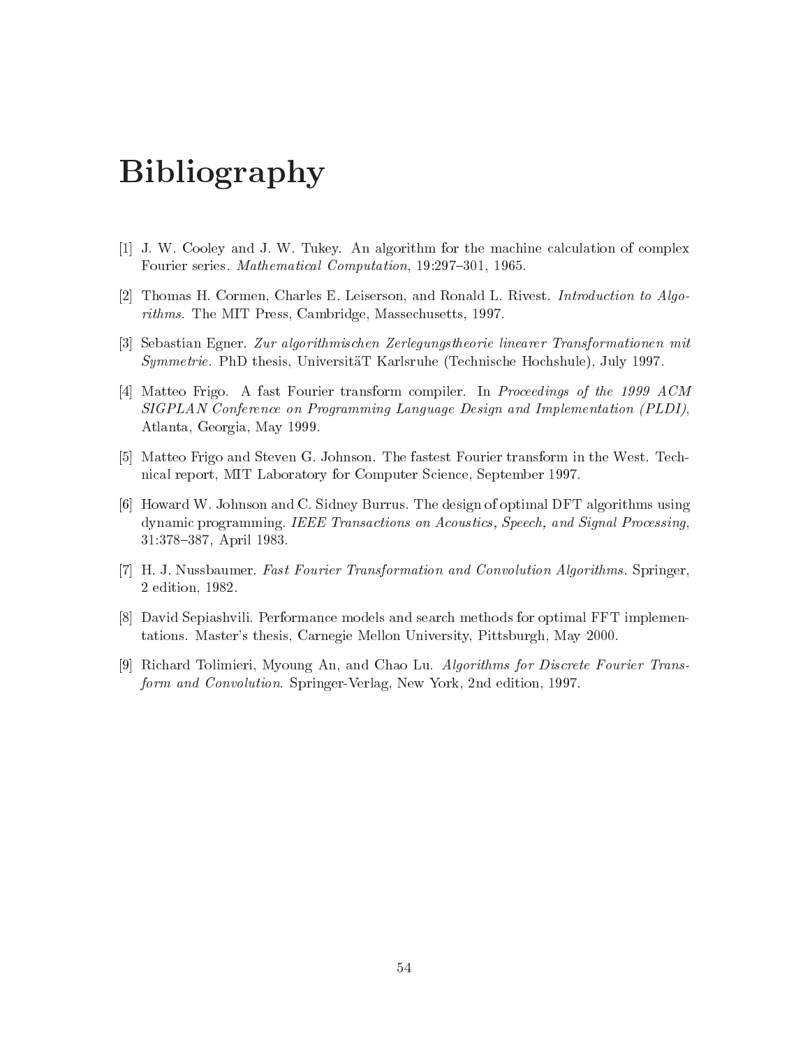# Bibliography

[1] J. W. Cooley and J. W. Tukey. An algorithm for the machine calculation of complex Fourier series. *Mathematical Computation*, 19:297–301, 1965.

[2] Thomas H. Cormen, Charles E. Leiserson, and Ronald L. Rivest. *Introduction to Algorithms*. The MIT Press, Cambridge, Massechusetts, 1997.

[3] Sebastian Egner. *Zur algorithmischen Zerlegungstheorie linearer Transformationen mit Symmetrie*. PhD thesis, UniversitäT Karlsruhe (Technische Hochshule), July 1997.

[4] Matteo Frigo. A fast Fourier transform compiler. In *Proceedings of the 1999 ACM SIGPLAN Conference on Programming Language Design and Implementation (PLDI)*, Atlanta, Georgia, May 1999.

[5] Matteo Frigo and Steven G. Johnson. The fastest Fourier transform in the West. Technical report, MIT Laboratory for Computer Science, September 1997.

[6] Howard W. Johnson and C. Sidney Burrus. The design of optimal DFT algorithms using dynamic programming. *IEEE Transactions on Acoustics, Speech, and Signal Processing*, 31:378–387, April 1983.

[7] H. J. Nussbaumer. *Fast Fourier Transformation and Convolution Algorithms*. Springer, 2 edition, 1982.

[8] David Sepiashvili. Performance models and search methods for optimal FFT implementations. Master's thesis, Carnegie Mellon University, Pittsburgh, May 2000.

[9] Richard Tolimieri, Myoung An, and Chao Lu. *Algorithms for Discrete Fourier Transform and Convolution*. Springer-Verlag, New York, 2nd edition, 1997.